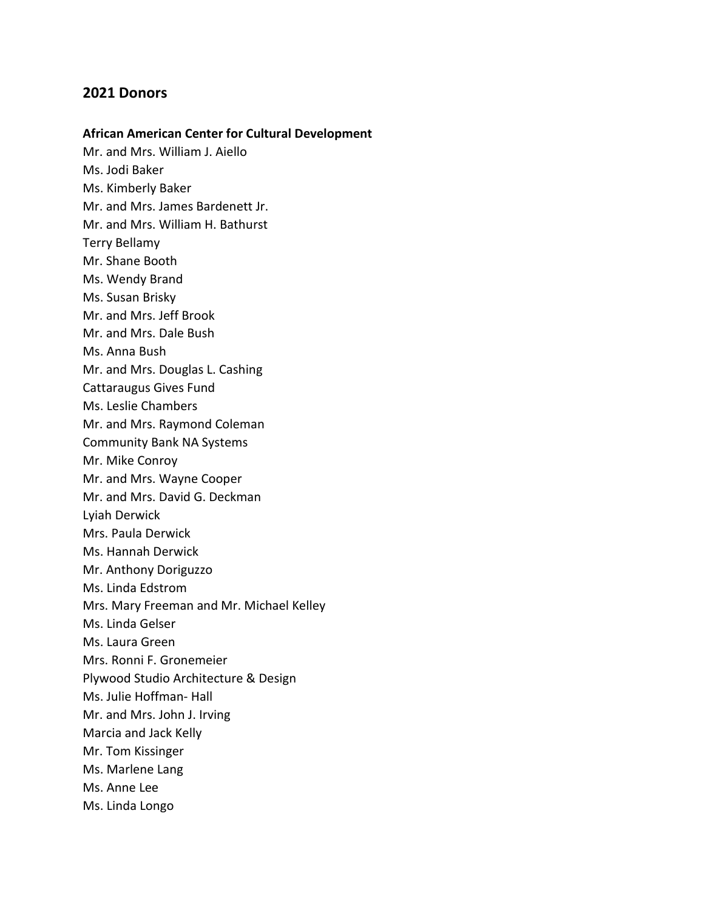## 2021 Donors

**African American Center for Cultural Development**
Mr. and Mrs. William J. Aiello
Ms. Jodi Baker
Ms. Kimberly Baker
Mr. and Mrs. James Bardenett Jr.
Mr. and Mrs. William H. Bathurst
Terry Bellamy
Mr. Shane Booth
Ms. Wendy Brand
Ms. Susan Brisky
Mr. and Mrs. Jeff Brook
Mr. and Mrs. Dale Bush
Ms. Anna Bush
Mr. and Mrs. Douglas L. Cashing
Cattaraugus Gives Fund
Ms. Leslie Chambers
Mr. and Mrs. Raymond Coleman
Community Bank NA Systems
Mr. Mike Conroy
Mr. and Mrs. Wayne Cooper
Mr. and Mrs. David G. Deckman
Lyiah Derwick
Mrs. Paula Derwick
Ms. Hannah Derwick
Mr. Anthony Doriguzzo
Ms. Linda Edstrom
Mrs. Mary Freeman and Mr. Michael Kelley
Ms. Linda Gelser
Ms. Laura Green
Mrs. Ronni F. Gronemeier
Plywood Studio Architecture & Design
Ms. Julie Hoffman- Hall
Mr. and Mrs. John J. Irving
Marcia and Jack Kelly
Mr. Tom Kissinger
Ms. Marlene Lang
Ms. Anne Lee
Ms. Linda Longo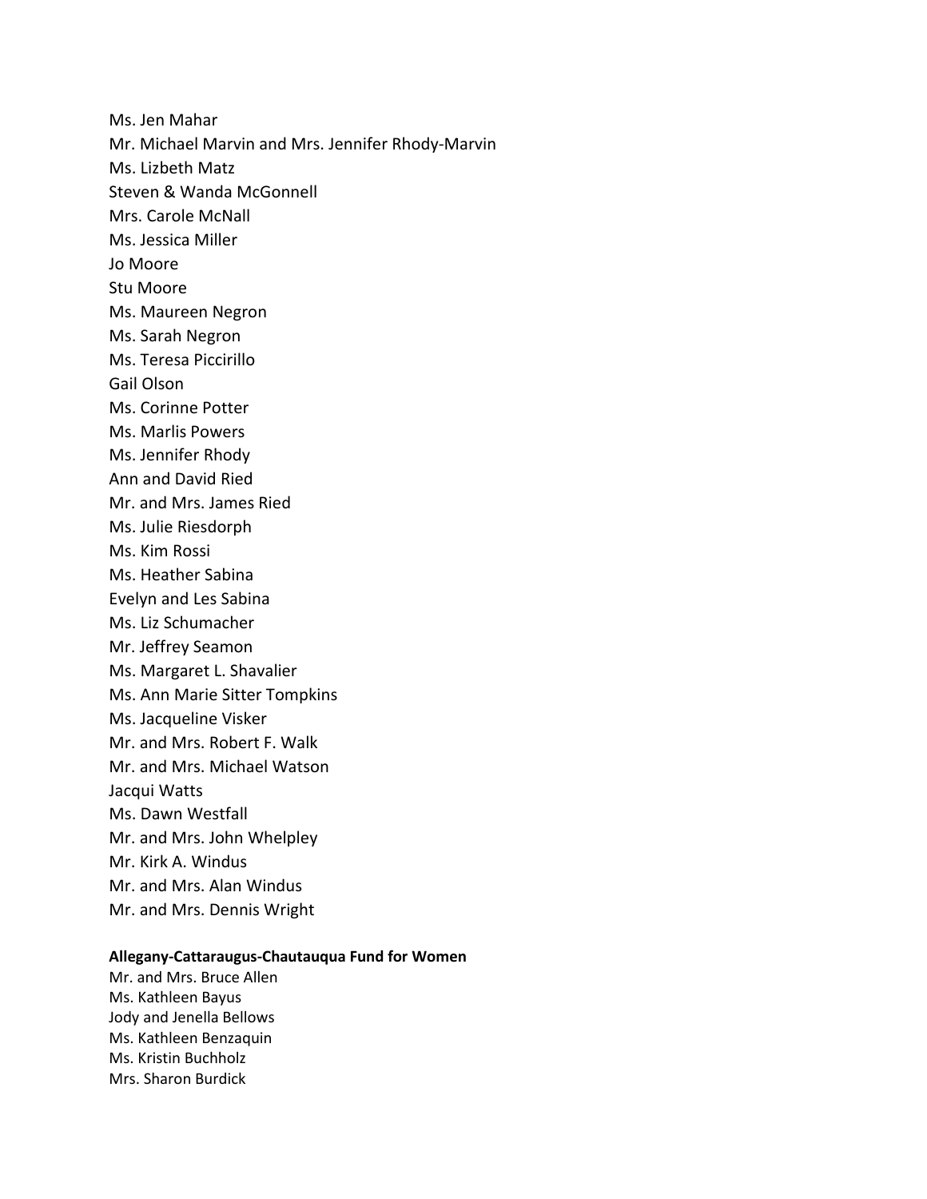Ms. Jen Mahar
Mr. Michael Marvin and Mrs. Jennifer Rhody-Marvin
Ms. Lizbeth Matz
Steven & Wanda McGonnell
Mrs. Carole McNall
Ms. Jessica Miller
Jo Moore
Stu Moore
Ms. Maureen Negron
Ms. Sarah Negron
Ms. Teresa Piccirillo
Gail Olson
Ms. Corinne Potter
Ms. Marlis Powers
Ms. Jennifer Rhody
Ann and David Ried
Mr. and Mrs. James Ried
Ms. Julie Riesdorph
Ms. Kim Rossi
Ms. Heather Sabina
Evelyn and Les Sabina
Ms. Liz Schumacher
Mr. Jeffrey Seamon
Ms. Margaret L. Shavalier
Ms. Ann Marie Sitter Tompkins
Ms. Jacqueline Visker
Mr. and Mrs. Robert F. Walk
Mr. and Mrs. Michael Watson
Jacqui Watts
Ms. Dawn Westfall
Mr. and Mrs. John Whelpley
Mr. Kirk A. Windus
Mr. and Mrs. Alan Windus
Mr. and Mrs. Dennis Wright

**Allegany-Cattaraugus-Chautauqua Fund for Women**

Mr. and Mrs. Bruce Allen
Ms. Kathleen Bayus
Jody and Jenella Bellows
Ms. Kathleen Benzaquin
Ms. Kristin Buchholz
Mrs. Sharon Burdick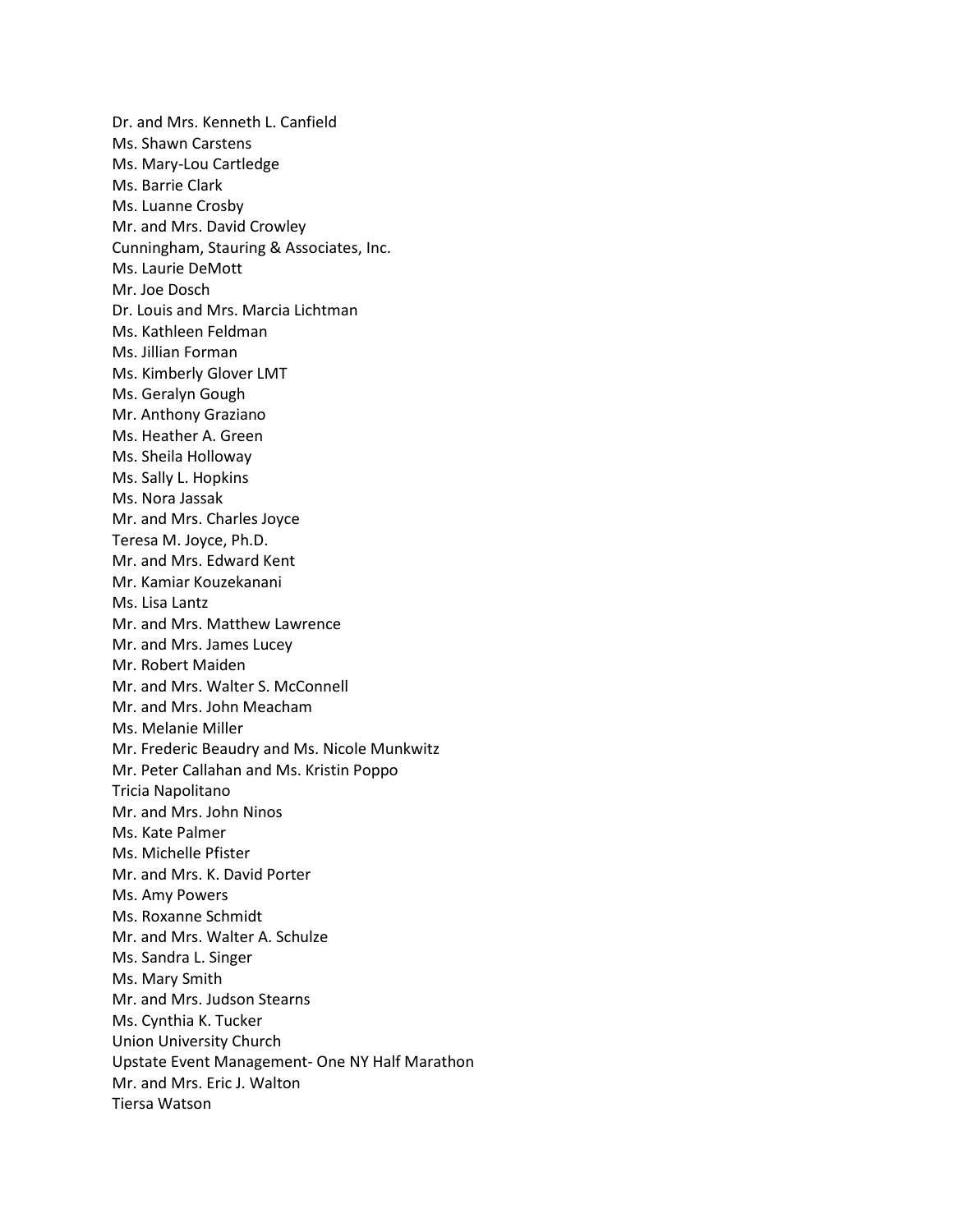Dr. and Mrs. Kenneth L. Canfield
Ms. Shawn Carstens
Ms. Mary-Lou Cartledge
Ms. Barrie Clark
Ms. Luanne Crosby
Mr. and Mrs. David Crowley
Cunningham, Stauring & Associates, Inc.
Ms. Laurie DeMott
Mr. Joe Dosch
Dr. Louis and Mrs. Marcia Lichtman
Ms. Kathleen Feldman
Ms. Jillian Forman
Ms. Kimberly Glover LMT
Ms. Geralyn Gough
Mr. Anthony Graziano
Ms. Heather A. Green
Ms. Sheila Holloway
Ms. Sally L. Hopkins
Ms. Nora Jassak
Mr. and Mrs. Charles Joyce
Teresa M. Joyce, Ph.D.
Mr. and Mrs. Edward Kent
Mr. Kamiar Kouzekanani
Ms. Lisa Lantz
Mr. and Mrs. Matthew Lawrence
Mr. and Mrs. James Lucey
Mr. Robert Maiden
Mr. and Mrs. Walter S. McConnell
Mr. and Mrs. John Meacham
Ms. Melanie Miller
Mr. Frederic Beaudry and Ms. Nicole Munkwitz
Mr. Peter Callahan and Ms. Kristin Poppo
Tricia Napolitano
Mr. and Mrs. John Ninos
Ms. Kate Palmer
Ms. Michelle Pfister
Mr. and Mrs. K. David Porter
Ms. Amy Powers
Ms. Roxanne Schmidt
Mr. and Mrs. Walter A. Schulze
Ms. Sandra L. Singer
Ms. Mary Smith
Mr. and Mrs. Judson Stearns
Ms. Cynthia K. Tucker
Union University Church
Upstate Event Management- One NY Half Marathon
Mr. and Mrs. Eric J. Walton
Tiersa Watson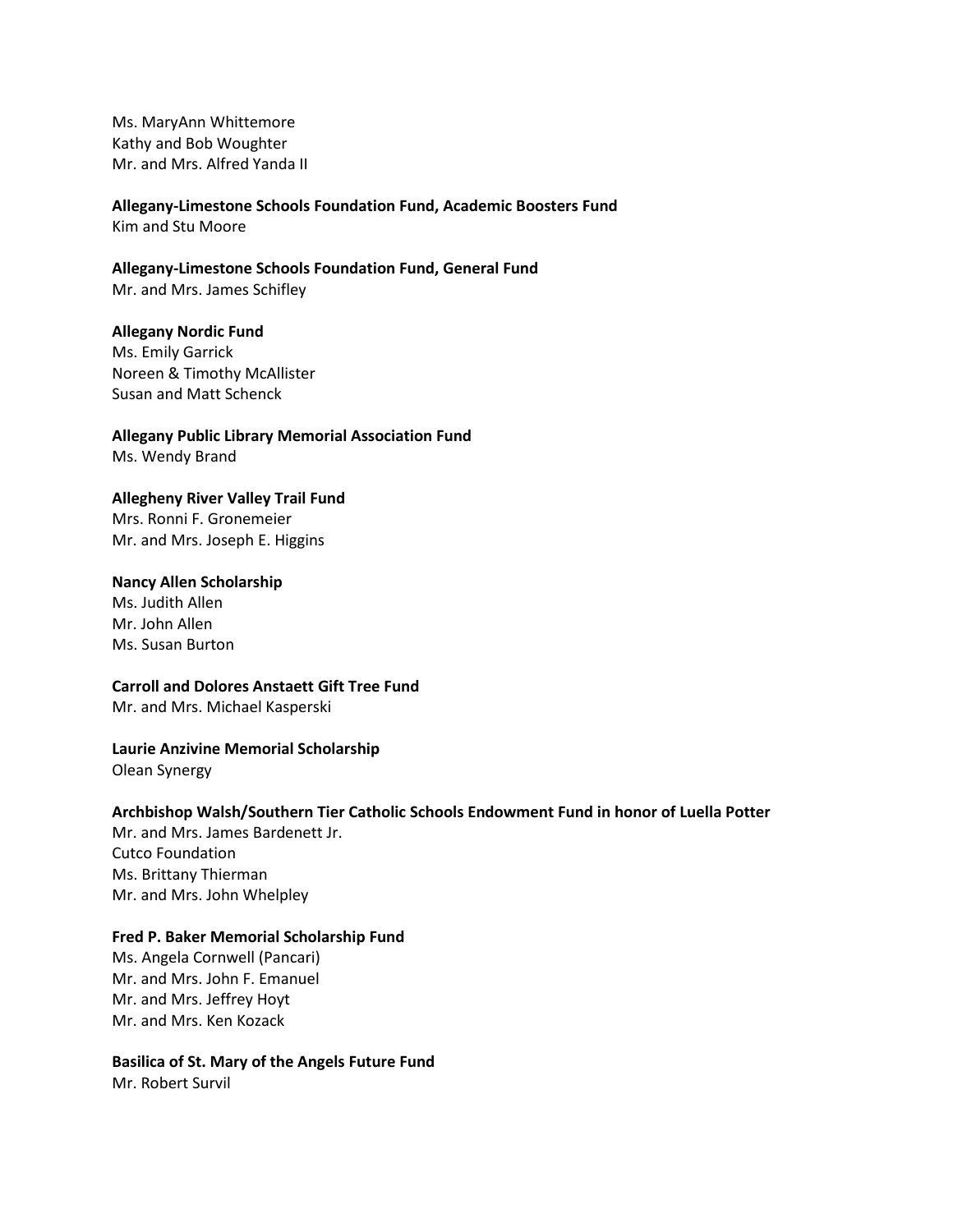Ms. MaryAnn Whittemore
Kathy and Bob Woughter
Mr. and Mrs. Alfred Yanda II

**Allegany-Limestone Schools Foundation Fund, Academic Boosters Fund**
Kim and Stu Moore

**Allegany-Limestone Schools Foundation Fund, General Fund**
Mr. and Mrs. James Schifley

**Allegany Nordic Fund**
Ms. Emily Garrick
Noreen & Timothy McAllister
Susan and Matt Schenck

**Allegany Public Library Memorial Association Fund**
Ms. Wendy Brand

**Allegheny River Valley Trail Fund**
Mrs. Ronni F. Gronemeier
Mr. and Mrs. Joseph E. Higgins

**Nancy Allen Scholarship**
Ms. Judith Allen
Mr. John Allen
Ms. Susan Burton

**Carroll and Dolores Anstaett Gift Tree Fund**
Mr. and Mrs. Michael Kasperski

**Laurie Anzivine Memorial Scholarship**
Olean Synergy

**Archbishop Walsh/Southern Tier Catholic Schools Endowment Fund in honor of Luella Potter**
Mr. and Mrs. James Bardenett Jr.
Cutco Foundation
Ms. Brittany Thierman
Mr. and Mrs. John Whelpley

**Fred P. Baker Memorial Scholarship Fund**
Ms. Angela Cornwell (Pancari)
Mr. and Mrs. John F. Emanuel
Mr. and Mrs. Jeffrey Hoyt
Mr. and Mrs. Ken Kozack

**Basilica of St. Mary of the Angels Future Fund**
Mr. Robert Survil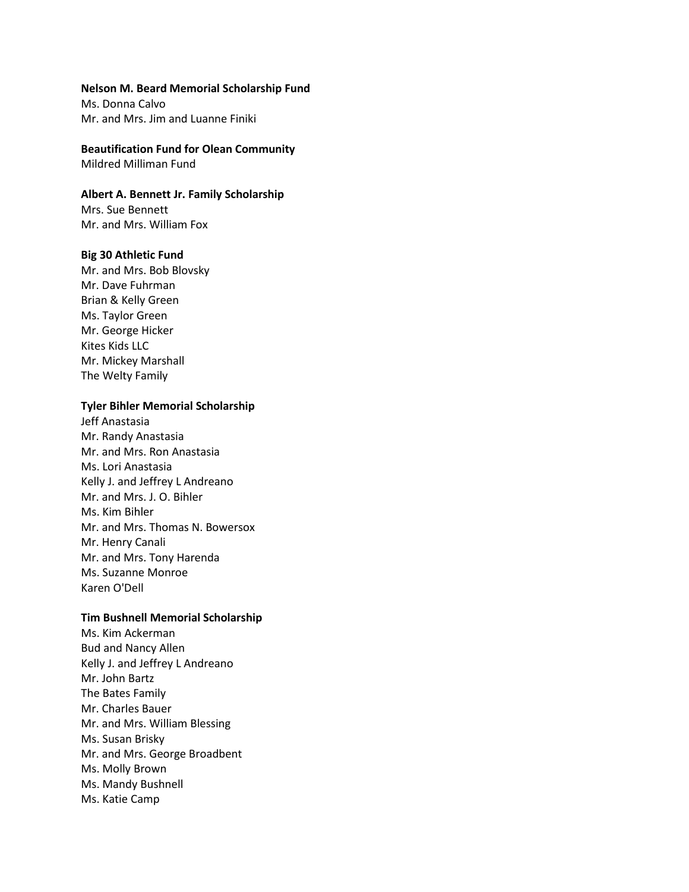**Nelson M. Beard Memorial Scholarship Fund**
Ms. Donna Calvo
Mr. and Mrs. Jim and Luanne Finiki

**Beautification Fund for Olean Community**
Mildred Milliman Fund

**Albert A. Bennett Jr. Family Scholarship**
Mrs. Sue Bennett
Mr. and Mrs. William Fox

**Big 30 Athletic Fund**
Mr. and Mrs. Bob Blovsky
Mr. Dave Fuhrman
Brian & Kelly Green
Ms. Taylor Green
Mr. George Hicker
Kites Kids LLC
Mr. Mickey Marshall
The Welty Family

**Tyler Bihler Memorial Scholarship**
Jeff Anastasia
Mr. Randy Anastasia
Mr. and Mrs. Ron Anastasia
Ms. Lori Anastasia
Kelly J. and Jeffrey L Andreano
Mr. and Mrs. J. O. Bihler
Ms. Kim Bihler
Mr. and Mrs. Thomas N. Bowersox
Mr. Henry Canali
Mr. and Mrs. Tony Harenda
Ms. Suzanne Monroe
Karen O'Dell

**Tim Bushnell Memorial Scholarship**
Ms. Kim Ackerman
Bud and Nancy Allen
Kelly J. and Jeffrey L Andreano
Mr. John Bartz
The Bates Family
Mr. Charles Bauer
Mr. and Mrs. William Blessing
Ms. Susan Brisky
Mr. and Mrs. George Broadbent
Ms. Molly Brown
Ms. Mandy Bushnell
Ms. Katie Camp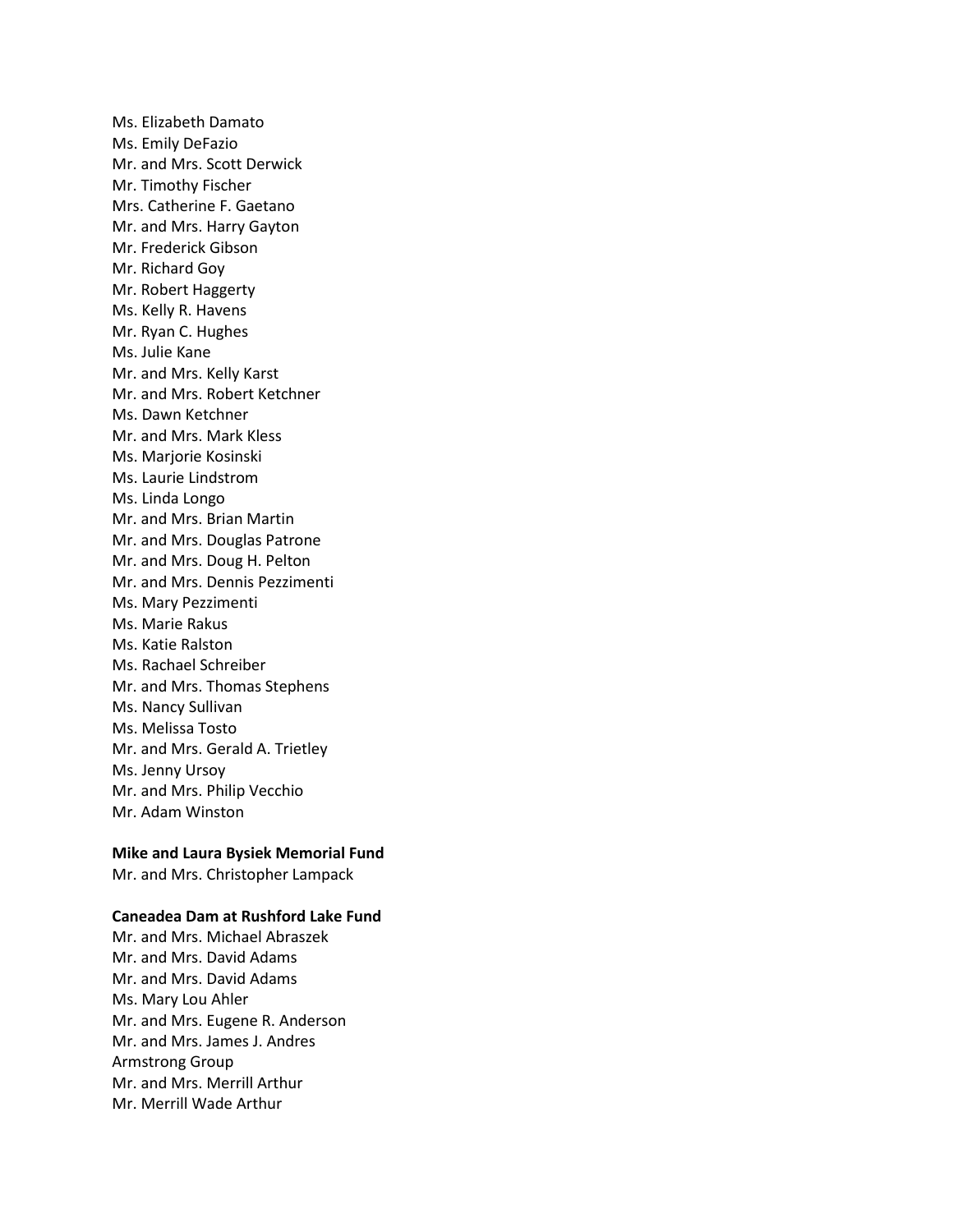Ms. Elizabeth Damato
Ms. Emily DeFazio
Mr. and Mrs. Scott Derwick
Mr. Timothy Fischer
Mrs. Catherine F. Gaetano
Mr. and Mrs. Harry Gayton
Mr. Frederick Gibson
Mr. Richard Goy
Mr. Robert Haggerty
Ms. Kelly R. Havens
Mr. Ryan C. Hughes
Ms. Julie Kane
Mr. and Mrs. Kelly Karst
Mr. and Mrs. Robert Ketchner
Ms. Dawn Ketchner
Mr. and Mrs. Mark Kless
Ms. Marjorie Kosinski
Ms. Laurie Lindstrom
Ms. Linda Longo
Mr. and Mrs. Brian Martin
Mr. and Mrs. Douglas Patrone
Mr. and Mrs. Doug H. Pelton
Mr. and Mrs. Dennis Pezzimenti
Ms. Mary Pezzimenti
Ms. Marie Rakus
Ms. Katie Ralston
Ms. Rachael Schreiber
Mr. and Mrs. Thomas Stephens
Ms. Nancy Sullivan
Ms. Melissa Tosto
Mr. and Mrs. Gerald A. Trietley
Ms. Jenny Ursoy
Mr. and Mrs. Philip Vecchio
Mr. Adam Winston

**Mike and Laura Bysiek Memorial Fund**
Mr. and Mrs. Christopher Lampack

**Caneadea Dam at Rushford Lake Fund**
Mr. and Mrs. Michael Abraszek
Mr. and Mrs. David Adams
Mr. and Mrs. David Adams
Ms. Mary Lou Ahler
Mr. and Mrs. Eugene R. Anderson
Mr. and Mrs. James J. Andres
Armstrong Group
Mr. and Mrs. Merrill Arthur
Mr. Merrill Wade Arthur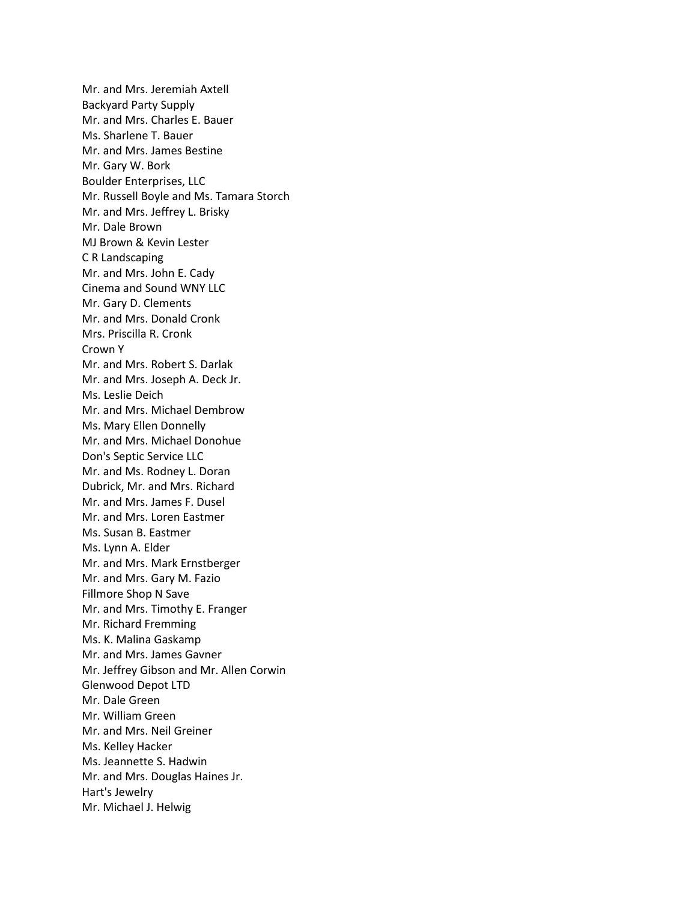Mr. and Mrs. Jeremiah Axtell
Backyard Party Supply
Mr. and Mrs. Charles E. Bauer
Ms. Sharlene T. Bauer
Mr. and Mrs. James Bestine
Mr. Gary W. Bork
Boulder Enterprises, LLC
Mr. Russell Boyle and Ms. Tamara Storch
Mr. and Mrs. Jeffrey L. Brisky
Mr. Dale Brown
MJ Brown & Kevin Lester
C R Landscaping
Mr. and Mrs. John E. Cady
Cinema and Sound WNY LLC
Mr. Gary D. Clements
Mr. and Mrs. Donald Cronk
Mrs. Priscilla R. Cronk
Crown Y
Mr. and Mrs. Robert S. Darlak
Mr. and Mrs. Joseph A. Deck Jr.
Ms. Leslie Deich
Mr. and Mrs. Michael Dembrow
Ms. Mary Ellen Donnelly
Mr. and Mrs. Michael Donohue
Don's Septic Service LLC
Mr. and Ms. Rodney L. Doran
Dubrick, Mr. and Mrs. Richard
Mr. and Mrs. James F. Dusel
Mr. and Mrs. Loren Eastmer
Ms. Susan B. Eastmer
Ms. Lynn A. Elder
Mr. and Mrs. Mark Ernstberger
Mr. and Mrs. Gary M. Fazio
Fillmore Shop N Save
Mr. and Mrs. Timothy E. Franger
Mr. Richard Fremming
Ms. K. Malina Gaskamp
Mr. and Mrs. James Gavner
Mr. Jeffrey Gibson and Mr. Allen Corwin
Glenwood Depot LTD
Mr. Dale Green
Mr. William Green
Mr. and Mrs. Neil Greiner
Ms. Kelley Hacker
Ms. Jeannette S. Hadwin
Mr. and Mrs. Douglas Haines Jr.
Hart's Jewelry
Mr. Michael J. Helwig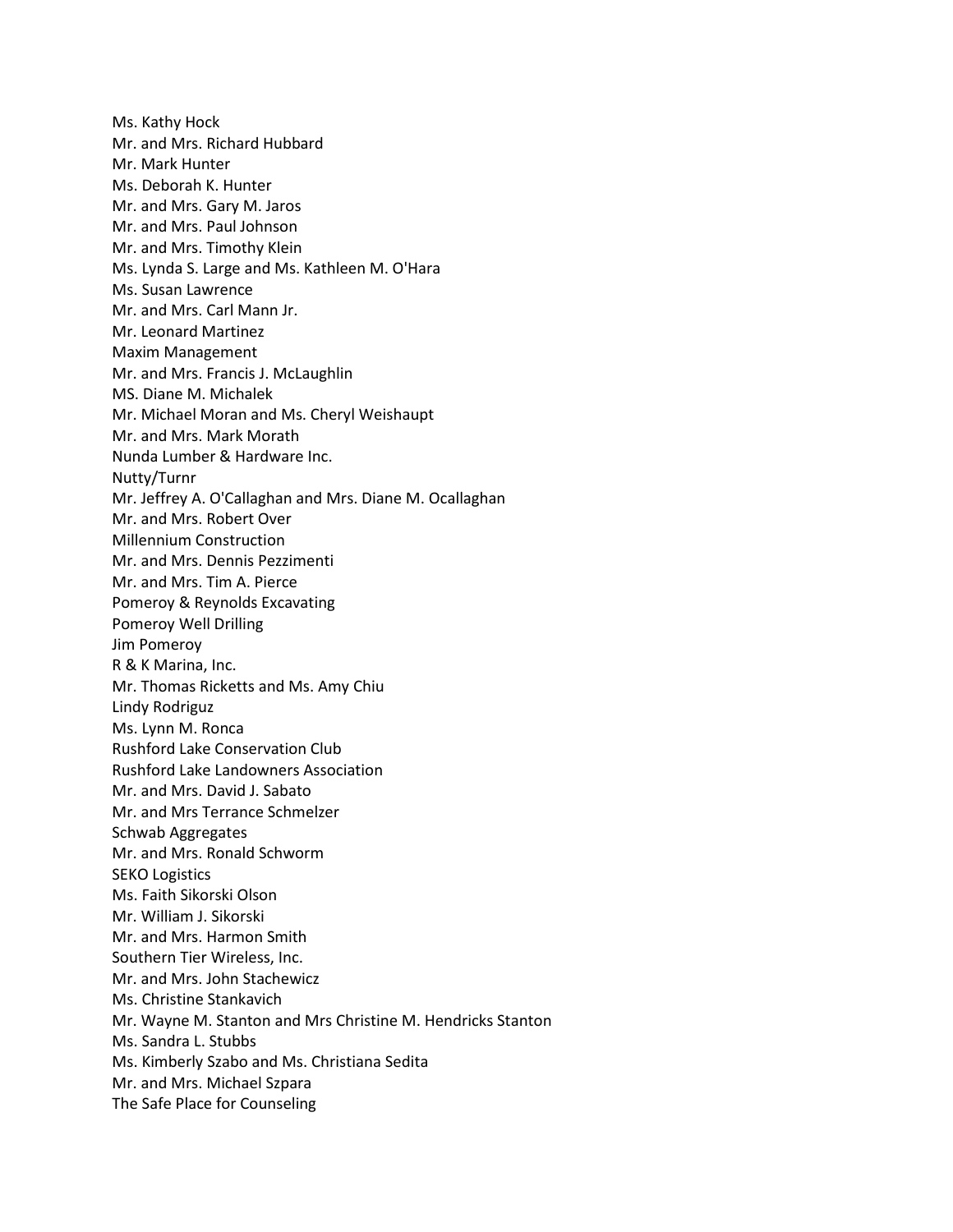Ms. Kathy Hock
Mr. and Mrs. Richard Hubbard
Mr. Mark Hunter
Ms. Deborah K. Hunter
Mr. and Mrs. Gary M. Jaros
Mr. and Mrs. Paul Johnson
Mr. and Mrs. Timothy Klein
Ms. Lynda S. Large and Ms. Kathleen M. O'Hara
Ms. Susan Lawrence
Mr. and Mrs. Carl Mann Jr.
Mr. Leonard Martinez
Maxim Management
Mr. and Mrs. Francis J. McLaughlin
MS. Diane M. Michalek
Mr. Michael Moran and Ms. Cheryl Weishaupt
Mr. and Mrs. Mark Morath
Nunda Lumber & Hardware Inc.
Nutty/Turnr
Mr. Jeffrey A. O'Callaghan and Mrs. Diane M. Ocallaghan
Mr. and Mrs. Robert Over
Millennium Construction
Mr. and Mrs. Dennis Pezzimenti
Mr. and Mrs. Tim A. Pierce
Pomeroy & Reynolds Excavating
Pomeroy Well Drilling
Jim Pomeroy
R & K Marina, Inc.
Mr. Thomas Ricketts and Ms. Amy Chiu
Lindy Rodriguz
Ms. Lynn M. Ronca
Rushford Lake Conservation Club
Rushford Lake Landowners Association
Mr. and Mrs. David J. Sabato
Mr. and Mrs Terrance Schmelzer
Schwab Aggregates
Mr. and Mrs. Ronald Schworm
SEKO Logistics
Ms. Faith Sikorski Olson
Mr. William J. Sikorski
Mr. and Mrs. Harmon Smith
Southern Tier Wireless, Inc.
Mr. and Mrs. John Stachewicz
Ms. Christine Stankavich
Mr. Wayne M. Stanton and Mrs Christine M. Hendricks Stanton
Ms. Sandra L. Stubbs
Ms. Kimberly Szabo and Ms. Christiana Sedita
Mr. and Mrs. Michael Szpara
The Safe Place for Counseling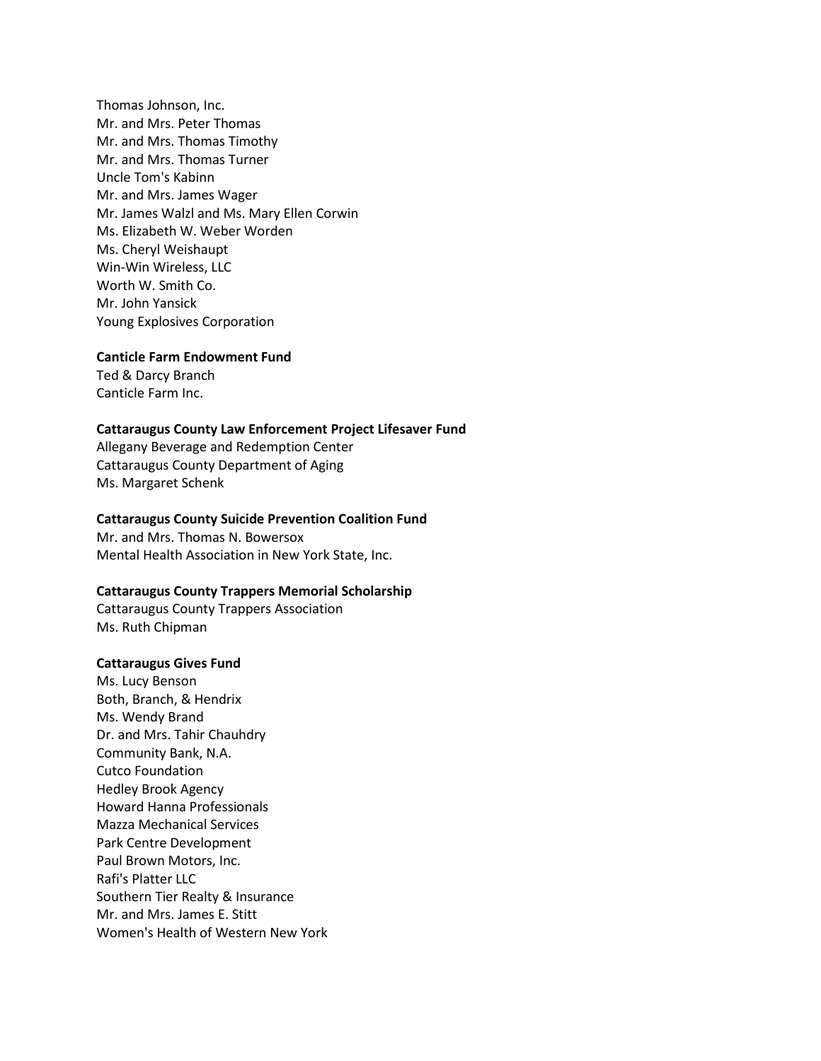Thomas Johnson, Inc.
Mr. and Mrs. Peter Thomas
Mr. and Mrs. Thomas Timothy
Mr. and Mrs. Thomas Turner
Uncle Tom's Kabinn
Mr. and Mrs. James Wager
Mr. James Walzl and Ms. Mary Ellen Corwin
Ms. Elizabeth W. Weber Worden
Ms. Cheryl Weishaupt
Win-Win Wireless, LLC
Worth W. Smith Co.
Mr. John Yansick
Young Explosives Corporation

**Canticle Farm Endowment Fund**
Ted & Darcy Branch
Canticle Farm Inc.

**Cattaraugus County Law Enforcement Project Lifesaver Fund**
Allegany Beverage and Redemption Center
Cattaraugus County Department of Aging
Ms. Margaret Schenk

**Cattaraugus County Suicide Prevention Coalition Fund**
Mr. and Mrs. Thomas N. Bowersox
Mental Health Association in New York State, Inc.

**Cattaraugus County Trappers Memorial Scholarship**
Cattaraugus County Trappers Association
Ms. Ruth Chipman

**Cattaraugus Gives Fund**
Ms. Lucy Benson
Both, Branch, & Hendrix
Ms. Wendy Brand
Dr. and Mrs. Tahir Chauhdry
Community Bank, N.A.
Cutco Foundation
Hedley Brook Agency
Howard Hanna Professionals
Mazza Mechanical Services
Park Centre Development
Paul Brown Motors, Inc.
Rafi's Platter LLC
Southern Tier Realty & Insurance
Mr. and Mrs. James E. Stitt
Women's Health of Western New York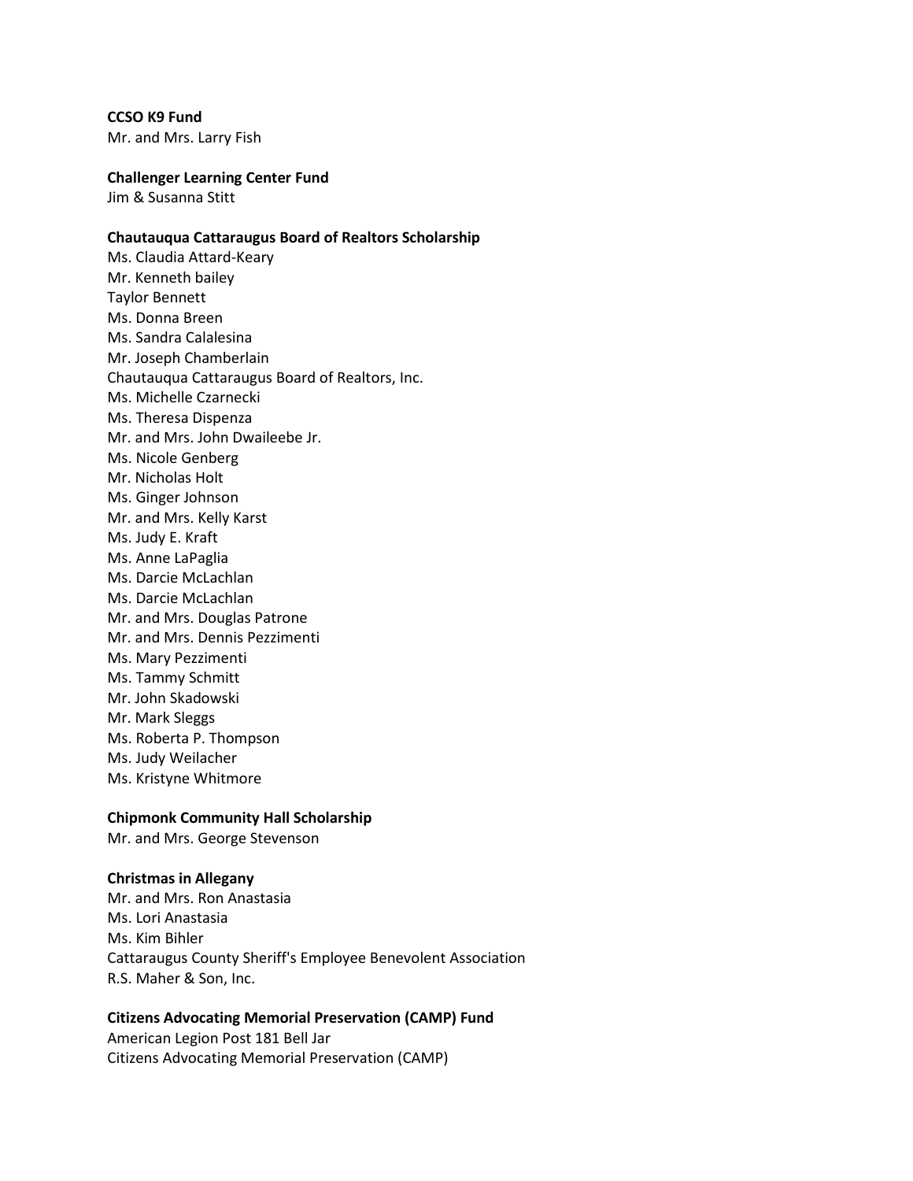**CCSO K9 Fund**
Mr. and Mrs. Larry Fish

**Challenger Learning Center Fund**
Jim & Susanna Stitt

**Chautauqua Cattaraugus Board of Realtors Scholarship**
Ms. Claudia Attard-Keary
Mr. Kenneth bailey
Taylor Bennett
Ms. Donna Breen
Ms. Sandra Calalesina
Mr. Joseph Chamberlain
Chautauqua Cattaraugus Board of Realtors, Inc.
Ms. Michelle Czarnecki
Ms. Theresa Dispenza
Mr. and Mrs. John Dwaileebe Jr.
Ms. Nicole Genberg
Mr. Nicholas Holt
Ms. Ginger Johnson
Mr. and Mrs. Kelly Karst
Ms. Judy E. Kraft
Ms. Anne LaPaglia
Ms. Darcie McLachlan
Ms. Darcie McLachlan
Mr. and Mrs. Douglas Patrone
Mr. and Mrs. Dennis Pezzimenti
Ms. Mary Pezzimenti
Ms. Tammy Schmitt
Mr. John Skadowski
Mr. Mark Sleggs
Ms. Roberta P. Thompson
Ms. Judy Weilacher
Ms. Kristyne Whitmore

**Chipmonk Community Hall Scholarship**
Mr. and Mrs. George Stevenson

**Christmas in Allegany**
Mr. and Mrs. Ron Anastasia
Ms. Lori Anastasia
Ms. Kim Bihler
Cattaraugus County Sheriff's Employee Benevolent Association
R.S. Maher & Son, Inc.

**Citizens Advocating Memorial Preservation (CAMP) Fund**
American Legion Post 181 Bell Jar
Citizens Advocating Memorial Preservation (CAMP)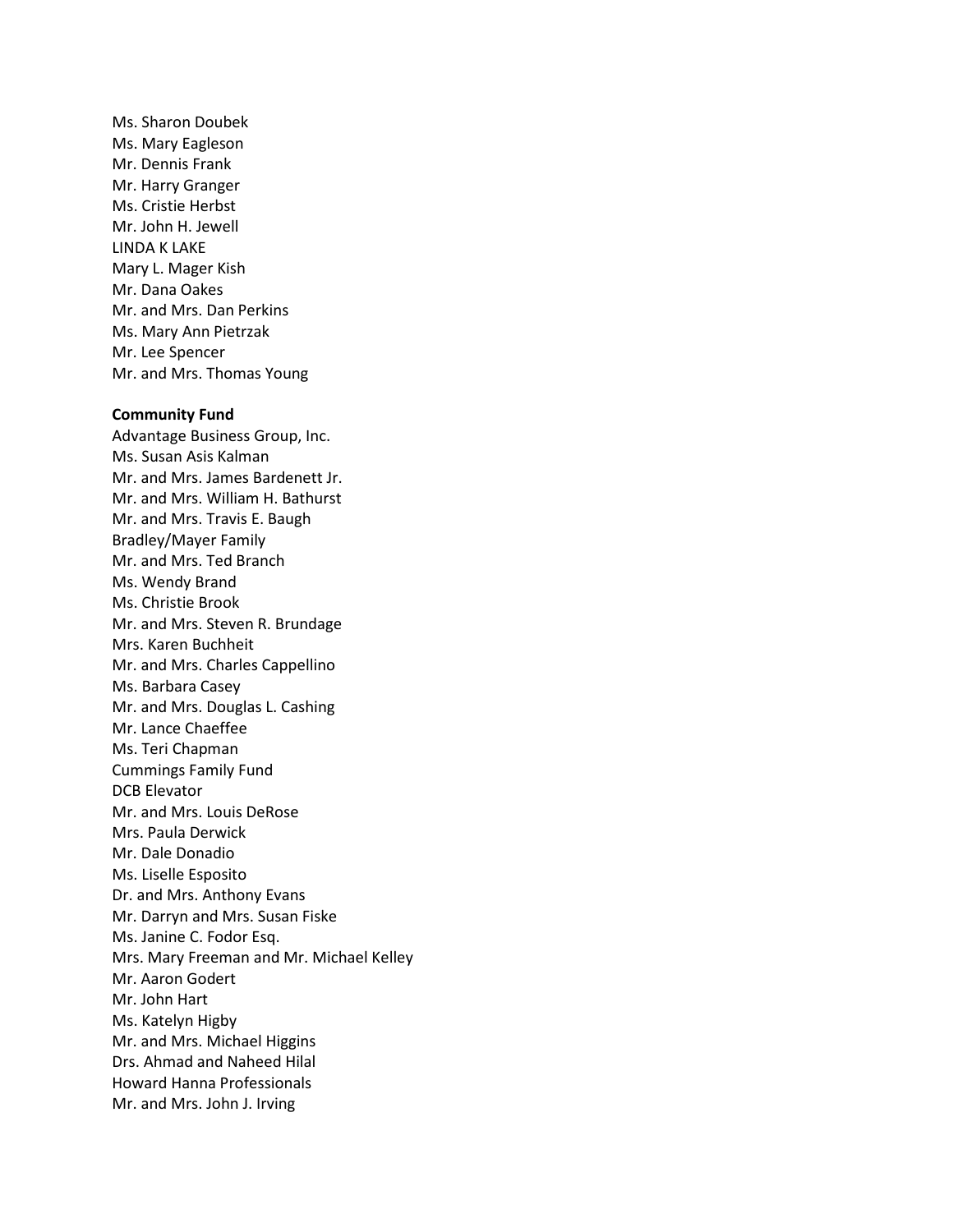Ms. Sharon Doubek
Ms. Mary Eagleson
Mr. Dennis Frank
Mr. Harry Granger
Ms. Cristie Herbst
Mr. John H. Jewell
LINDA K LAKE
Mary L. Mager Kish
Mr. Dana Oakes
Mr. and Mrs. Dan Perkins
Ms. Mary Ann Pietrzak
Mr. Lee Spencer
Mr. and Mrs. Thomas Young

**Community Fund**

Advantage Business Group, Inc.
Ms. Susan Asis Kalman
Mr. and Mrs. James Bardenett Jr.
Mr. and Mrs. William H. Bathurst
Mr. and Mrs. Travis E. Baugh
Bradley/Mayer Family
Mr. and Mrs. Ted Branch
Ms. Wendy Brand
Ms. Christie Brook
Mr. and Mrs. Steven R. Brundage
Mrs. Karen Buchheit
Mr. and Mrs. Charles Cappellino
Ms. Barbara Casey
Mr. and Mrs. Douglas L. Cashing
Mr. Lance Chaeffee
Ms. Teri Chapman
Cummings Family Fund
DCB Elevator
Mr. and Mrs. Louis DeRose
Mrs. Paula Derwick
Mr. Dale Donadio
Ms. Liselle Esposito
Dr. and Mrs. Anthony Evans
Mr. Darryn and Mrs. Susan Fiske
Ms. Janine C. Fodor Esq.
Mrs. Mary Freeman and Mr. Michael Kelley
Mr. Aaron Godert
Mr. John Hart
Ms. Katelyn Higby
Mr. and Mrs. Michael Higgins
Drs. Ahmad and Naheed Hilal
Howard Hanna Professionals
Mr. and Mrs. John J. Irving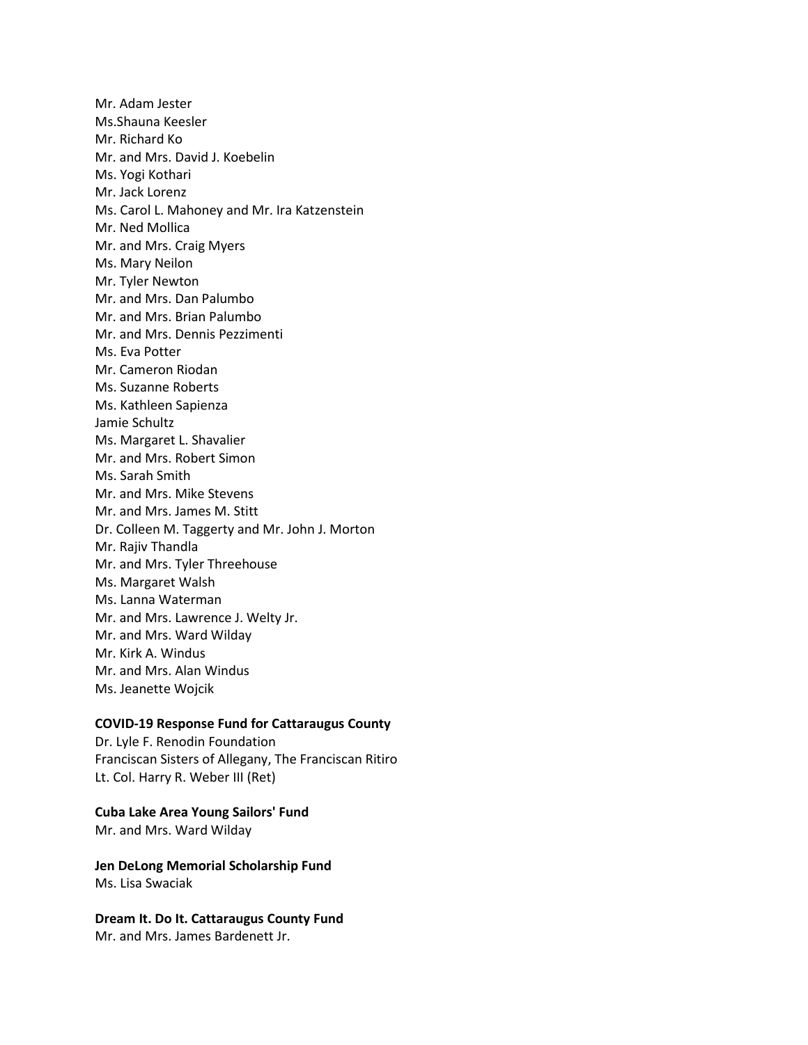Mr. Adam Jester
Ms.Shauna Keesler
Mr. Richard Ko
Mr. and Mrs. David J. Koebelin
Ms. Yogi Kothari
Mr. Jack Lorenz
Ms. Carol L. Mahoney and Mr. Ira Katzenstein
Mr. Ned Mollica
Mr. and Mrs. Craig Myers
Ms. Mary Neilon
Mr. Tyler Newton
Mr. and Mrs. Dan Palumbo
Mr. and Mrs. Brian Palumbo
Mr. and Mrs. Dennis Pezzimenti
Ms. Eva Potter
Mr. Cameron Riodan
Ms. Suzanne Roberts
Ms. Kathleen Sapienza
Jamie Schultz
Ms. Margaret L. Shavalier
Mr. and Mrs. Robert Simon
Ms. Sarah Smith
Mr. and Mrs. Mike Stevens
Mr. and Mrs. James M. Stitt
Dr. Colleen M. Taggerty and Mr. John J. Morton
Mr. Rajiv Thandla
Mr. and Mrs. Tyler Threehouse
Ms. Margaret Walsh
Ms. Lanna Waterman
Mr. and Mrs. Lawrence J. Welty Jr.
Mr. and Mrs. Ward Wilday
Mr. Kirk A. Windus
Mr. and Mrs. Alan Windus
Ms. Jeanette Wojcik

**COVID-19 Response Fund for Cattaraugus County**
Dr. Lyle F. Renodin Foundation
Franciscan Sisters of Allegany, The Franciscan Ritiro
Lt. Col. Harry R. Weber III (Ret)

**Cuba Lake Area Young Sailors' Fund**
Mr. and Mrs. Ward Wilday

**Jen DeLong Memorial Scholarship Fund**
Ms. Lisa Swaciak

**Dream It. Do It. Cattaraugus County Fund**
Mr. and Mrs. James Bardenett Jr.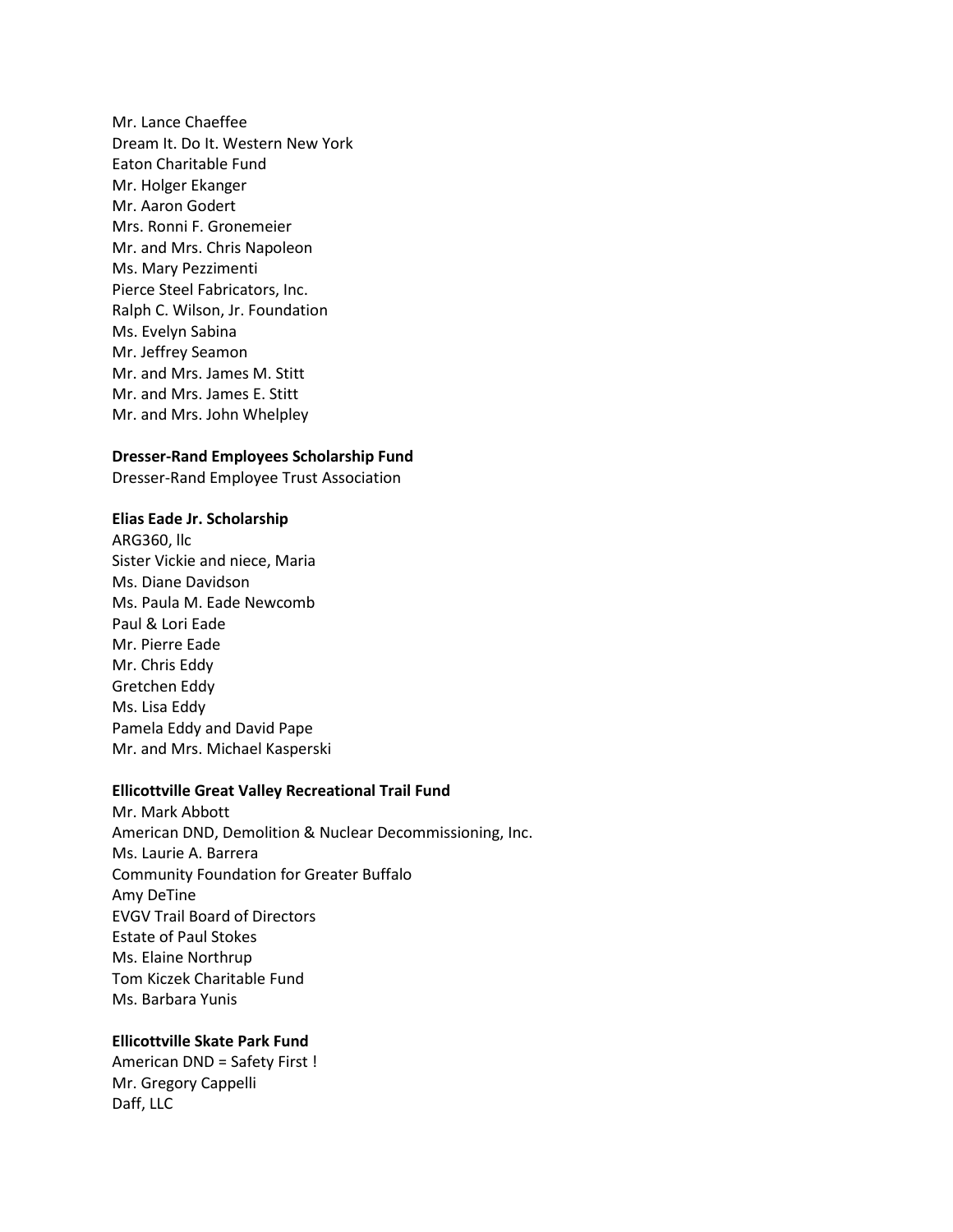Mr. Lance Chaeffee
Dream It. Do It. Western New York
Eaton Charitable Fund
Mr. Holger Ekanger
Mr. Aaron Godert
Mrs. Ronni F. Gronemeier
Mr. and Mrs. Chris Napoleon
Ms. Mary Pezzimenti
Pierce Steel Fabricators, Inc.
Ralph C. Wilson, Jr. Foundation
Ms. Evelyn Sabina
Mr. Jeffrey Seamon
Mr. and Mrs. James M. Stitt
Mr. and Mrs. James E. Stitt
Mr. and Mrs. John Whelpley

**Dresser-Rand Employees Scholarship Fund**
Dresser-Rand Employee Trust Association

**Elias Eade Jr. Scholarship**
ARG360, llc
Sister Vickie and niece, Maria
Ms. Diane Davidson
Ms. Paula M. Eade Newcomb
Paul & Lori Eade
Mr. Pierre Eade
Mr. Chris Eddy
Gretchen Eddy
Ms. Lisa Eddy
Pamela Eddy and David Pape
Mr. and Mrs. Michael Kasperski

**Ellicottville Great Valley Recreational Trail Fund**
Mr. Mark Abbott
American DND, Demolition & Nuclear Decommissioning, Inc.
Ms. Laurie A. Barrera
Community Foundation for Greater Buffalo
Amy DeTine
EVGV Trail Board of Directors
Estate of Paul Stokes
Ms. Elaine Northrup
Tom Kiczek Charitable Fund
Ms. Barbara Yunis

**Ellicottville Skate Park Fund**
American DND = Safety First !
Mr. Gregory Cappelli
Daff, LLC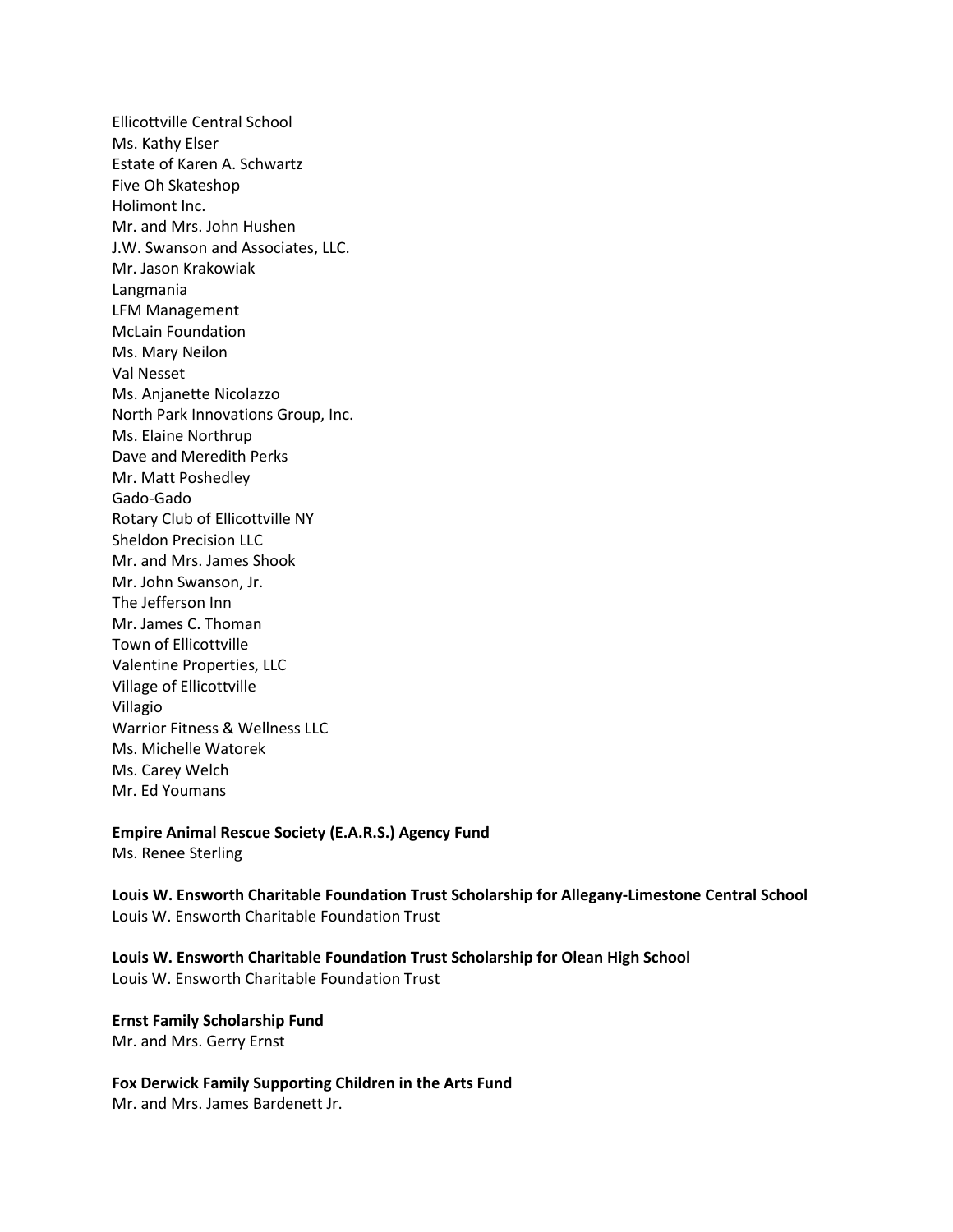Ellicottville Central School
Ms. Kathy Elser
Estate of Karen A. Schwartz
Five Oh Skateshop
Holimont Inc.
Mr. and Mrs. John Hushen
J.W. Swanson and Associates, LLC.
Mr. Jason Krakowiak
Langmania
LFM Management
McLain Foundation
Ms. Mary Neilon
Val Nesset
Ms. Anjanette Nicolazzo
North Park Innovations Group, Inc.
Ms. Elaine Northrup
Dave and Meredith Perks
Mr. Matt Poshedley
Gado-Gado
Rotary Club of Ellicottville NY
Sheldon Precision LLC
Mr. and Mrs. James Shook
Mr. John Swanson, Jr.
The Jefferson Inn
Mr. James C. Thoman
Town of Ellicottville
Valentine Properties, LLC
Village of Ellicottville
Villagio
Warrior Fitness & Wellness LLC
Ms. Michelle Watorek
Ms. Carey Welch
Mr. Ed Youmans

**Empire Animal Rescue Society (E.A.R.S.) Agency Fund**
Ms. Renee Sterling

**Louis W. Ensworth Charitable Foundation Trust Scholarship for Allegany-Limestone Central School**
Louis W. Ensworth Charitable Foundation Trust

**Louis W. Ensworth Charitable Foundation Trust Scholarship for Olean High School**
Louis W. Ensworth Charitable Foundation Trust

**Ernst Family Scholarship Fund**
Mr. and Mrs. Gerry Ernst

**Fox Derwick Family Supporting Children in the Arts Fund**
Mr. and Mrs. James Bardenett Jr.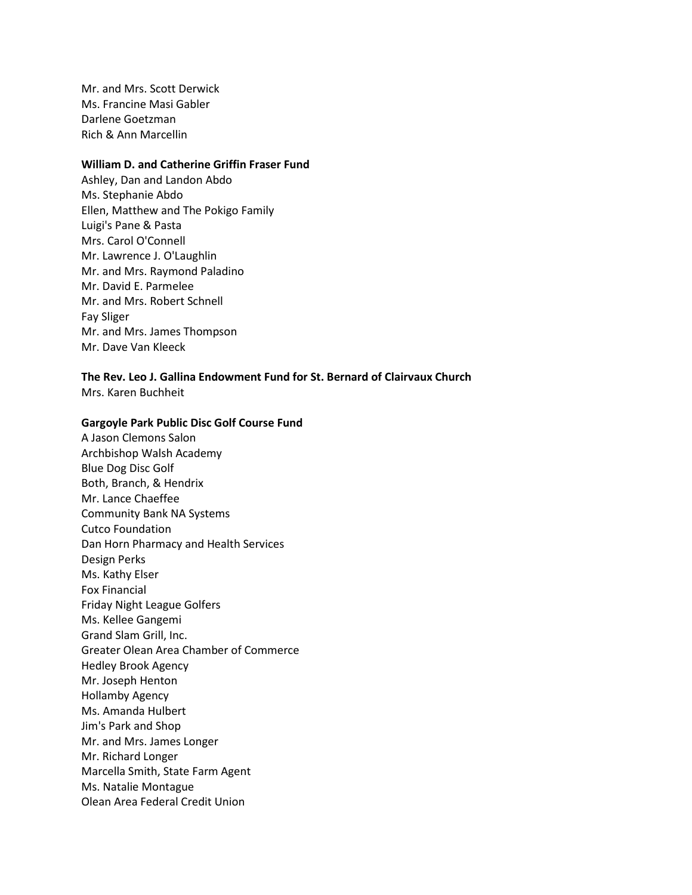Mr. and Mrs. Scott Derwick
Ms. Francine Masi Gabler
Darlene Goetzman
Rich & Ann Marcellin

**William D. and Catherine Griffin Fraser Fund**
Ashley, Dan and Landon Abdo
Ms. Stephanie Abdo
Ellen, Matthew and The Pokigo Family
Luigi's Pane & Pasta
Mrs. Carol O'Connell
Mr. Lawrence J. O'Laughlin
Mr. and Mrs. Raymond Paladino
Mr. David E. Parmelee
Mr. and Mrs. Robert Schnell
Fay Sliger
Mr. and Mrs. James Thompson
Mr. Dave Van Kleeck

**The Rev. Leo J. Gallina Endowment Fund for St. Bernard of Clairvaux Church**
Mrs. Karen Buchheit

**Gargoyle Park Public Disc Golf Course Fund**
A Jason Clemons Salon
Archbishop Walsh Academy
Blue Dog Disc Golf
Both, Branch, & Hendrix
Mr. Lance Chaeffee
Community Bank NA Systems
Cutco Foundation
Dan Horn Pharmacy and Health Services
Design Perks
Ms. Kathy Elser
Fox Financial
Friday Night League Golfers
Ms. Kellee Gangemi
Grand Slam Grill, Inc.
Greater Olean Area Chamber of Commerce
Hedley Brook Agency
Mr. Joseph Henton
Hollamby Agency
Ms. Amanda Hulbert
Jim's Park and Shop
Mr. and Mrs. James Longer
Mr. Richard Longer
Marcella Smith, State Farm Agent
Ms. Natalie Montague
Olean Area Federal Credit Union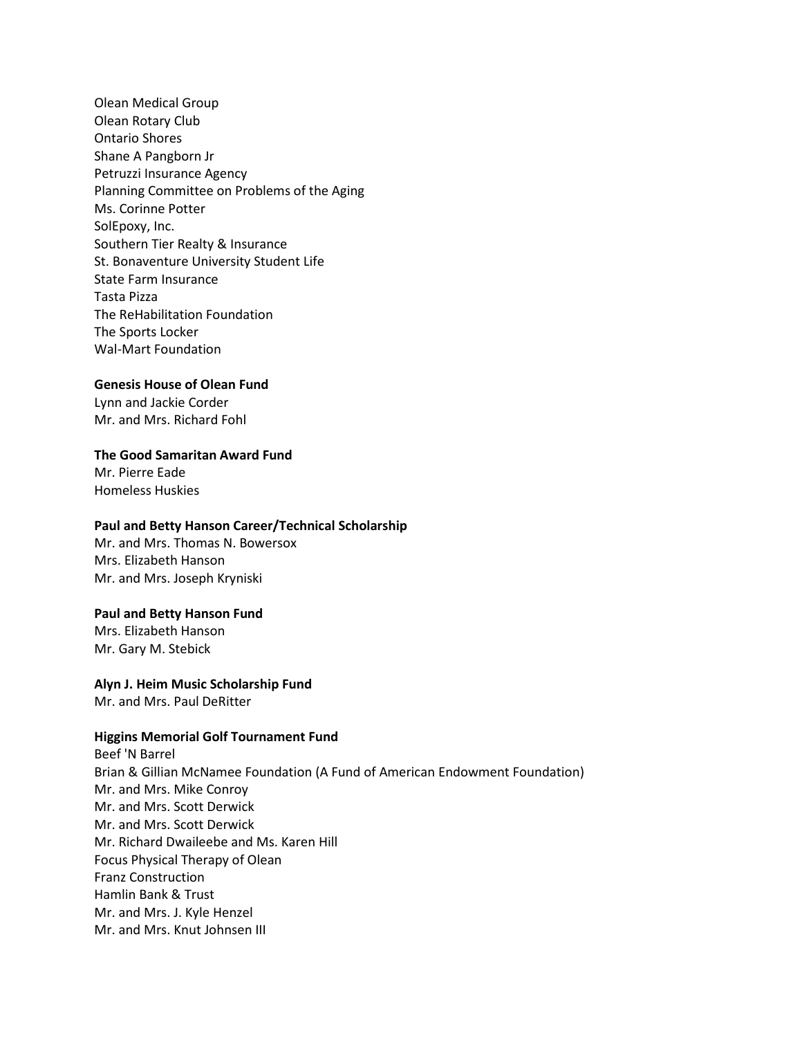Olean Medical Group
Olean Rotary Club
Ontario Shores
Shane A Pangborn Jr
Petruzzi Insurance Agency
Planning Committee on Problems of the Aging
Ms. Corinne Potter
SolEpoxy, Inc.
Southern Tier Realty & Insurance
St. Bonaventure University Student Life
State Farm Insurance
Tasta Pizza
The ReHabilitation Foundation
The Sports Locker
Wal-Mart Foundation

**Genesis House of Olean Fund**
Lynn and Jackie Corder
Mr. and Mrs. Richard Fohl

**The Good Samaritan Award Fund**
Mr. Pierre Eade
Homeless Huskies

**Paul and Betty Hanson Career/Technical Scholarship**
Mr. and Mrs. Thomas N. Bowersox
Mrs. Elizabeth Hanson
Mr. and Mrs. Joseph Kryniski

**Paul and Betty Hanson Fund**
Mrs. Elizabeth Hanson
Mr. Gary M. Stebick

**Alyn J. Heim Music Scholarship Fund**
Mr. and Mrs. Paul DeRitter

**Higgins Memorial Golf Tournament Fund**
Beef 'N Barrel
Brian & Gillian McNamee Foundation (A Fund of American Endowment Foundation)
Mr. and Mrs. Mike Conroy
Mr. and Mrs. Scott Derwick
Mr. and Mrs. Scott Derwick
Mr. Richard Dwaileebe and Ms. Karen Hill
Focus Physical Therapy of Olean
Franz Construction
Hamlin Bank & Trust
Mr. and Mrs. J. Kyle Henzel
Mr. and Mrs. Knut Johnsen III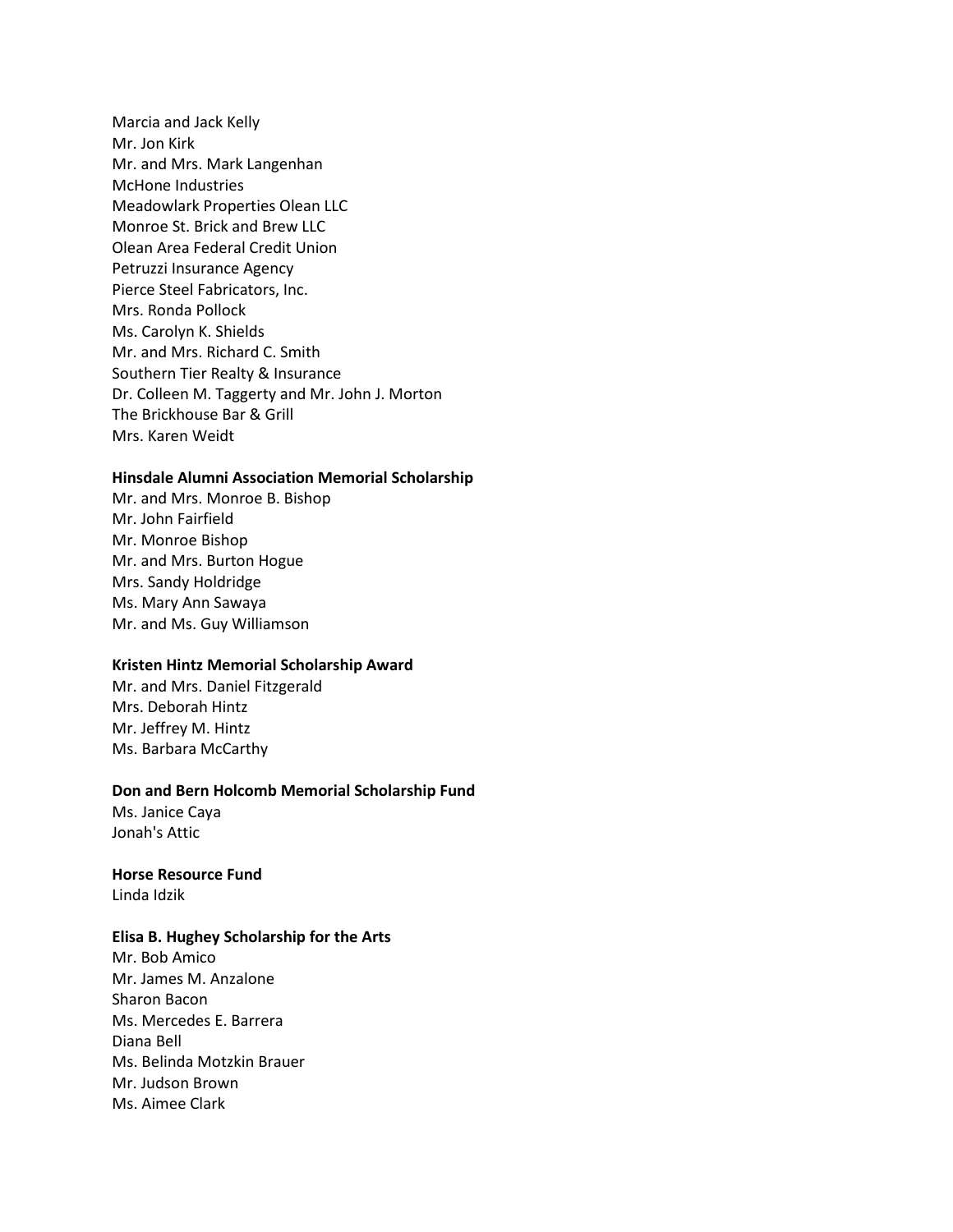Marcia and Jack Kelly
Mr. Jon Kirk
Mr. and Mrs. Mark Langenhan
McHone Industries
Meadowlark Properties Olean LLC
Monroe St. Brick and Brew LLC
Olean Area Federal Credit Union
Petruzzi Insurance Agency
Pierce Steel Fabricators, Inc.
Mrs. Ronda Pollock
Ms. Carolyn K. Shields
Mr. and Mrs. Richard C. Smith
Southern Tier Realty & Insurance
Dr. Colleen M. Taggerty and Mr. John J. Morton
The Brickhouse Bar & Grill
Mrs. Karen Weidt

**Hinsdale Alumni Association Memorial Scholarship**

Mr. and Mrs. Monroe B. Bishop
Mr. John Fairfield
Mr. Monroe Bishop
Mr. and Mrs. Burton Hogue
Mrs. Sandy Holdridge
Ms. Mary Ann Sawaya
Mr. and Ms. Guy Williamson

**Kristen Hintz Memorial Scholarship Award**

Mr. and Mrs. Daniel Fitzgerald
Mrs. Deborah Hintz
Mr. Jeffrey M. Hintz
Ms. Barbara McCarthy

**Don and Bern Holcomb Memorial Scholarship Fund**

Ms. Janice Caya
Jonah's Attic

**Horse Resource Fund**

Linda Idzik

**Elisa B. Hughey Scholarship for the Arts**

Mr. Bob Amico
Mr. James M. Anzalone
Sharon Bacon
Ms. Mercedes E. Barrera
Diana Bell
Ms. Belinda Motzkin Brauer
Mr. Judson Brown
Ms. Aimee Clark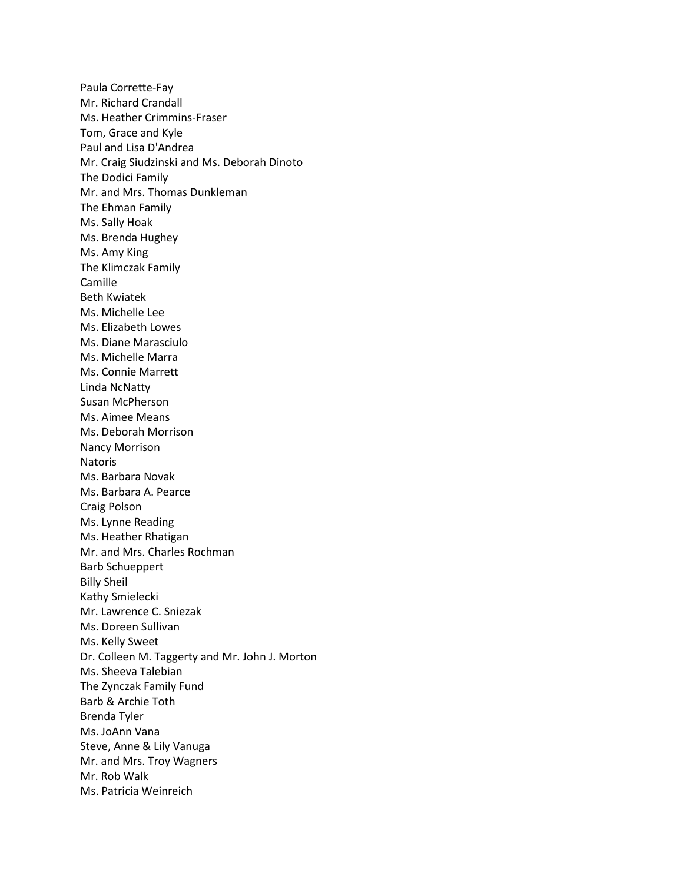Paula Corrette-Fay
Mr. Richard Crandall
Ms. Heather Crimmins-Fraser
Tom, Grace and Kyle
Paul and Lisa D'Andrea
Mr. Craig Siudzinski and Ms. Deborah Dinoto
The Dodici Family
Mr. and Mrs. Thomas Dunkleman
The Ehman Family
Ms. Sally Hoak
Ms. Brenda Hughey
Ms. Amy King
The Klimczak Family
Camille
Beth Kwiatek
Ms. Michelle Lee
Ms. Elizabeth Lowes
Ms. Diane Marasciulo
Ms. Michelle Marra
Ms. Connie Marrett
Linda NcNatty
Susan McPherson
Ms. Aimee Means
Ms. Deborah Morrison
Nancy Morrison
Natoris
Ms. Barbara Novak
Ms. Barbara A. Pearce
Craig Polson
Ms. Lynne Reading
Ms. Heather Rhatigan
Mr. and Mrs. Charles Rochman
Barb Schueppert
Billy Sheil
Kathy Smielecki
Mr. Lawrence C. Sniezak
Ms. Doreen Sullivan
Ms. Kelly Sweet
Dr. Colleen M. Taggerty and Mr. John J. Morton
Ms. Sheeva Talebian
The Zynczak Family Fund
Barb & Archie Toth
Brenda Tyler
Ms. JoAnn Vana
Steve, Anne & Lily Vanuga
Mr. and Mrs. Troy Wagners
Mr. Rob Walk
Ms. Patricia Weinreich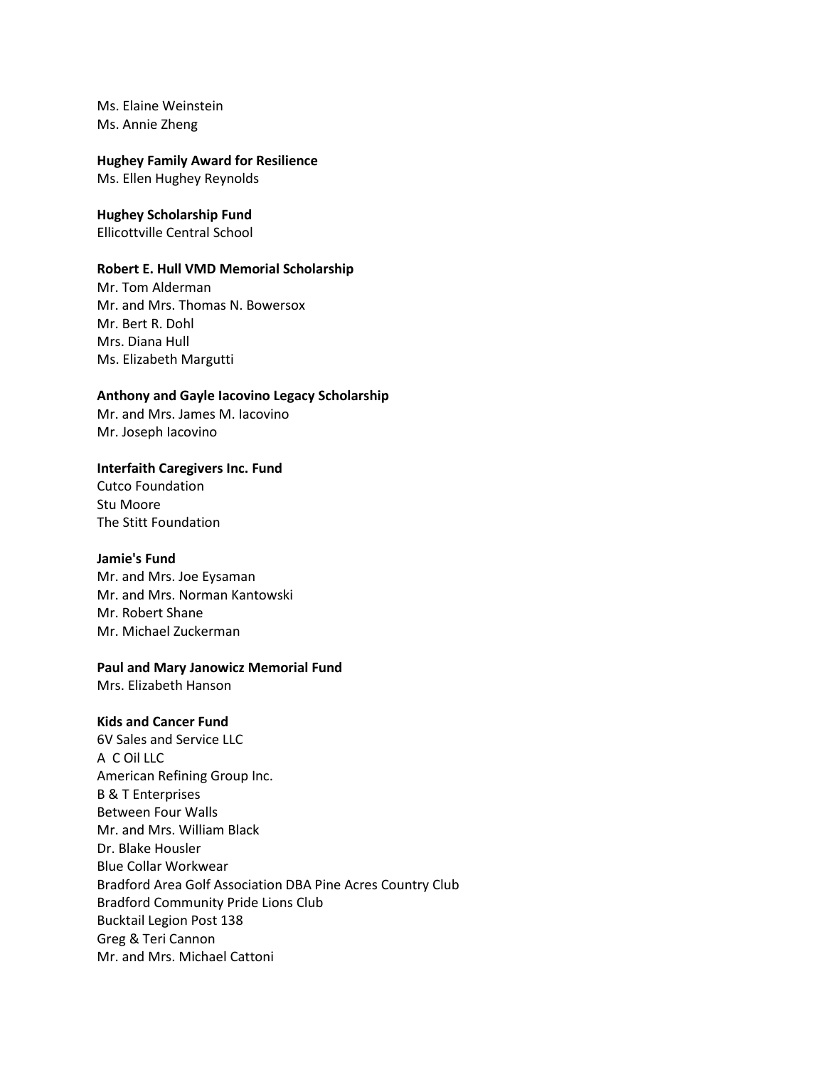Ms. Elaine Weinstein
Ms. Annie Zheng

**Hughey Family Award for Resilience**
Ms. Ellen Hughey Reynolds

**Hughey Scholarship Fund**
Ellicottville Central School

**Robert E. Hull VMD Memorial Scholarship**
Mr. Tom Alderman
Mr. and Mrs. Thomas N. Bowersox
Mr. Bert R. Dohl
Mrs. Diana Hull
Ms. Elizabeth Margutti

**Anthony and Gayle Iacovino Legacy Scholarship**
Mr. and Mrs. James M. Iacovino
Mr. Joseph Iacovino

**Interfaith Caregivers Inc. Fund**
Cutco Foundation
Stu Moore
The Stitt Foundation

**Jamie's Fund**
Mr. and Mrs. Joe Eysaman
Mr. and Mrs. Norman Kantowski
Mr. Robert Shane
Mr. Michael Zuckerman

**Paul and Mary Janowicz Memorial Fund**
Mrs. Elizabeth Hanson

**Kids and Cancer Fund**
6V Sales and Service LLC
A C Oil LLC
American Refining Group Inc.
B & T Enterprises
Between Four Walls
Mr. and Mrs. William Black
Dr. Blake Housler
Blue Collar Workwear
Bradford Area Golf Association DBA Pine Acres Country Club
Bradford Community Pride Lions Club
Bucktail Legion Post 138
Greg & Teri Cannon
Mr. and Mrs. Michael Cattoni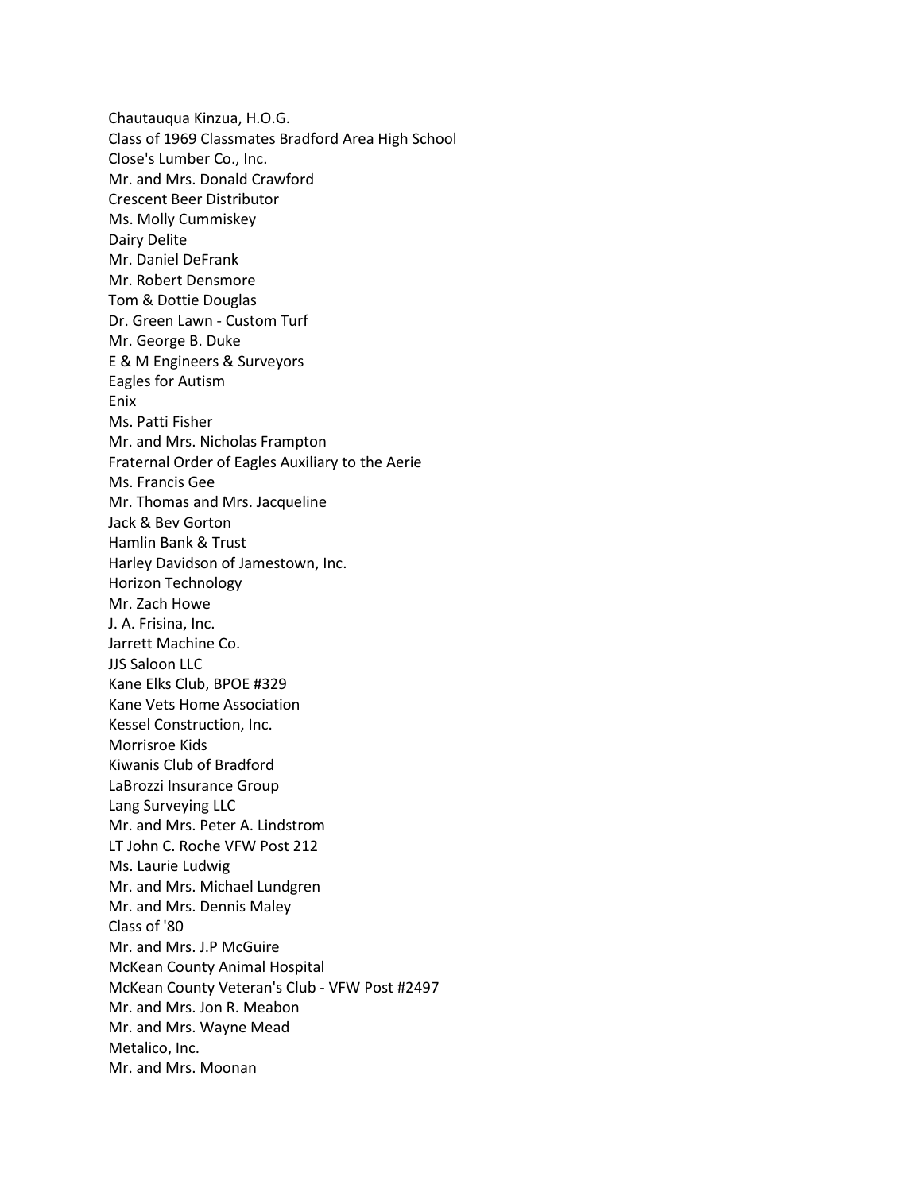Chautauqua Kinzua, H.O.G.
Class of 1969 Classmates Bradford Area High School
Close's Lumber Co., Inc.
Mr. and Mrs. Donald Crawford
Crescent Beer Distributor
Ms. Molly Cummiskey
Dairy Delite
Mr. Daniel DeFrank
Mr. Robert Densmore
Tom & Dottie Douglas
Dr. Green Lawn - Custom Turf
Mr. George B. Duke
E & M Engineers & Surveyors
Eagles for Autism
Enix
Ms. Patti Fisher
Mr. and Mrs. Nicholas Frampton
Fraternal Order of Eagles Auxiliary to the Aerie
Ms. Francis Gee
Mr. Thomas and Mrs. Jacqueline
Jack & Bev Gorton
Hamlin Bank & Trust
Harley Davidson of Jamestown, Inc.
Horizon Technology
Mr. Zach Howe
J. A. Frisina, Inc.
Jarrett Machine Co.
JJS Saloon LLC
Kane Elks Club, BPOE #329
Kane Vets Home Association
Kessel Construction, Inc.
Morrisroe Kids
Kiwanis Club of Bradford
LaBrozzi Insurance Group
Lang Surveying LLC
Mr. and Mrs. Peter A. Lindstrom
LT John C. Roche VFW Post 212
Ms. Laurie Ludwig
Mr. and Mrs. Michael Lundgren
Mr. and Mrs. Dennis Maley
Class of '80
Mr. and Mrs. J.P McGuire
McKean County Animal Hospital
McKean County Veteran's Club - VFW Post #2497
Mr. and Mrs. Jon R. Meabon
Mr. and Mrs. Wayne Mead
Metalico, Inc.
Mr. and Mrs. Moonan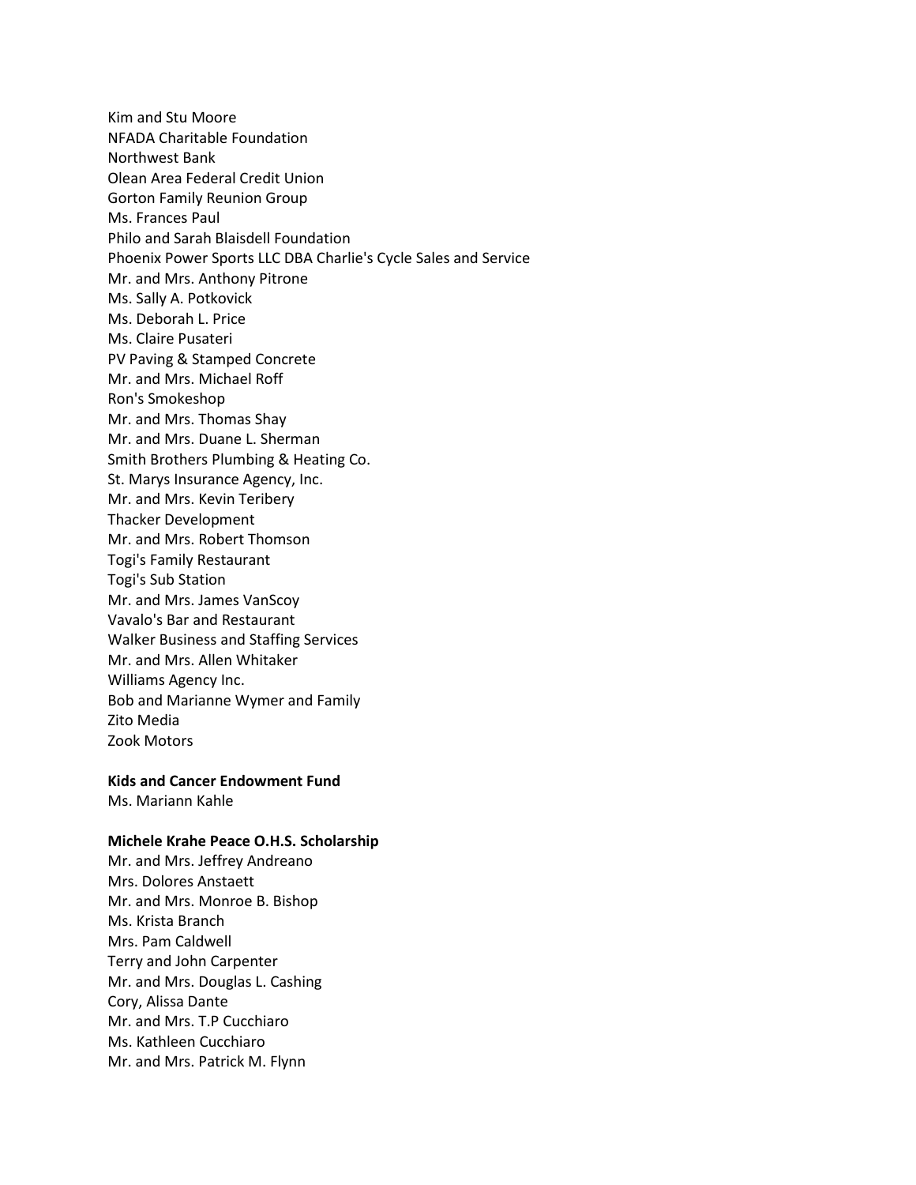Kim and Stu Moore
NFADA Charitable Foundation
Northwest Bank
Olean Area Federal Credit Union
Gorton Family Reunion Group
Ms. Frances Paul
Philo and Sarah Blaisdell Foundation
Phoenix Power Sports LLC DBA Charlie's Cycle Sales and Service
Mr. and Mrs. Anthony Pitrone
Ms. Sally A. Potkovick
Ms. Deborah L. Price
Ms. Claire Pusateri
PV Paving & Stamped Concrete
Mr. and Mrs. Michael Roff
Ron's Smokeshop
Mr. and Mrs. Thomas Shay
Mr. and Mrs. Duane L. Sherman
Smith Brothers Plumbing & Heating Co.
St. Marys Insurance Agency, Inc.
Mr. and Mrs. Kevin Teribery
Thacker Development
Mr. and Mrs. Robert Thomson
Togi's Family Restaurant
Togi's Sub Station
Mr. and Mrs. James VanScoy
Vavalo's Bar and Restaurant
Walker Business and Staffing Services
Mr. and Mrs. Allen Whitaker
Williams Agency Inc.
Bob and Marianne Wymer and Family
Zito Media
Zook Motors

**Kids and Cancer Endowment Fund**
Ms. Mariann Kahle

**Michele Krahe Peace O.H.S. Scholarship**
Mr. and Mrs. Jeffrey Andreano
Mrs. Dolores Anstaett
Mr. and Mrs. Monroe B. Bishop
Ms. Krista Branch
Mrs. Pam Caldwell
Terry and John Carpenter
Mr. and Mrs. Douglas L. Cashing
Cory, Alissa Dante
Mr. and Mrs. T.P Cucchiaro
Ms. Kathleen Cucchiaro
Mr. and Mrs. Patrick M. Flynn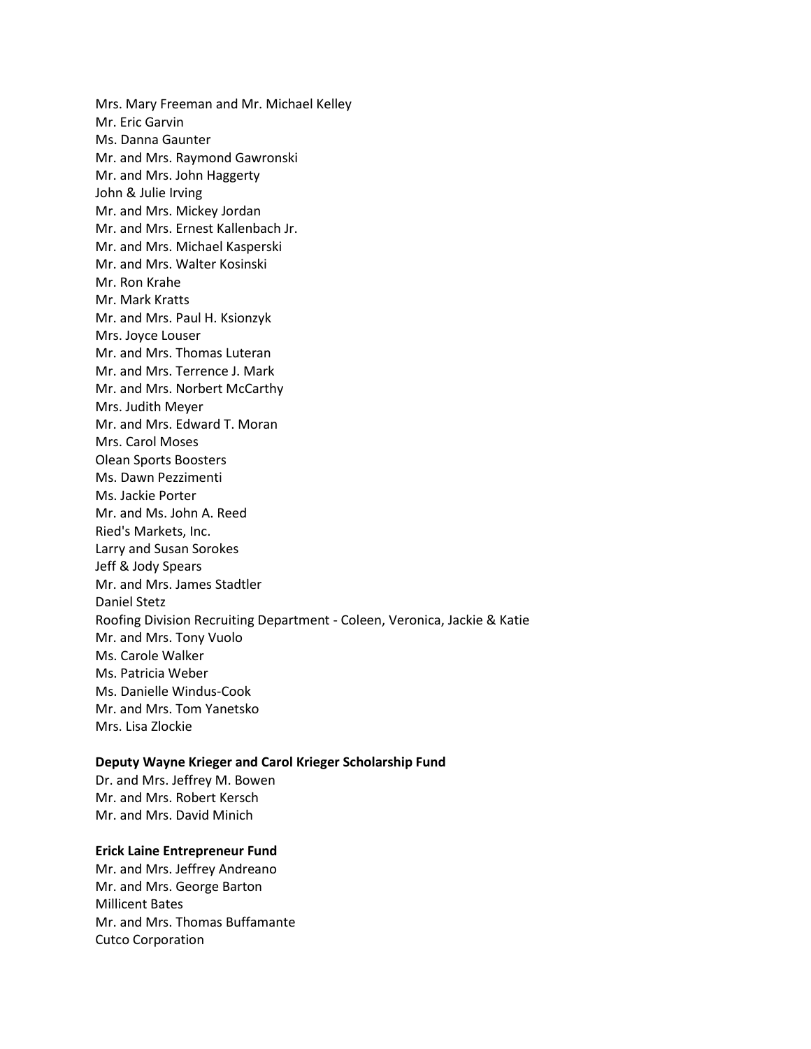Mrs. Mary Freeman and Mr. Michael Kelley
Mr. Eric Garvin
Ms. Danna Gaunter
Mr. and Mrs. Raymond Gawronski
Mr. and Mrs. John Haggerty
John & Julie Irving
Mr. and Mrs. Mickey Jordan
Mr. and Mrs. Ernest Kallenbach Jr.
Mr. and Mrs. Michael Kasperski
Mr. and Mrs. Walter Kosinski
Mr. Ron Krahe
Mr. Mark Kratts
Mr. and Mrs. Paul H. Ksionzyk
Mrs. Joyce Louser
Mr. and Mrs. Thomas Luteran
Mr. and Mrs. Terrence J. Mark
Mr. and Mrs. Norbert McCarthy
Mrs. Judith Meyer
Mr. and Mrs. Edward T. Moran
Mrs. Carol Moses
Olean Sports Boosters
Ms. Dawn Pezzimenti
Ms. Jackie Porter
Mr. and Ms. John A. Reed
Ried's Markets, Inc.
Larry and Susan Sorokes
Jeff & Jody Spears
Mr. and Mrs. James Stadtler
Daniel Stetz
Roofing Division Recruiting Department - Coleen, Veronica, Jackie & Katie
Mr. and Mrs. Tony Vuolo
Ms. Carole Walker
Ms. Patricia Weber
Ms. Danielle Windus-Cook
Mr. and Mrs. Tom Yanetsko
Mrs. Lisa Zlockie

**Deputy Wayne Krieger and Carol Krieger Scholarship Fund**

Dr. and Mrs. Jeffrey M. Bowen
Mr. and Mrs. Robert Kersch
Mr. and Mrs. David Minich

**Erick Laine Entrepreneur Fund**

Mr. and Mrs. Jeffrey Andreano
Mr. and Mrs. George Barton
Millicent Bates
Mr. and Mrs. Thomas Buffamante
Cutco Corporation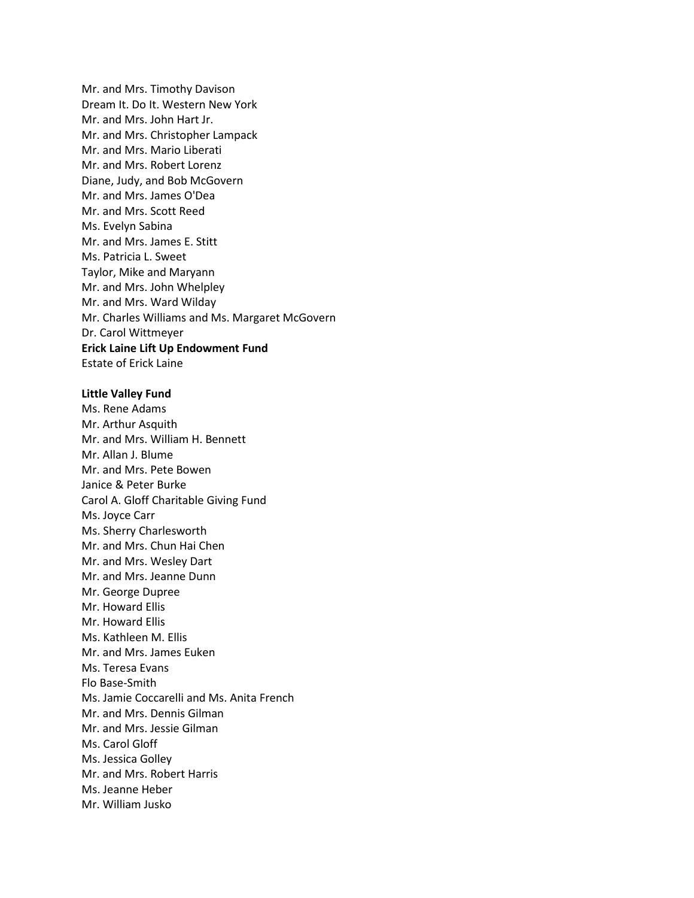Mr. and Mrs. Timothy Davison
Dream It. Do It. Western New York
Mr. and Mrs. John Hart Jr.
Mr. and Mrs. Christopher Lampack
Mr. and Mrs. Mario Liberati
Mr. and Mrs. Robert Lorenz
Diane, Judy, and Bob McGovern
Mr. and Mrs. James O'Dea
Mr. and Mrs. Scott Reed
Ms. Evelyn Sabina
Mr. and Mrs. James E. Stitt
Ms. Patricia L. Sweet
Taylor, Mike and Maryann
Mr. and Mrs. John Whelpley
Mr. and Mrs. Ward Wilday
Mr. Charles Williams and Ms. Margaret McGovern
Dr. Carol Wittmeyer

**Erick Laine Lift Up Endowment Fund**

Estate of Erick Laine

**Little Valley Fund**

Ms. Rene Adams
Mr. Arthur Asquith
Mr. and Mrs. William H. Bennett
Mr. Allan J. Blume
Mr. and Mrs. Pete Bowen
Janice & Peter Burke
Carol A. Gloff Charitable Giving Fund
Ms. Joyce Carr
Ms. Sherry Charlesworth
Mr. and Mrs. Chun Hai Chen
Mr. and Mrs. Wesley Dart
Mr. and Mrs. Jeanne Dunn
Mr. George Dupree
Mr. Howard Ellis
Mr. Howard Ellis
Ms. Kathleen M. Ellis
Mr. and Mrs. James Euken
Ms. Teresa Evans
Flo Base-Smith
Ms. Jamie Coccarelli and Ms. Anita French
Mr. and Mrs. Dennis Gilman
Mr. and Mrs. Jessie Gilman
Ms. Carol Gloff
Ms. Jessica Golley
Mr. and Mrs. Robert Harris
Ms. Jeanne Heber
Mr. William Jusko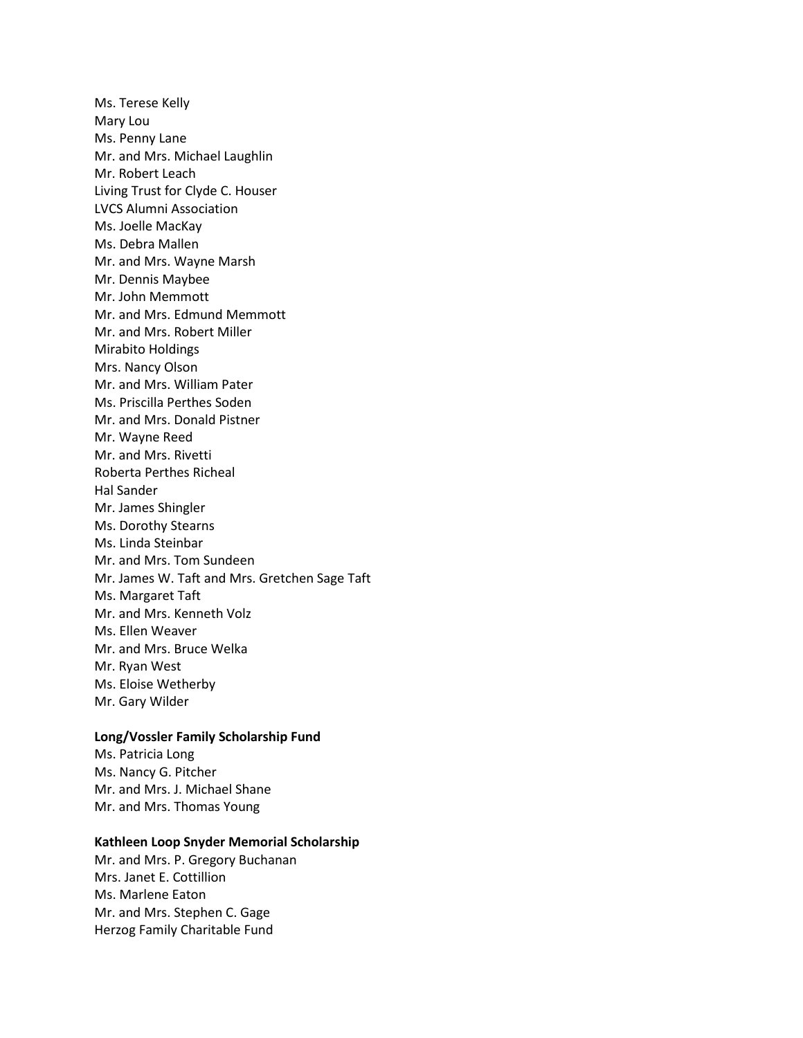Ms. Terese Kelly
Mary Lou
Ms. Penny Lane
Mr. and Mrs. Michael Laughlin
Mr. Robert Leach
Living Trust for Clyde C. Houser
LVCS Alumni Association
Ms. Joelle MacKay
Ms. Debra Mallen
Mr. and Mrs. Wayne Marsh
Mr. Dennis Maybee
Mr. John Memmott
Mr. and Mrs. Edmund Memmott
Mr. and Mrs. Robert Miller
Mirabito Holdings
Mrs. Nancy Olson
Mr. and Mrs. William Pater
Ms. Priscilla Perthes Soden
Mr. and Mrs. Donald Pistner
Mr. Wayne Reed
Mr. and Mrs. Rivetti
Roberta Perthes Richeal
Hal Sander
Mr. James Shingler
Ms. Dorothy Stearns
Ms. Linda Steinbar
Mr. and Mrs. Tom Sundeen
Mr. James W. Taft and Mrs. Gretchen Sage Taft
Ms. Margaret Taft
Mr. and Mrs. Kenneth Volz
Ms. Ellen Weaver
Mr. and Mrs. Bruce Welka
Mr. Ryan West
Ms. Eloise Wetherby
Mr. Gary Wilder

**Long/Vossler Family Scholarship Fund**

Ms. Patricia Long
Ms. Nancy G. Pitcher
Mr. and Mrs. J. Michael Shane
Mr. and Mrs. Thomas Young

**Kathleen Loop Snyder Memorial Scholarship**

Mr. and Mrs. P. Gregory Buchanan
Mrs. Janet E. Cottillion
Ms. Marlene Eaton
Mr. and Mrs. Stephen C. Gage
Herzog Family Charitable Fund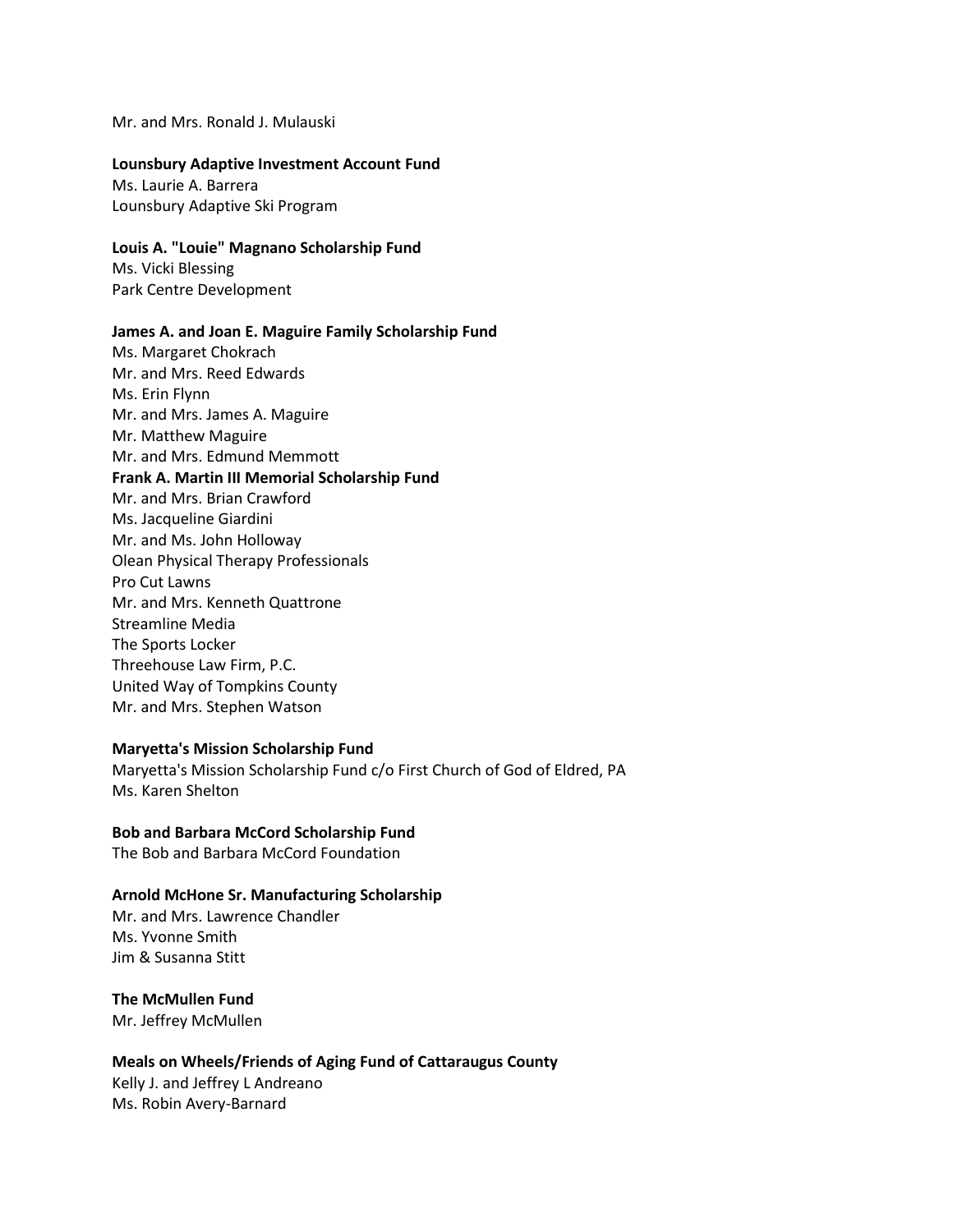Mr. and Mrs. Ronald J. Mulauski

**Lounsbury Adaptive Investment Account Fund**
Ms. Laurie A. Barrera
Lounsbury Adaptive Ski Program

**Louis A. "Louie" Magnano Scholarship Fund**
Ms. Vicki Blessing
Park Centre Development

**James A. and Joan E. Maguire Family Scholarship Fund**
Ms. Margaret Chokrach
Mr. and Mrs. Reed Edwards
Ms. Erin Flynn
Mr. and Mrs. James A. Maguire
Mr. Matthew Maguire
Mr. and Mrs. Edmund Memmott

**Frank A. Martin III Memorial Scholarship Fund**
Mr. and Mrs. Brian Crawford
Ms. Jacqueline Giardini
Mr. and Ms. John Holloway
Olean Physical Therapy Professionals
Pro Cut Lawns
Mr. and Mrs. Kenneth Quattrone
Streamline Media
The Sports Locker
Threehouse Law Firm, P.C.
United Way of Tompkins County
Mr. and Mrs. Stephen Watson

**Maryetta's Mission Scholarship Fund**
Maryetta's Mission Scholarship Fund c/o First Church of God of Eldred, PA
Ms. Karen Shelton

**Bob and Barbara McCord Scholarship Fund**
The Bob and Barbara McCord Foundation

**Arnold McHone Sr. Manufacturing Scholarship**
Mr. and Mrs. Lawrence Chandler
Ms. Yvonne Smith
Jim & Susanna Stitt

**The McMullen Fund**
Mr. Jeffrey McMullen

**Meals on Wheels/Friends of Aging Fund of Cattaraugus County**
Kelly J. and Jeffrey L Andreano
Ms. Robin Avery-Barnard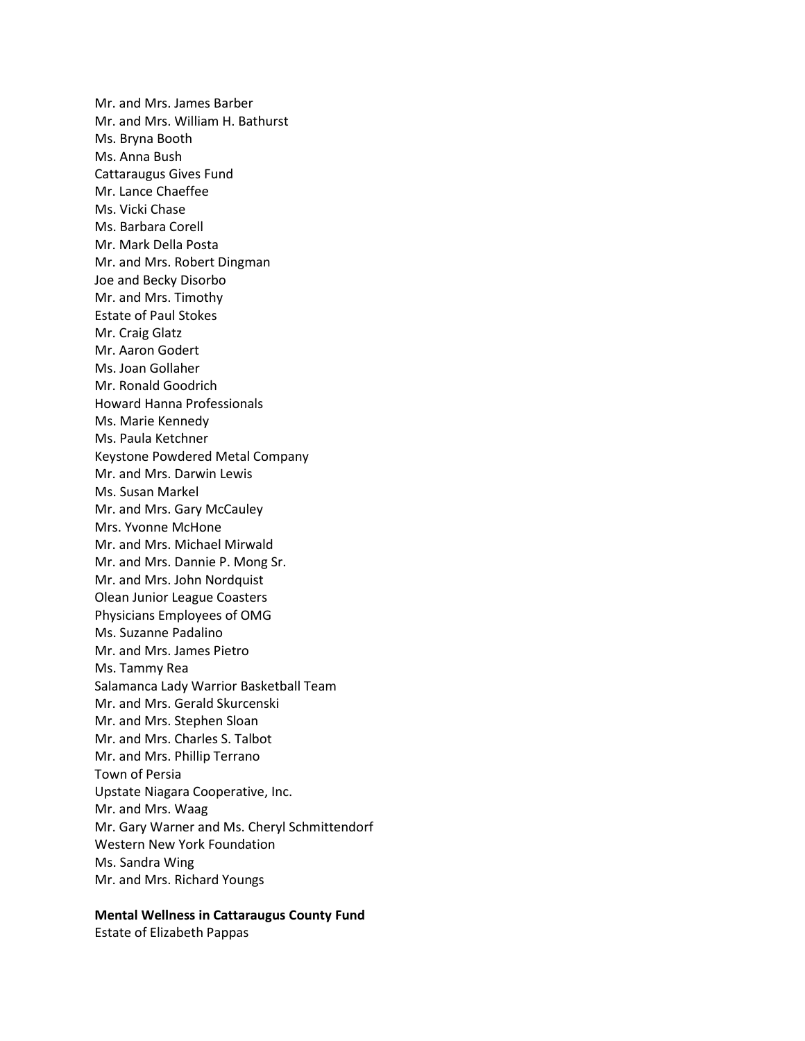Mr. and Mrs. James Barber
Mr. and Mrs. William H. Bathurst
Ms. Bryna Booth
Ms. Anna Bush
Cattaraugus Gives Fund
Mr. Lance Chaeffee
Ms. Vicki Chase
Ms. Barbara Corell
Mr. Mark Della Posta
Mr. and Mrs. Robert Dingman
Joe and Becky Disorbo
Mr. and Mrs. Timothy
Estate of Paul Stokes
Mr. Craig Glatz
Mr. Aaron Godert
Ms. Joan Gollaher
Mr. Ronald Goodrich
Howard Hanna Professionals
Ms. Marie Kennedy
Ms. Paula Ketchner
Keystone Powdered Metal Company
Mr. and Mrs. Darwin Lewis
Ms. Susan Markel
Mr. and Mrs. Gary McCauley
Mrs. Yvonne McHone
Mr. and Mrs. Michael Mirwald
Mr. and Mrs. Dannie P. Mong Sr.
Mr. and Mrs. John Nordquist
Olean Junior League Coasters
Physicians Employees of OMG
Ms. Suzanne Padalino
Mr. and Mrs. James Pietro
Ms. Tammy Rea
Salamanca Lady Warrior Basketball Team
Mr. and Mrs. Gerald Skurcenski
Mr. and Mrs. Stephen Sloan
Mr. and Mrs. Charles S. Talbot
Mr. and Mrs. Phillip Terrano
Town of Persia
Upstate Niagara Cooperative, Inc.
Mr. and Mrs. Waag
Mr. Gary Warner and Ms. Cheryl Schmittendorf
Western New York Foundation
Ms. Sandra Wing
Mr. and Mrs. Richard Youngs

**Mental Wellness in Cattaraugus County Fund**
Estate of Elizabeth Pappas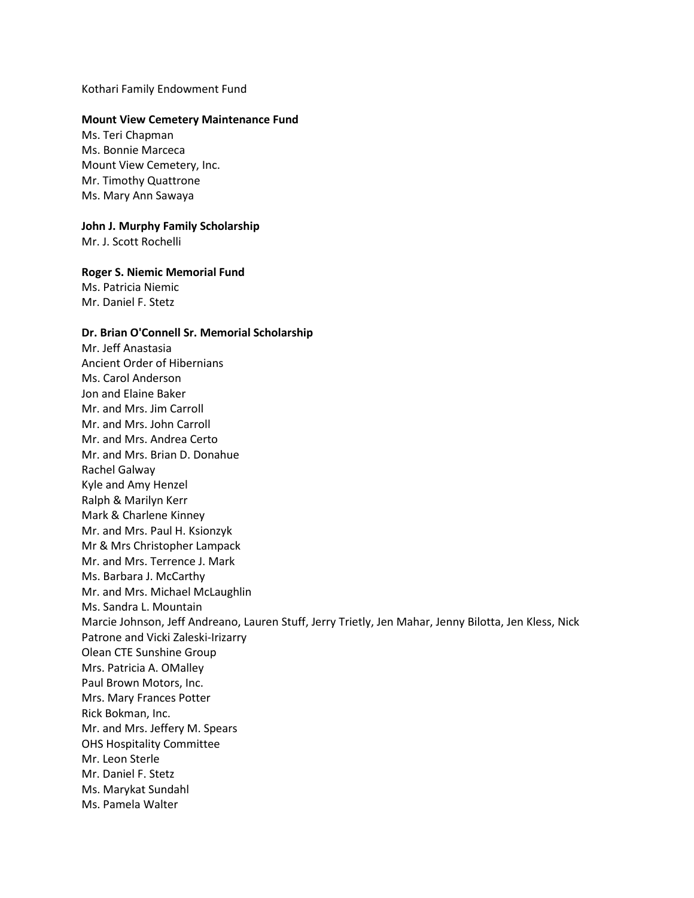Kothari Family Endowment Fund

**Mount View Cemetery Maintenance Fund**
Ms. Teri Chapman
Ms. Bonnie Marceca
Mount View Cemetery, Inc.
Mr. Timothy Quattrone
Ms. Mary Ann Sawaya

**John J. Murphy Family Scholarship**
Mr. J. Scott Rochelli

**Roger S. Niemic Memorial Fund**
Ms. Patricia Niemic
Mr. Daniel F. Stetz

**Dr. Brian O'Connell Sr. Memorial Scholarship**
Mr. Jeff Anastasia
Ancient Order of Hibernians
Ms. Carol Anderson
Jon and Elaine Baker
Mr. and Mrs. Jim Carroll
Mr. and Mrs. John Carroll
Mr. and Mrs. Andrea Certo
Mr. and Mrs. Brian D. Donahue
Rachel Galway
Kyle and Amy Henzel
Ralph & Marilyn Kerr
Mark & Charlene Kinney
Mr. and Mrs. Paul H. Ksionzyk
Mr & Mrs Christopher Lampack
Mr. and Mrs. Terrence J. Mark
Ms. Barbara J. McCarthy
Mr. and Mrs. Michael McLaughlin
Ms. Sandra L. Mountain
Marcie Johnson, Jeff Andreano, Lauren Stuff, Jerry Trietly, Jen Mahar, Jenny Bilotta, Jen Kless, Nick Patrone and Vicki Zaleski-Irizarry
Olean CTE Sunshine Group
Mrs. Patricia A. OMalley
Paul Brown Motors, Inc.
Mrs. Mary Frances Potter
Rick Bokman, Inc.
Mr. and Mrs. Jeffery M. Spears
OHS Hospitality Committee
Mr. Leon Sterle
Mr. Daniel F. Stetz
Ms. Marykat Sundahl
Ms. Pamela Walter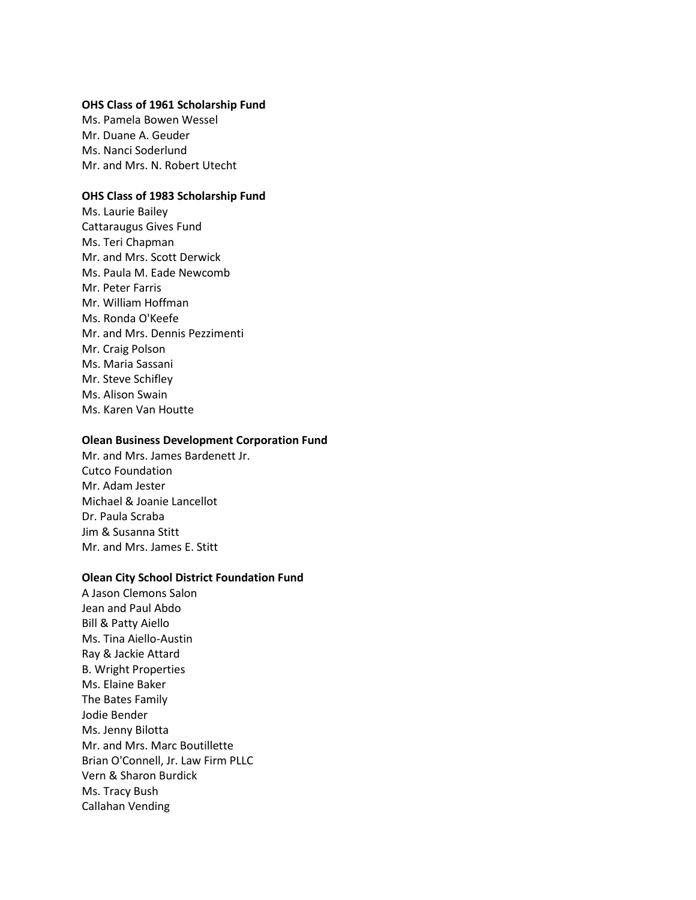**OHS Class of 1961 Scholarship Fund**

Ms. Pamela Bowen Wessel
Mr. Duane A. Geuder
Ms. Nanci Soderlund
Mr. and Mrs. N. Robert Utecht

**OHS Class of 1983 Scholarship Fund**

Ms. Laurie Bailey
Cattaraugus Gives Fund
Ms. Teri Chapman
Mr. and Mrs. Scott Derwick
Ms. Paula M. Eade Newcomb
Mr. Peter Farris
Mr. William Hoffman
Ms. Ronda O'Keefe
Mr. and Mrs. Dennis Pezzimenti
Mr. Craig Polson
Ms. Maria Sassani
Mr. Steve Schifley
Ms. Alison Swain
Ms. Karen Van Houtte

**Olean Business Development Corporation Fund**

Mr. and Mrs. James Bardenett Jr.
Cutco Foundation
Mr. Adam Jester
Michael & Joanie Lancellot
Dr. Paula Scraba
Jim & Susanna Stitt
Mr. and Mrs. James E. Stitt

**Olean City School District Foundation Fund**

A Jason Clemons Salon
Jean and Paul Abdo
Bill & Patty Aiello
Ms. Tina Aiello-Austin
Ray & Jackie Attard
B. Wright Properties
Ms. Elaine Baker
The Bates Family
Jodie Bender
Ms. Jenny Bilotta
Mr. and Mrs. Marc Boutillette
Brian O'Connell, Jr. Law Firm PLLC
Vern & Sharon Burdick
Ms. Tracy Bush
Callahan Vending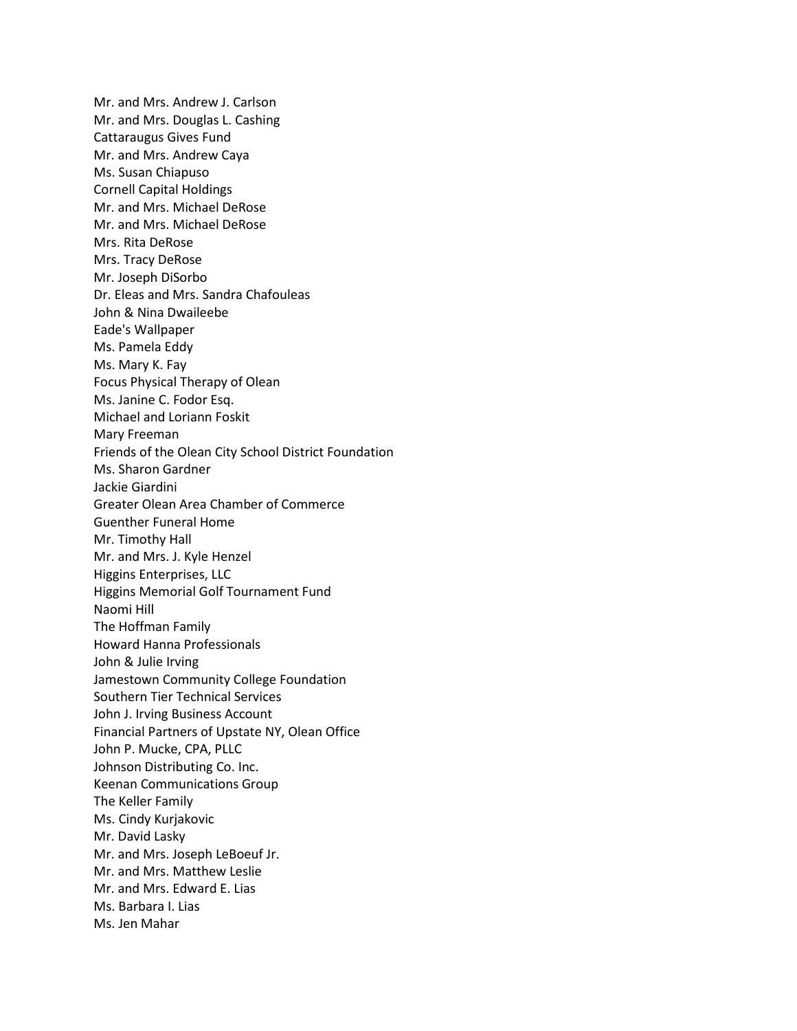Mr. and Mrs. Andrew J. Carlson
Mr. and Mrs. Douglas L. Cashing
Cattaraugus Gives Fund
Mr. and Mrs. Andrew Caya
Ms. Susan Chiapuso
Cornell Capital Holdings
Mr. and Mrs. Michael DeRose
Mr. and Mrs. Michael DeRose
Mrs. Rita DeRose
Mrs. Tracy DeRose
Mr. Joseph DiSorbo
Dr. Eleas and Mrs. Sandra Chafouleas
John & Nina Dwaileebe
Eade's Wallpaper
Ms. Pamela Eddy
Ms. Mary K. Fay
Focus Physical Therapy of Olean
Ms. Janine C. Fodor Esq.
Michael and Loriann Foskit
Mary Freeman
Friends of the Olean City School District Foundation
Ms. Sharon Gardner
Jackie Giardini
Greater Olean Area Chamber of Commerce
Guenther Funeral Home
Mr. Timothy Hall
Mr. and Mrs. J. Kyle Henzel
Higgins Enterprises, LLC
Higgins Memorial Golf Tournament Fund
Naomi Hill
The Hoffman Family
Howard Hanna Professionals
John & Julie Irving
Jamestown Community College Foundation
Southern Tier Technical Services
John J. Irving Business Account
Financial Partners of Upstate NY, Olean Office
John P. Mucke, CPA, PLLC
Johnson Distributing Co. Inc.
Keenan Communications Group
The Keller Family
Ms. Cindy Kurjakovic
Mr. David Lasky
Mr. and Mrs. Joseph LeBoeuf Jr.
Mr. and Mrs. Matthew Leslie
Mr. and Mrs. Edward E. Lias
Ms. Barbara I. Lias
Ms. Jen Mahar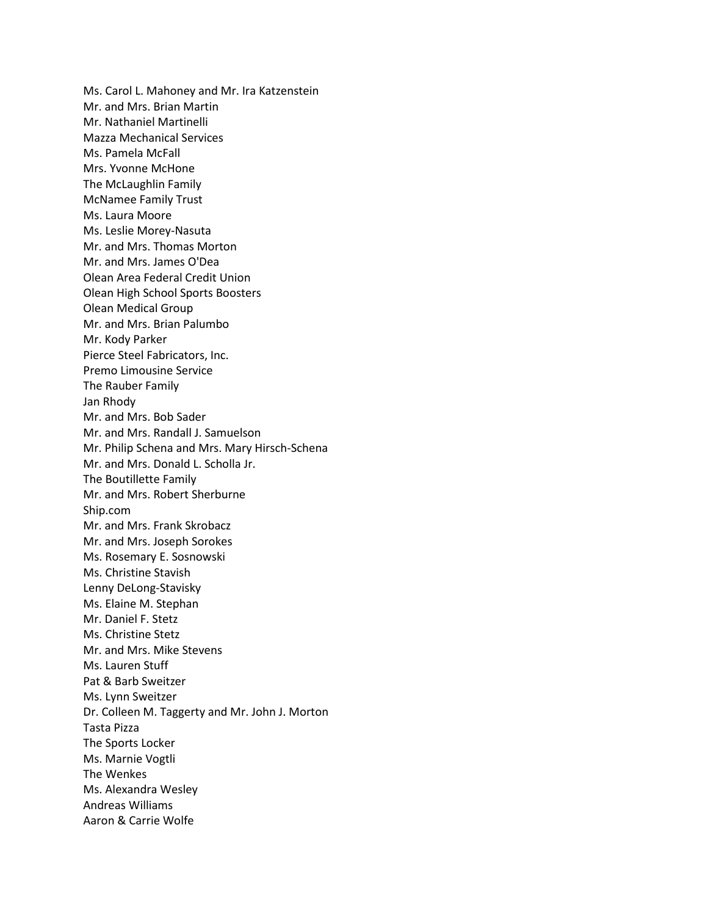Ms. Carol L. Mahoney and Mr. Ira Katzenstein
Mr. and Mrs. Brian Martin
Mr. Nathaniel Martinelli
Mazza Mechanical Services
Ms. Pamela McFall
Mrs. Yvonne McHone
The McLaughlin Family
McNamee Family Trust
Ms. Laura Moore
Ms. Leslie Morey-Nasuta
Mr. and Mrs. Thomas Morton
Mr. and Mrs. James O'Dea
Olean Area Federal Credit Union
Olean High School Sports Boosters
Olean Medical Group
Mr. and Mrs. Brian Palumbo
Mr. Kody Parker
Pierce Steel Fabricators, Inc.
Premo Limousine Service
The Rauber Family
Jan Rhody
Mr. and Mrs. Bob Sader
Mr. and Mrs. Randall J. Samuelson
Mr. Philip Schena and Mrs. Mary Hirsch-Schena
Mr. and Mrs. Donald L. Scholla Jr.
The Boutillette Family
Mr. and Mrs. Robert Sherburne
Ship.com
Mr. and Mrs. Frank Skrobacz
Mr. and Mrs. Joseph Sorokes
Ms. Rosemary E. Sosnowski
Ms. Christine Stavish
Lenny DeLong-Stavisky
Ms. Elaine M. Stephan
Mr. Daniel F. Stetz
Ms. Christine Stetz
Mr. and Mrs. Mike Stevens
Ms. Lauren Stuff
Pat & Barb Sweitzer
Ms. Lynn Sweitzer
Dr. Colleen M. Taggerty and Mr. John J. Morton
Tasta Pizza
The Sports Locker
Ms. Marnie Vogtli
The Wenkes
Ms. Alexandra Wesley
Andreas Williams
Aaron & Carrie Wolfe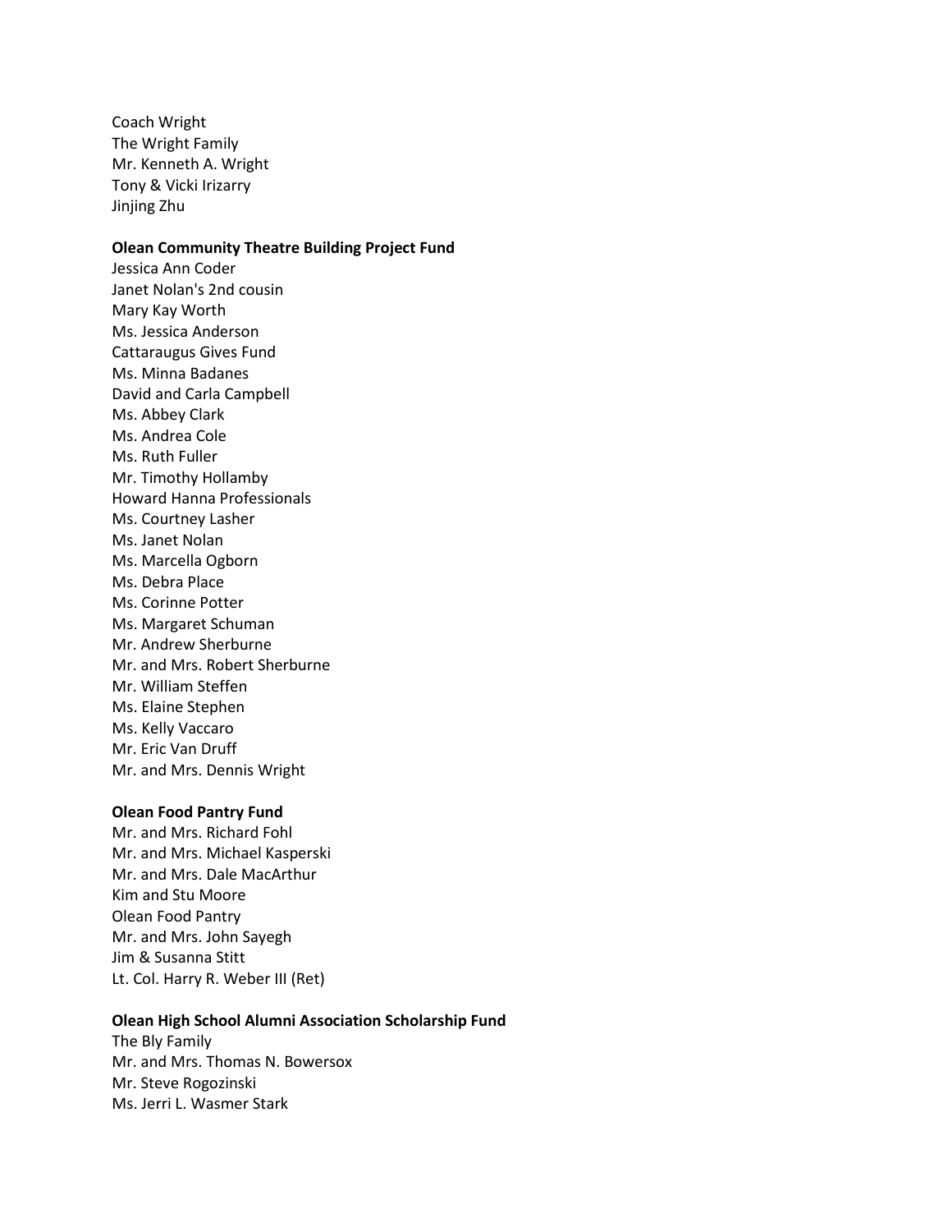Coach Wright  
The Wright Family  
Mr. Kenneth A. Wright  
Tony & Vicki Irizarry  
Jinjing Zhu

**Olean Community Theatre Building Project Fund**

Jessica Ann Coder  
Janet Nolan's 2nd cousin  
Mary Kay Worth  
Ms. Jessica Anderson  
Cattaraugus Gives Fund  
Ms. Minna Badanes  
David and Carla Campbell  
Ms. Abbey Clark  
Ms. Andrea Cole  
Ms. Ruth Fuller  
Mr. Timothy Hollamby  
Howard Hanna Professionals  
Ms. Courtney Lasher  
Ms. Janet Nolan  
Ms. Marcella Ogborn  
Ms. Debra Place  
Ms. Corinne Potter  
Ms. Margaret Schuman  
Mr. Andrew Sherburne  
Mr. and Mrs. Robert Sherburne  
Mr. William Steffen  
Ms. Elaine Stephen  
Ms. Kelly Vaccaro  
Mr. Eric Van Druff  
Mr. and Mrs. Dennis Wright

**Olean Food Pantry Fund**

Mr. and Mrs. Richard Fohl  
Mr. and Mrs. Michael Kasperski  
Mr. and Mrs. Dale MacArthur  
Kim and Stu Moore  
Olean Food Pantry  
Mr. and Mrs. John Sayegh  
Jim & Susanna Stitt  
Lt. Col. Harry R. Weber III (Ret)

**Olean High School Alumni Association Scholarship Fund**

The Bly Family  
Mr. and Mrs. Thomas N. Bowersox  
Mr. Steve Rogozinski  
Ms. Jerri L. Wasmer Stark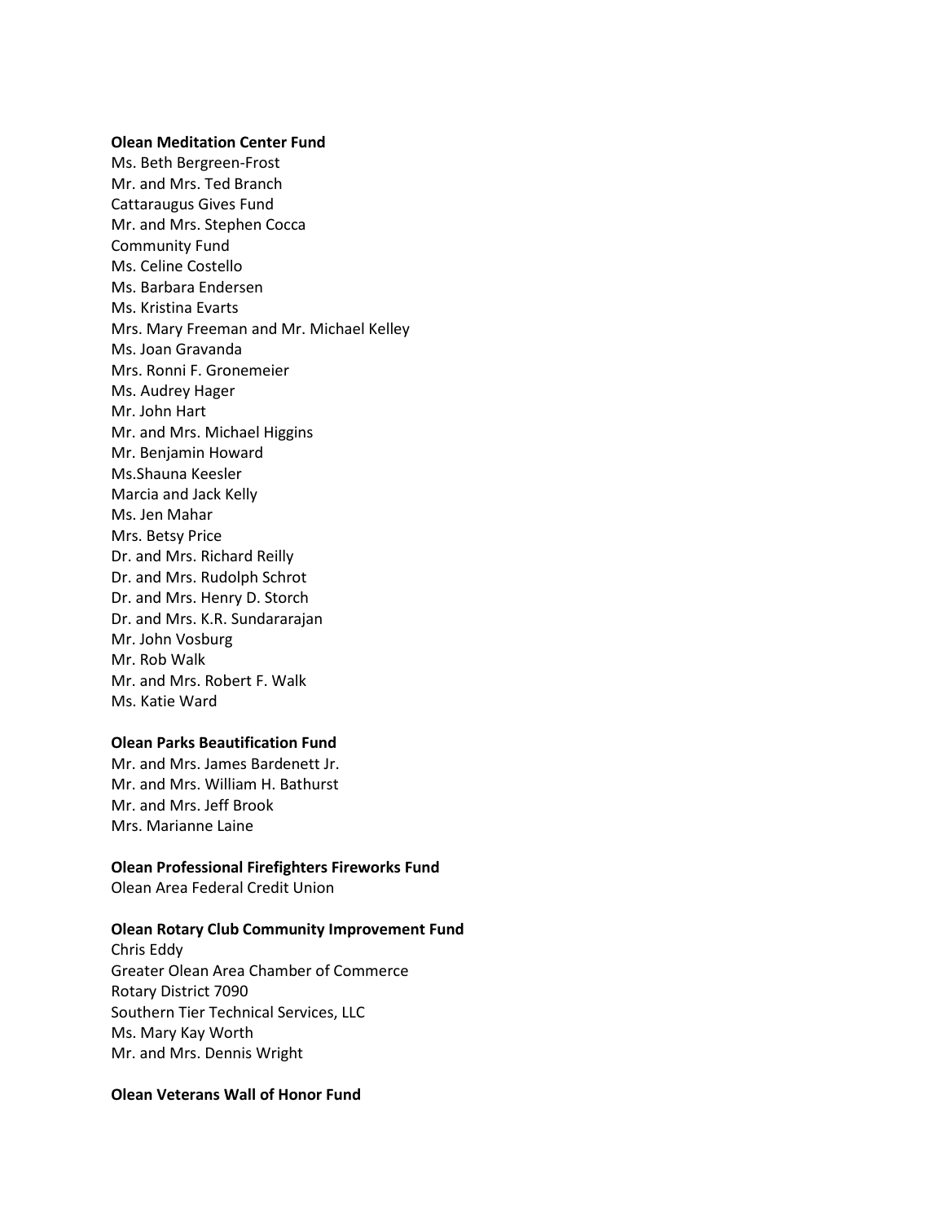**Olean Meditation Center Fund**

Ms. Beth Bergreen-Frost
Mr. and Mrs. Ted Branch
Cattaraugus Gives Fund
Mr. and Mrs. Stephen Cocca
Community Fund
Ms. Celine Costello
Ms. Barbara Endersen
Ms. Kristina Evarts
Mrs. Mary Freeman and Mr. Michael Kelley
Ms. Joan Gravanda
Mrs. Ronni F. Gronemeier
Ms. Audrey Hager
Mr. John Hart
Mr. and Mrs. Michael Higgins
Mr. Benjamin Howard
Ms.Shauna Keesler
Marcia and Jack Kelly
Ms. Jen Mahar
Mrs. Betsy Price
Dr. and Mrs. Richard Reilly
Dr. and Mrs. Rudolph Schrot
Dr. and Mrs. Henry D. Storch
Dr. and Mrs. K.R. Sundararajan
Mr. John Vosburg
Mr. Rob Walk
Mr. and Mrs. Robert F. Walk
Ms. Katie Ward

**Olean Parks Beautification Fund**

Mr. and Mrs. James Bardenett Jr.
Mr. and Mrs. William H. Bathurst
Mr. and Mrs. Jeff Brook
Mrs. Marianne Laine

**Olean Professional Firefighters Fireworks Fund**

Olean Area Federal Credit Union

**Olean Rotary Club Community Improvement Fund**

Chris Eddy
Greater Olean Area Chamber of Commerce
Rotary District 7090
Southern Tier Technical Services, LLC
Ms. Mary Kay Worth
Mr. and Mrs. Dennis Wright

**Olean Veterans Wall of Honor Fund**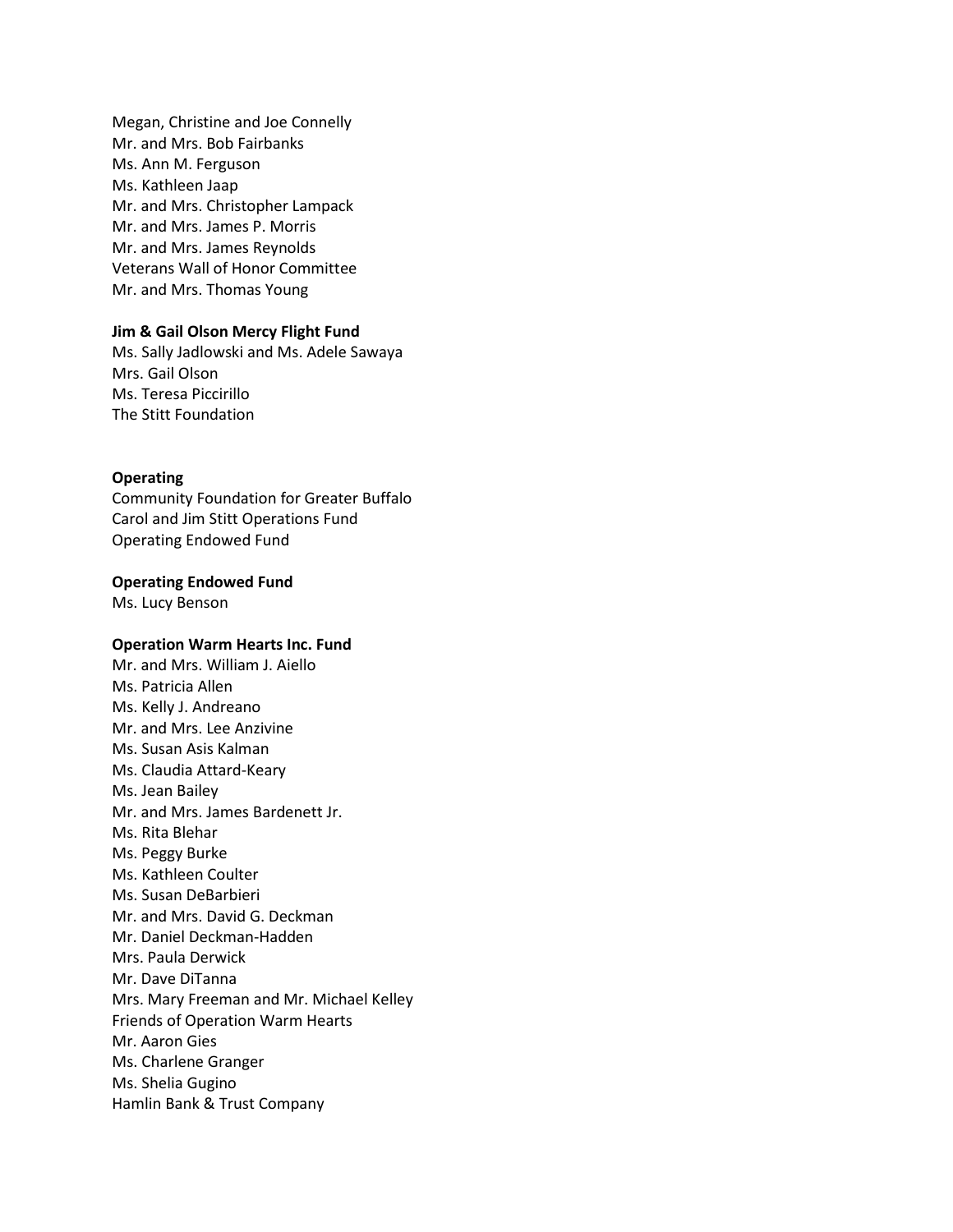Megan, Christine and Joe Connelly
Mr. and Mrs. Bob Fairbanks
Ms. Ann M. Ferguson
Ms. Kathleen Jaap
Mr. and Mrs. Christopher Lampack
Mr. and Mrs. James P. Morris
Mr. and Mrs. James Reynolds
Veterans Wall of Honor Committee
Mr. and Mrs. Thomas Young

**Jim & Gail Olson Mercy Flight Fund**
Ms. Sally Jadlowski and Ms. Adele Sawaya
Mrs. Gail Olson
Ms. Teresa Piccirillo
The Stitt Foundation

**Operating**
Community Foundation for Greater Buffalo
Carol and Jim Stitt Operations Fund
Operating Endowed Fund

**Operating Endowed Fund**
Ms. Lucy Benson

**Operation Warm Hearts Inc. Fund**
Mr. and Mrs. William J. Aiello
Ms. Patricia Allen
Ms. Kelly J. Andreano
Mr. and Mrs. Lee Anzivine
Ms. Susan Asis Kalman
Ms. Claudia Attard-Keary
Ms. Jean Bailey
Mr. and Mrs. James Bardenett Jr.
Ms. Rita Blehar
Ms. Peggy Burke
Ms. Kathleen Coulter
Ms. Susan DeBarbieri
Mr. and Mrs. David G. Deckman
Mr. Daniel Deckman-Hadden
Mrs. Paula Derwick
Mr. Dave DiTanna
Mrs. Mary Freeman and Mr. Michael Kelley
Friends of Operation Warm Hearts
Mr. Aaron Gies
Ms. Charlene Granger
Ms. Shelia Gugino
Hamlin Bank & Trust Company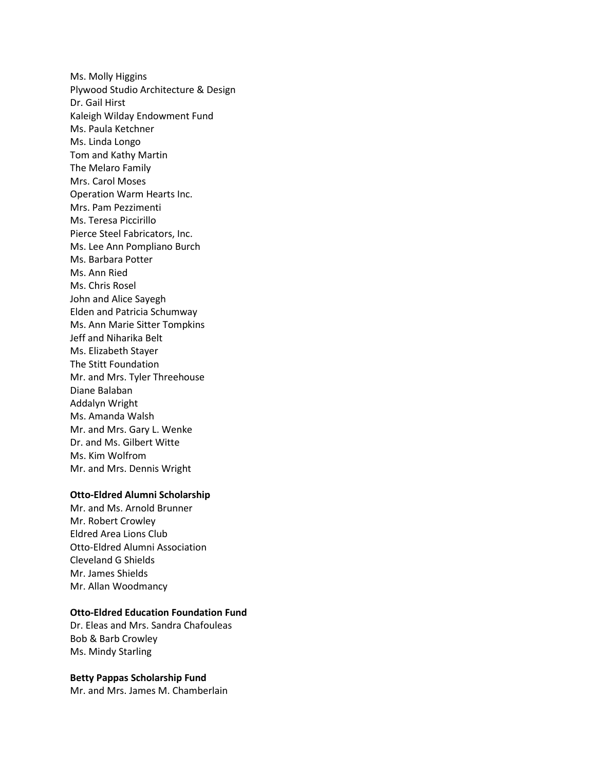Ms. Molly Higgins
Plywood Studio Architecture & Design
Dr. Gail Hirst
Kaleigh Wilday Endowment Fund
Ms. Paula Ketchner
Ms. Linda Longo
Tom and Kathy Martin
The Melaro Family
Mrs. Carol Moses
Operation Warm Hearts Inc.
Mrs. Pam Pezzimenti
Ms. Teresa Piccirillo
Pierce Steel Fabricators, Inc.
Ms. Lee Ann Pompliano Burch
Ms. Barbara Potter
Ms. Ann Ried
Ms. Chris Rosel
John and Alice Sayegh
Elden and Patricia Schumway
Ms. Ann Marie Sitter Tompkins
Jeff and Niharika Belt
Ms. Elizabeth Stayer
The Stitt Foundation
Mr. and Mrs. Tyler Threehouse
Diane Balaban
Addalyn Wright
Ms. Amanda Walsh
Mr. and Mrs. Gary L. Wenke
Dr. and Ms. Gilbert Witte
Ms. Kim Wolfrom
Mr. and Mrs. Dennis Wright

**Otto-Eldred Alumni Scholarship**

Mr. and Ms. Arnold Brunner
Mr. Robert Crowley
Eldred Area Lions Club
Otto-Eldred Alumni Association
Cleveland G Shields
Mr. James Shields
Mr. Allan Woodmancy

**Otto-Eldred Education Foundation Fund**

Dr. Eleas and Mrs. Sandra Chafouleas
Bob & Barb Crowley
Ms. Mindy Starling

**Betty Pappas Scholarship Fund**

Mr. and Mrs. James M. Chamberlain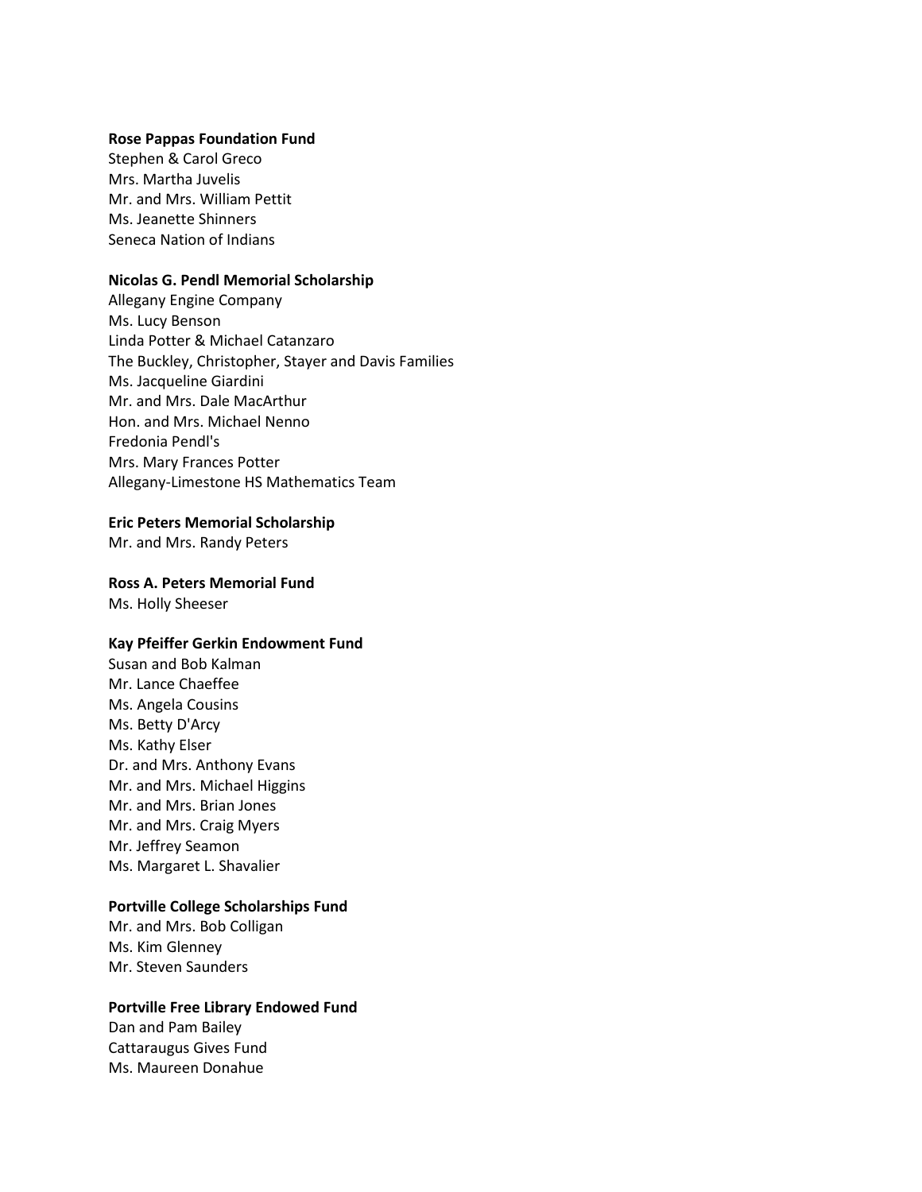**Rose Pappas Foundation Fund**
Stephen & Carol Greco
Mrs. Martha Juvelis
Mr. and Mrs. William Pettit
Ms. Jeanette Shinners
Seneca Nation of Indians

**Nicolas G. Pendl Memorial Scholarship**
Allegany Engine Company
Ms. Lucy Benson
Linda Potter & Michael Catanzaro
The Buckley, Christopher, Stayer and Davis Families
Ms. Jacqueline Giardini
Mr. and Mrs. Dale MacArthur
Hon. and Mrs. Michael Nenno
Fredonia Pendl's
Mrs. Mary Frances Potter
Allegany-Limestone HS Mathematics Team

**Eric Peters Memorial Scholarship**
Mr. and Mrs. Randy Peters

**Ross A. Peters Memorial Fund**
Ms. Holly Sheeser

**Kay Pfeiffer Gerkin Endowment Fund**
Susan and Bob Kalman
Mr. Lance Chaeffee
Ms. Angela Cousins
Ms. Betty D'Arcy
Ms. Kathy Elser
Dr. and Mrs. Anthony Evans
Mr. and Mrs. Michael Higgins
Mr. and Mrs. Brian Jones
Mr. and Mrs. Craig Myers
Mr. Jeffrey Seamon
Ms. Margaret L. Shavalier

**Portville College Scholarships Fund**
Mr. and Mrs. Bob Colligan
Ms. Kim Glenney
Mr. Steven Saunders

**Portville Free Library Endowed Fund**
Dan and Pam Bailey
Cattaraugus Gives Fund
Ms. Maureen Donahue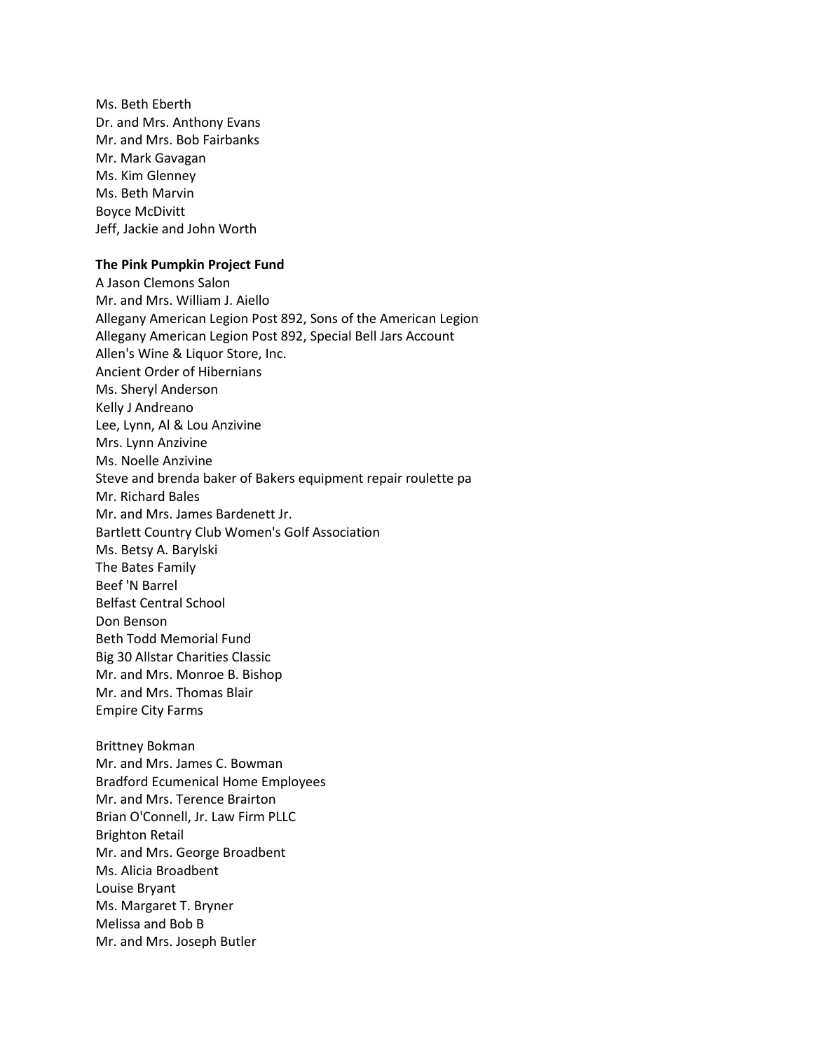Ms. Beth Eberth
Dr. and Mrs. Anthony Evans
Mr. and Mrs. Bob Fairbanks
Mr. Mark Gavagan
Ms. Kim Glenney
Ms. Beth Marvin
Boyce McDivitt
Jeff, Jackie and John Worth

**The Pink Pumpkin Project Fund**

A Jason Clemons Salon
Mr. and Mrs. William J. Aiello
Allegany American Legion Post 892, Sons of the American Legion
Allegany American Legion Post 892, Special Bell Jars Account
Allen's Wine & Liquor Store, Inc.
Ancient Order of Hibernians
Ms. Sheryl Anderson
Kelly J Andreano
Lee, Lynn, Al & Lou Anzivine
Mrs. Lynn Anzivine
Ms. Noelle Anzivine
Steve and brenda baker of Bakers equipment repair roulette pa
Mr. Richard Bales
Mr. and Mrs. James Bardenett Jr.
Bartlett Country Club Women's Golf Association
Ms. Betsy A. Barylski
The Bates Family
Beef 'N Barrel
Belfast Central School
Don Benson
Beth Todd Memorial Fund
Big 30 Allstar Charities Classic
Mr. and Mrs. Monroe B. Bishop
Mr. and Mrs. Thomas Blair
Empire City Farms

Brittney Bokman
Mr. and Mrs. James C. Bowman
Bradford Ecumenical Home Employees
Mr. and Mrs. Terence Brairton
Brian O'Connell, Jr. Law Firm PLLC
Brighton Retail
Mr. and Mrs. George Broadbent
Ms. Alicia Broadbent
Louise Bryant
Ms. Margaret T. Bryner
Melissa and Bob B
Mr. and Mrs. Joseph Butler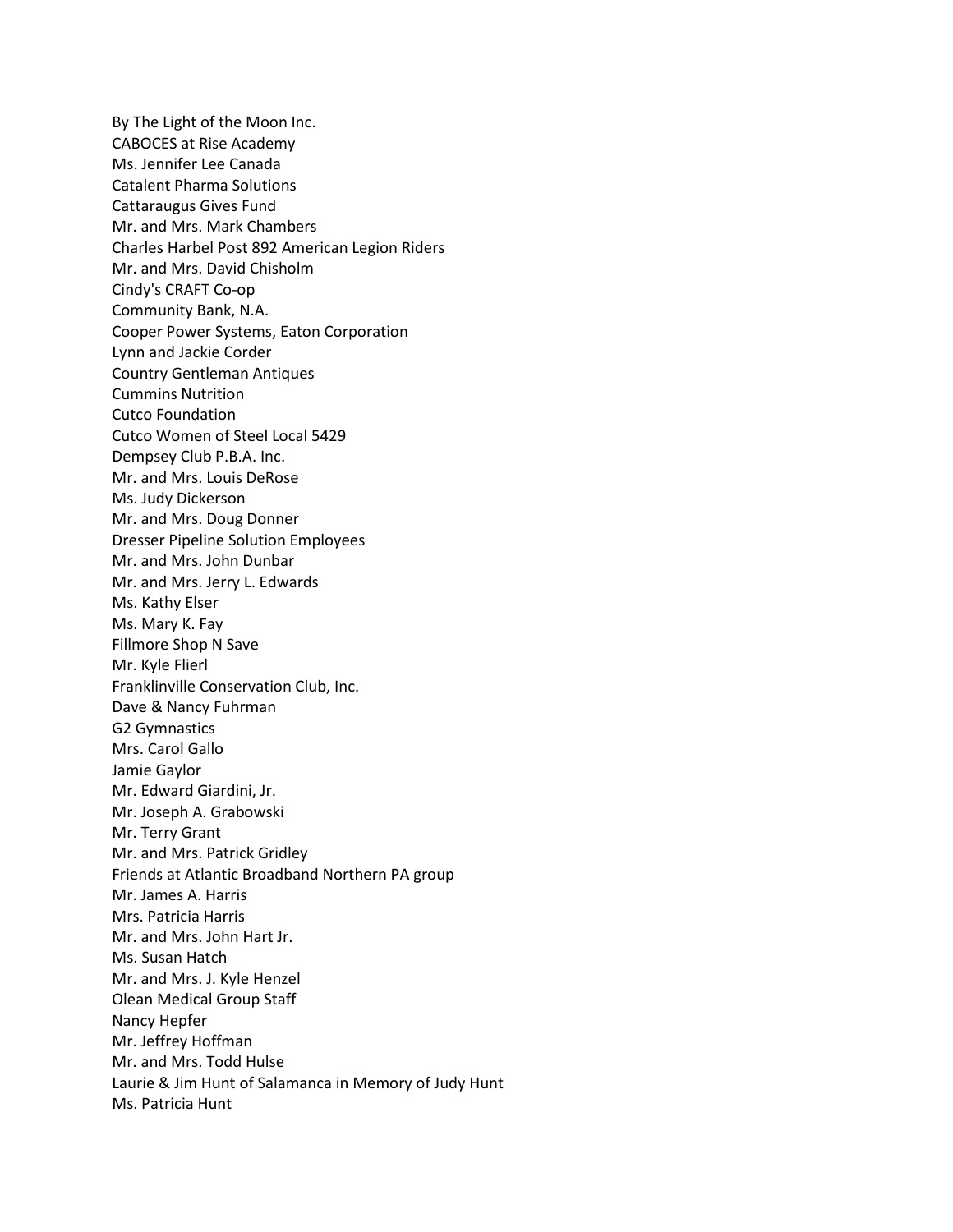By The Light of the Moon Inc.
CABOCES at Rise Academy
Ms. Jennifer Lee Canada
Catalent Pharma Solutions
Cattaraugus Gives Fund
Mr. and Mrs. Mark Chambers
Charles Harbel Post 892 American Legion Riders
Mr. and Mrs. David Chisholm
Cindy's CRAFT Co-op
Community Bank, N.A.
Cooper Power Systems, Eaton Corporation
Lynn and Jackie Corder
Country Gentleman Antiques
Cummins Nutrition
Cutco Foundation
Cutco Women of Steel Local 5429
Dempsey Club P.B.A. Inc.
Mr. and Mrs. Louis DeRose
Ms. Judy Dickerson
Mr. and Mrs. Doug Donner
Dresser Pipeline Solution Employees
Mr. and Mrs. John Dunbar
Mr. and Mrs. Jerry L. Edwards
Ms. Kathy Elser
Ms. Mary K. Fay
Fillmore Shop N Save
Mr. Kyle Flierl
Franklinville Conservation Club, Inc.
Dave & Nancy Fuhrman
G2 Gymnastics
Mrs. Carol Gallo
Jamie Gaylor
Mr. Edward Giardini, Jr.
Mr. Joseph A. Grabowski
Mr. Terry Grant
Mr. and Mrs. Patrick Gridley
Friends at Atlantic Broadband Northern PA group
Mr. James A. Harris
Mrs. Patricia Harris
Mr. and Mrs. John Hart Jr.
Ms. Susan Hatch
Mr. and Mrs. J. Kyle Henzel
Olean Medical Group Staff
Nancy Hepfer
Mr. Jeffrey Hoffman
Mr. and Mrs. Todd Hulse
Laurie & Jim Hunt of Salamanca in Memory of Judy Hunt
Ms. Patricia Hunt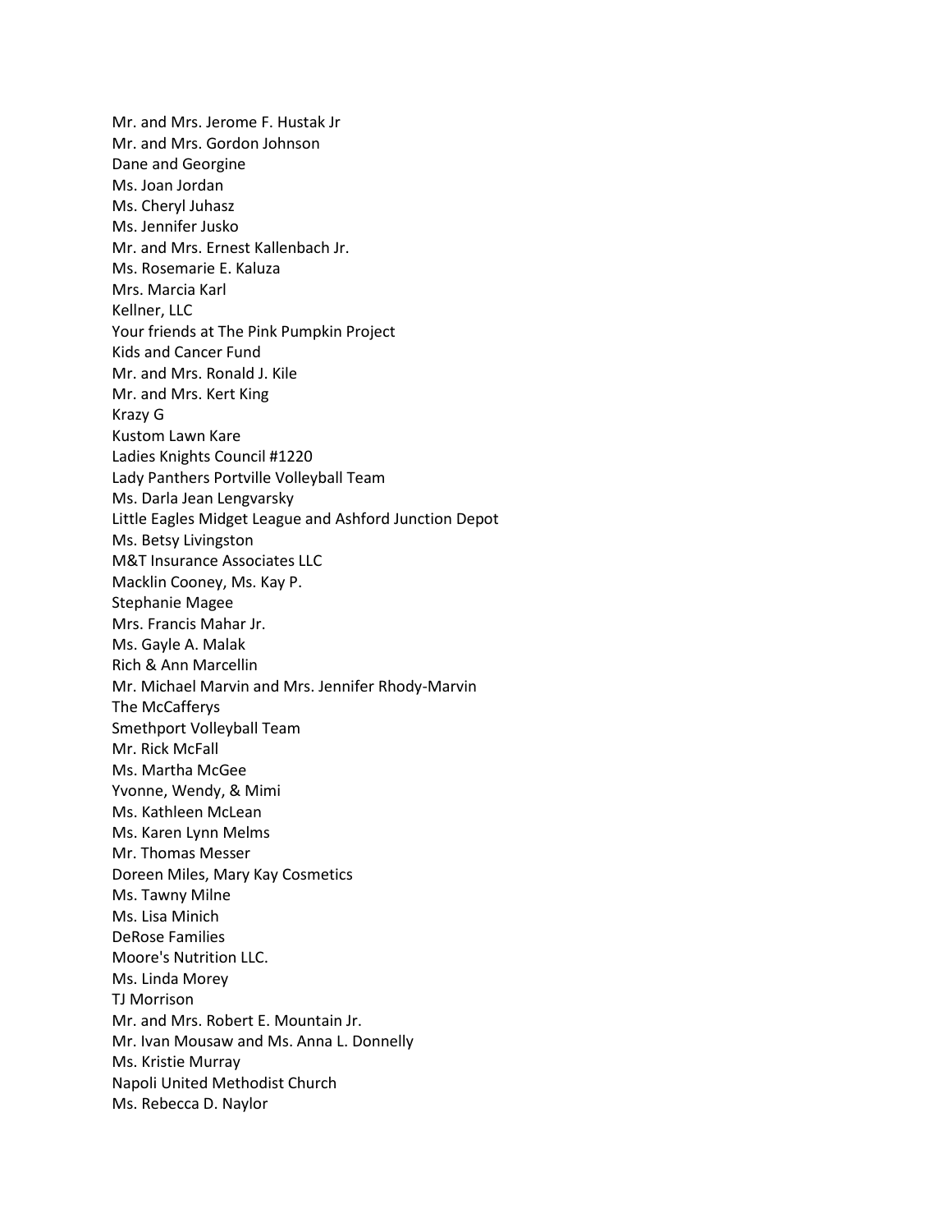Mr. and Mrs. Jerome F. Hustak Jr
Mr. and Mrs. Gordon Johnson
Dane and Georgine
Ms. Joan Jordan
Ms. Cheryl Juhasz
Ms. Jennifer Jusko
Mr. and Mrs. Ernest Kallenbach Jr.
Ms. Rosemarie E. Kaluza
Mrs. Marcia Karl
Kellner, LLC
Your friends at The Pink Pumpkin Project
Kids and Cancer Fund
Mr. and Mrs. Ronald J. Kile
Mr. and Mrs. Kert King
Krazy G
Kustom Lawn Kare
Ladies Knights Council #1220
Lady Panthers Portville Volleyball Team
Ms. Darla Jean Lengvarsky
Little Eagles Midget League and Ashford Junction Depot
Ms. Betsy Livingston
M&T Insurance Associates LLC
Macklin Cooney, Ms. Kay P.
Stephanie Magee
Mrs. Francis Mahar Jr.
Ms. Gayle A. Malak
Rich & Ann Marcellin
Mr. Michael Marvin and Mrs. Jennifer Rhody-Marvin
The McCafferys
Smethport Volleyball Team
Mr. Rick McFall
Ms. Martha McGee
Yvonne, Wendy, & Mimi
Ms. Kathleen McLean
Ms. Karen Lynn Melms
Mr. Thomas Messer
Doreen Miles, Mary Kay Cosmetics
Ms. Tawny Milne
Ms. Lisa Minich
DeRose Families
Moore's Nutrition LLC.
Ms. Linda Morey
TJ Morrison
Mr. and Mrs. Robert E. Mountain Jr.
Mr. Ivan Mousaw and Ms. Anna L. Donnelly
Ms. Kristie Murray
Napoli United Methodist Church
Ms. Rebecca D. Naylor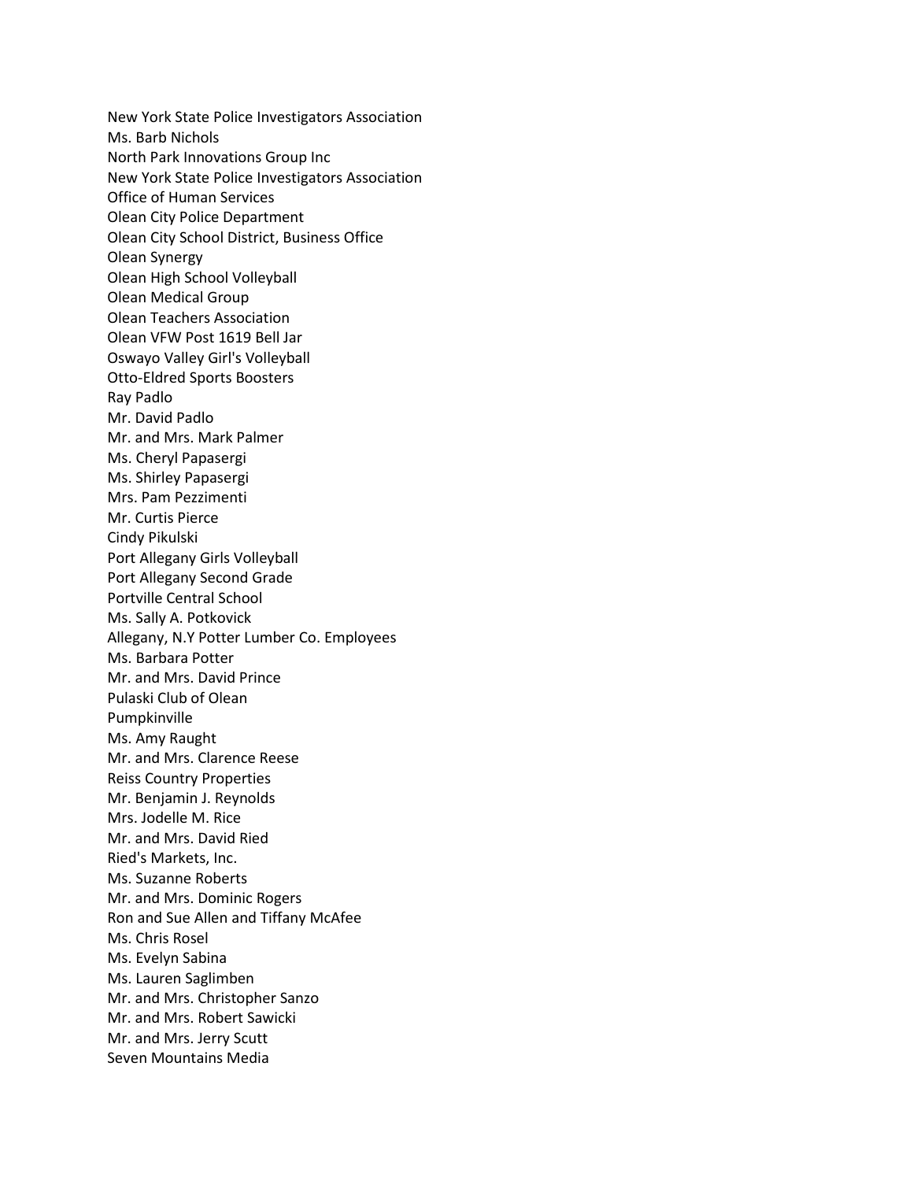New York State Police Investigators Association
Ms. Barb Nichols
North Park Innovations Group Inc
New York State Police Investigators Association
Office of Human Services
Olean City Police Department
Olean City School District, Business Office
Olean Synergy
Olean High School Volleyball
Olean Medical Group
Olean Teachers Association
Olean VFW Post 1619 Bell Jar
Oswayo Valley Girl's Volleyball
Otto-Eldred Sports Boosters
Ray Padlo
Mr. David Padlo
Mr. and Mrs. Mark Palmer
Ms. Cheryl Papasergi
Ms. Shirley Papasergi
Mrs. Pam Pezzimenti
Mr. Curtis Pierce
Cindy Pikulski
Port Allegany Girls Volleyball
Port Allegany Second Grade
Portville Central School
Ms. Sally A. Potkovick
Allegany, N.Y Potter Lumber Co. Employees
Ms. Barbara Potter
Mr. and Mrs. David Prince
Pulaski Club of Olean
Pumpkinville
Ms. Amy Raught
Mr. and Mrs. Clarence Reese
Reiss Country Properties
Mr. Benjamin J. Reynolds
Mrs. Jodelle M. Rice
Mr. and Mrs. David Ried
Ried's Markets, Inc.
Ms. Suzanne Roberts
Mr. and Mrs. Dominic Rogers
Ron and Sue Allen and Tiffany McAfee
Ms. Chris Rosel
Ms. Evelyn Sabina
Ms. Lauren Saglimben
Mr. and Mrs. Christopher Sanzo
Mr. and Mrs. Robert Sawicki
Mr. and Mrs. Jerry Scutt
Seven Mountains Media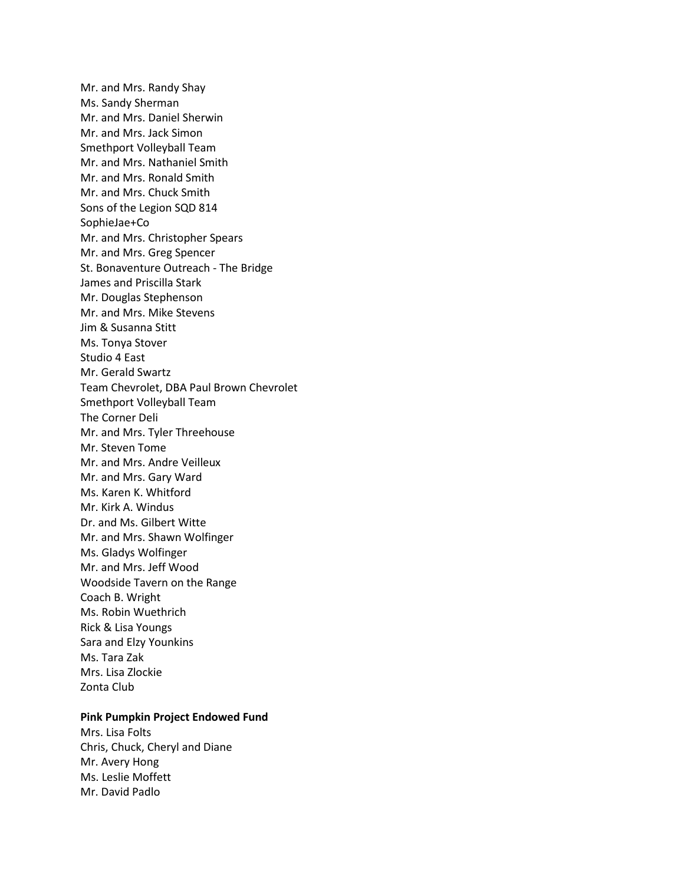Mr. and Mrs. Randy Shay
Ms. Sandy Sherman
Mr. and Mrs. Daniel Sherwin
Mr. and Mrs. Jack Simon
Smethport Volleyball Team
Mr. and Mrs. Nathaniel Smith
Mr. and Mrs. Ronald Smith
Mr. and Mrs. Chuck Smith
Sons of the Legion SQD 814
SophieJae+Co
Mr. and Mrs. Christopher Spears
Mr. and Mrs. Greg Spencer
St. Bonaventure Outreach - The Bridge
James and Priscilla Stark
Mr. Douglas Stephenson
Mr. and Mrs. Mike Stevens
Jim & Susanna Stitt
Ms. Tonya Stover
Studio 4 East
Mr. Gerald Swartz
Team Chevrolet, DBA Paul Brown Chevrolet
Smethport Volleyball Team
The Corner Deli
Mr. and Mrs. Tyler Threehouse
Mr. Steven Tome
Mr. and Mrs. Andre Veilleux
Mr. and Mrs. Gary Ward
Ms. Karen K. Whitford
Mr. Kirk A. Windus
Dr. and Ms. Gilbert Witte
Mr. and Mrs. Shawn Wolfinger
Ms. Gladys Wolfinger
Mr. and Mrs. Jeff Wood
Woodside Tavern on the Range
Coach B. Wright
Ms. Robin Wuethrich
Rick & Lisa Youngs
Sara and Elzy Younkins
Ms. Tara Zak
Mrs. Lisa Zlockie
Zonta Club

**Pink Pumpkin Project Endowed Fund**

Mrs. Lisa Folts
Chris, Chuck, Cheryl and Diane
Mr. Avery Hong
Ms. Leslie Moffett
Mr. David Padlo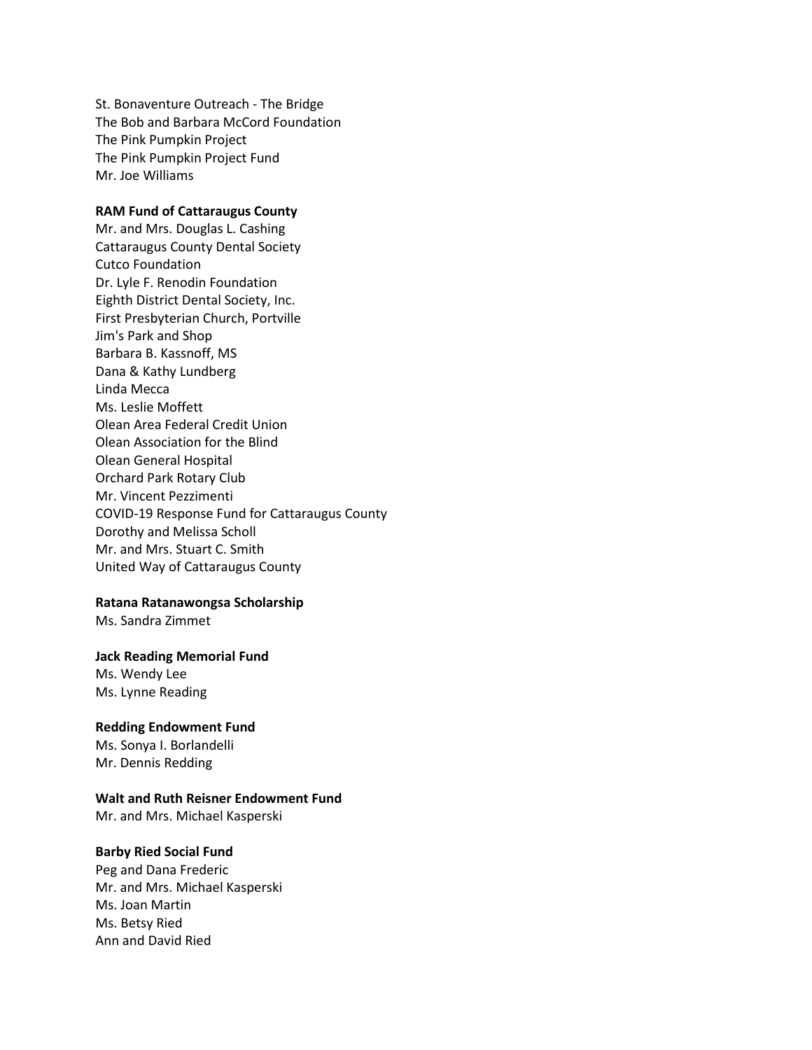St. Bonaventure Outreach - The Bridge
The Bob and Barbara McCord Foundation
The Pink Pumpkin Project
The Pink Pumpkin Project Fund
Mr. Joe Williams

**RAM Fund of Cattaraugus County**
Mr. and Mrs. Douglas L. Cashing
Cattaraugus County Dental Society
Cutco Foundation
Dr. Lyle F. Renodin Foundation
Eighth District Dental Society, Inc.
First Presbyterian Church, Portville
Jim's Park and Shop
Barbara B. Kassnoff, MS
Dana & Kathy Lundberg
Linda Mecca
Ms. Leslie Moffett
Olean Area Federal Credit Union
Olean Association for the Blind
Olean General Hospital
Orchard Park Rotary Club
Mr. Vincent Pezzimenti
COVID-19 Response Fund for Cattaraugus County
Dorothy and Melissa Scholl
Mr. and Mrs. Stuart C. Smith
United Way of Cattaraugus County

**Ratana Ratanawongsa Scholarship**
Ms. Sandra Zimmet

**Jack Reading Memorial Fund**
Ms. Wendy Lee
Ms. Lynne Reading

**Redding Endowment Fund**
Ms. Sonya I. Borlandelli
Mr. Dennis Redding

**Walt and Ruth Reisner Endowment Fund**
Mr. and Mrs. Michael Kasperski

**Barby Ried Social Fund**
Peg and Dana Frederic
Mr. and Mrs. Michael Kasperski
Ms. Joan Martin
Ms. Betsy Ried
Ann and David Ried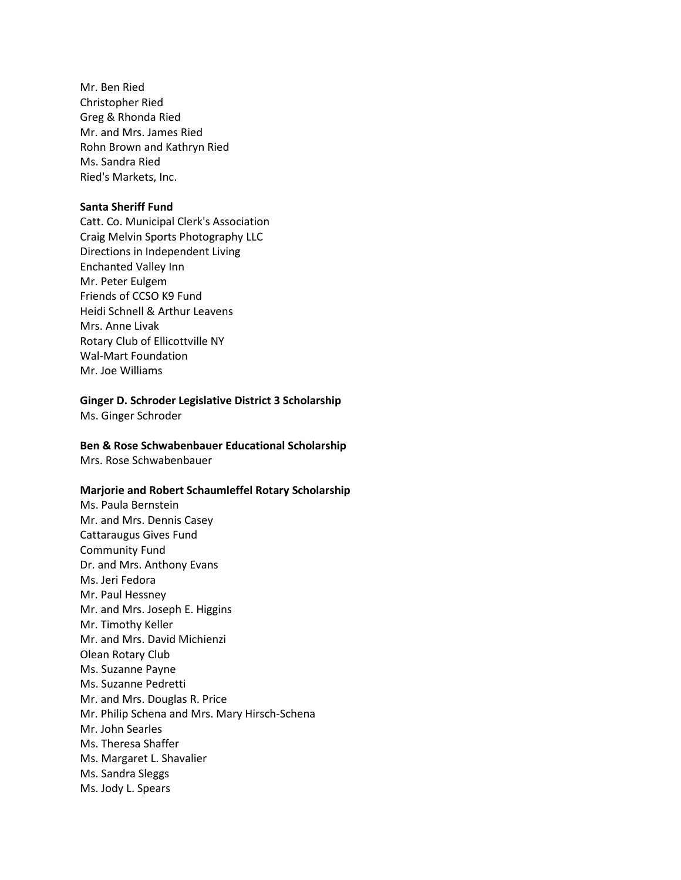Mr. Ben Ried
Christopher Ried
Greg & Rhonda Ried
Mr. and Mrs. James Ried
Rohn Brown and Kathryn Ried
Ms. Sandra Ried
Ried's Markets, Inc.

**Santa Sheriff Fund**
Catt. Co. Municipal Clerk's Association
Craig Melvin Sports Photography LLC
Directions in Independent Living
Enchanted Valley Inn
Mr. Peter Eulgem
Friends of CCSO K9 Fund
Heidi Schnell & Arthur Leavens
Mrs. Anne Livak
Rotary Club of Ellicottville NY
Wal-Mart Foundation
Mr. Joe Williams

**Ginger D. Schroder Legislative District 3 Scholarship**
Ms. Ginger Schroder

**Ben & Rose Schwabenbauer Educational Scholarship**
Mrs. Rose Schwabenbauer

**Marjorie and Robert Schaumleffel Rotary Scholarship**
Ms. Paula Bernstein
Mr. and Mrs. Dennis Casey
Cattaraugus Gives Fund
Community Fund
Dr. and Mrs. Anthony Evans
Ms. Jeri Fedora
Mr. Paul Hessney
Mr. and Mrs. Joseph E. Higgins
Mr. Timothy Keller
Mr. and Mrs. David Michienzi
Olean Rotary Club
Ms. Suzanne Payne
Ms. Suzanne Pedretti
Mr. and Mrs. Douglas R. Price
Mr. Philip Schena and Mrs. Mary Hirsch-Schena
Mr. John Searles
Ms. Theresa Shaffer
Ms. Margaret L. Shavalier
Ms. Sandra Sleggs
Ms. Jody L. Spears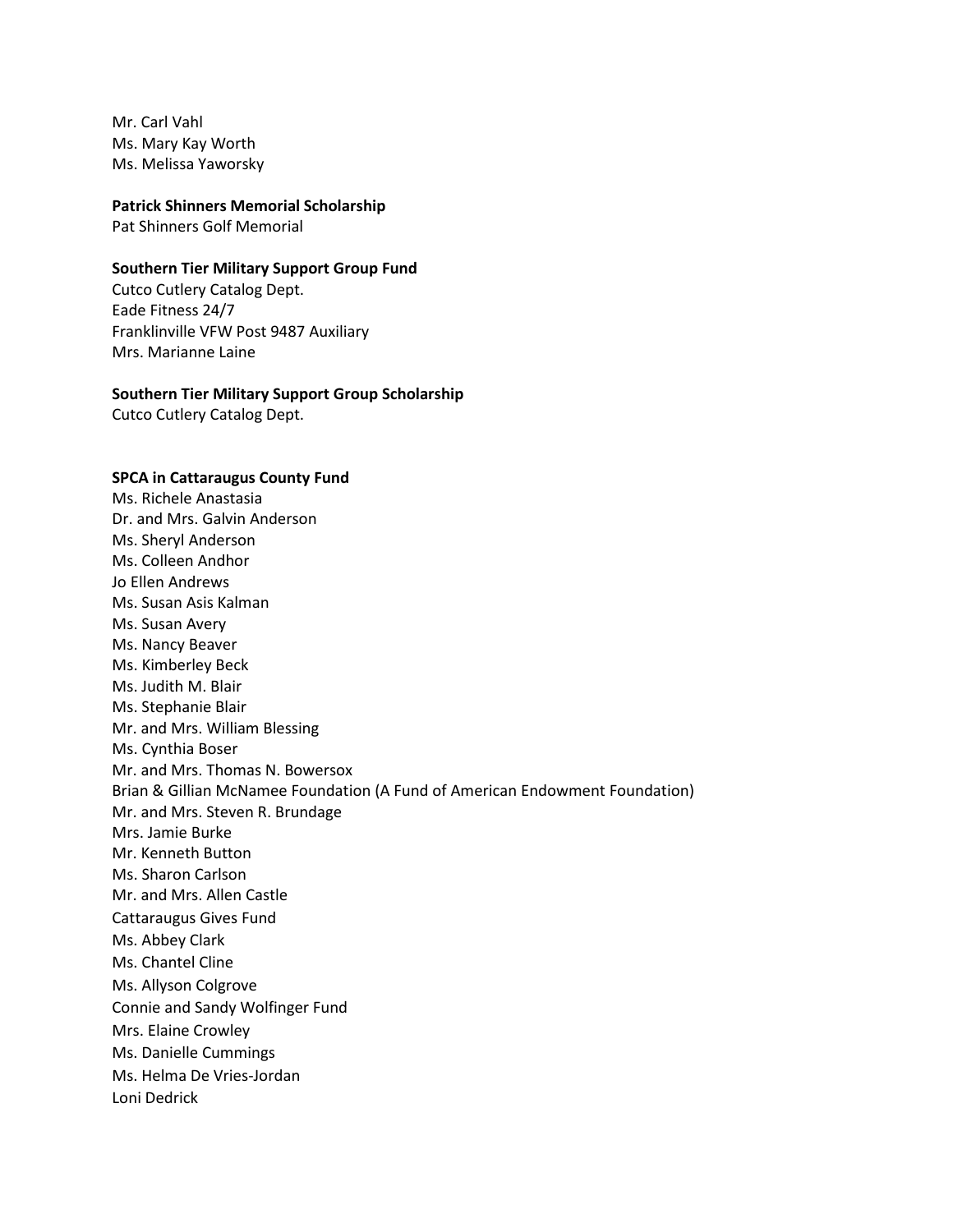Mr. Carl Vahl
Ms. Mary Kay Worth
Ms. Melissa Yaworsky

**Patrick Shinners Memorial Scholarship**
Pat Shinners Golf Memorial

**Southern Tier Military Support Group Fund**
Cutco Cutlery Catalog Dept.
Eade Fitness 24/7
Franklinville VFW Post 9487 Auxiliary
Mrs. Marianne Laine

**Southern Tier Military Support Group Scholarship**
Cutco Cutlery Catalog Dept.

**SPCA in Cattaraugus County Fund**
Ms. Richele Anastasia
Dr. and Mrs. Galvin Anderson
Ms. Sheryl Anderson
Ms. Colleen Andhor
Jo Ellen Andrews
Ms. Susan Asis Kalman
Ms. Susan Avery
Ms. Nancy Beaver
Ms. Kimberley Beck
Ms. Judith M. Blair
Ms. Stephanie Blair
Mr. and Mrs. William Blessing
Ms. Cynthia Boser
Mr. and Mrs. Thomas N. Bowersox
Brian & Gillian McNamee Foundation (A Fund of American Endowment Foundation)
Mr. and Mrs. Steven R. Brundage
Mrs. Jamie Burke
Mr. Kenneth Button
Ms. Sharon Carlson
Mr. and Mrs. Allen Castle
Cattaraugus Gives Fund
Ms. Abbey Clark
Ms. Chantel Cline
Ms. Allyson Colgrove
Connie and Sandy Wolfinger Fund
Mrs. Elaine Crowley
Ms. Danielle Cummings
Ms. Helma De Vries-Jordan
Loni Dedrick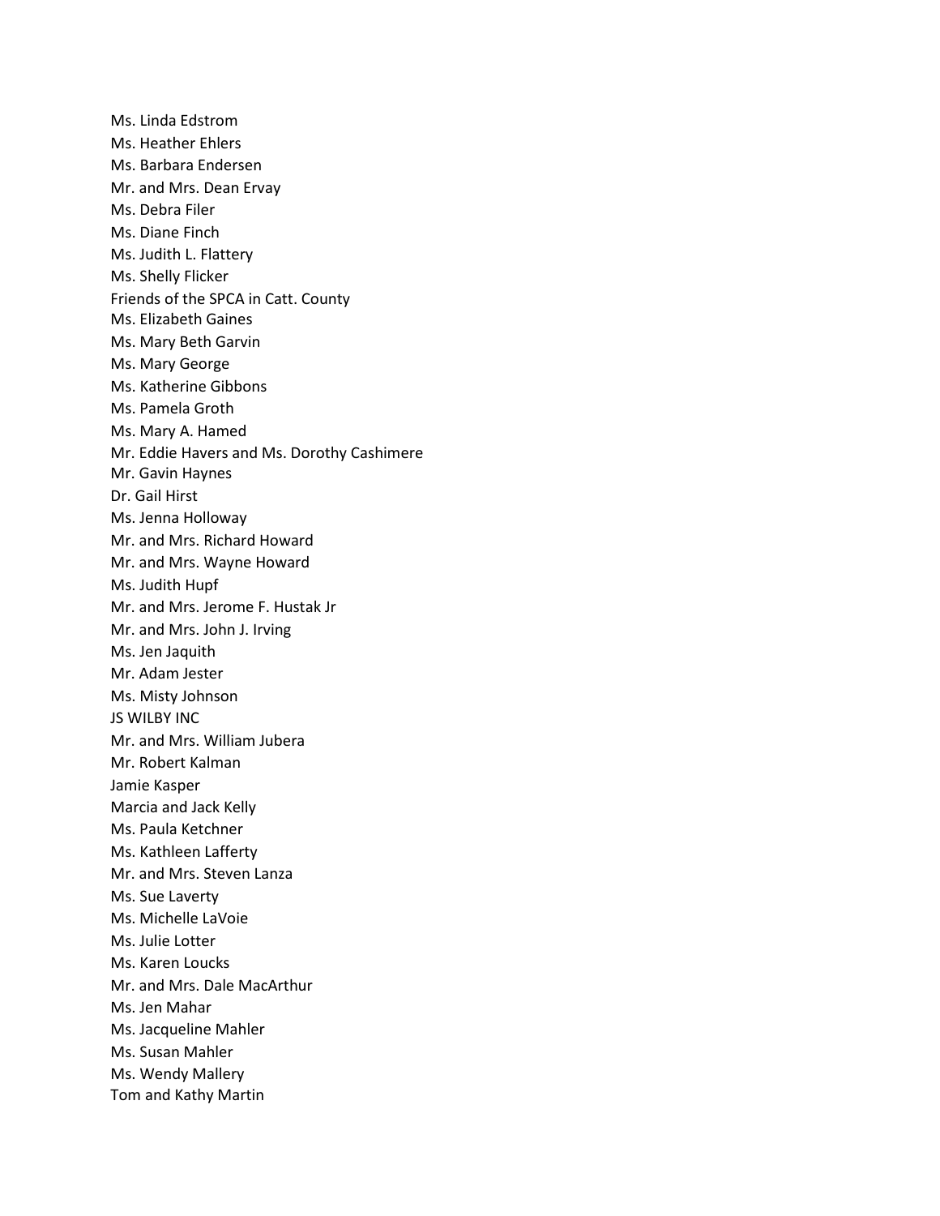Ms. Linda Edstrom
Ms. Heather Ehlers
Ms. Barbara Endersen
Mr. and Mrs. Dean Ervay
Ms. Debra Filer
Ms. Diane Finch
Ms. Judith L. Flattery
Ms. Shelly Flicker
Friends of the SPCA in Catt. County
Ms. Elizabeth Gaines
Ms. Mary Beth Garvin
Ms. Mary George
Ms. Katherine Gibbons
Ms. Pamela Groth
Ms. Mary A. Hamed
Mr. Eddie Havers and Ms. Dorothy Cashimere
Mr. Gavin Haynes
Dr. Gail Hirst
Ms. Jenna Holloway
Mr. and Mrs. Richard Howard
Mr. and Mrs. Wayne Howard
Ms. Judith Hupf
Mr. and Mrs. Jerome F. Hustak Jr
Mr. and Mrs. John J. Irving
Ms. Jen Jaquith
Mr. Adam Jester
Ms. Misty Johnson
JS WILBY INC
Mr. and Mrs. William Jubera
Mr. Robert Kalman
Jamie Kasper
Marcia and Jack Kelly
Ms. Paula Ketchner
Ms. Kathleen Lafferty
Mr. and Mrs. Steven Lanza
Ms. Sue Laverty
Ms. Michelle LaVoie
Ms. Julie Lotter
Ms. Karen Loucks
Mr. and Mrs. Dale MacArthur
Ms. Jen Mahar
Ms. Jacqueline Mahler
Ms. Susan Mahler
Ms. Wendy Mallery
Tom and Kathy Martin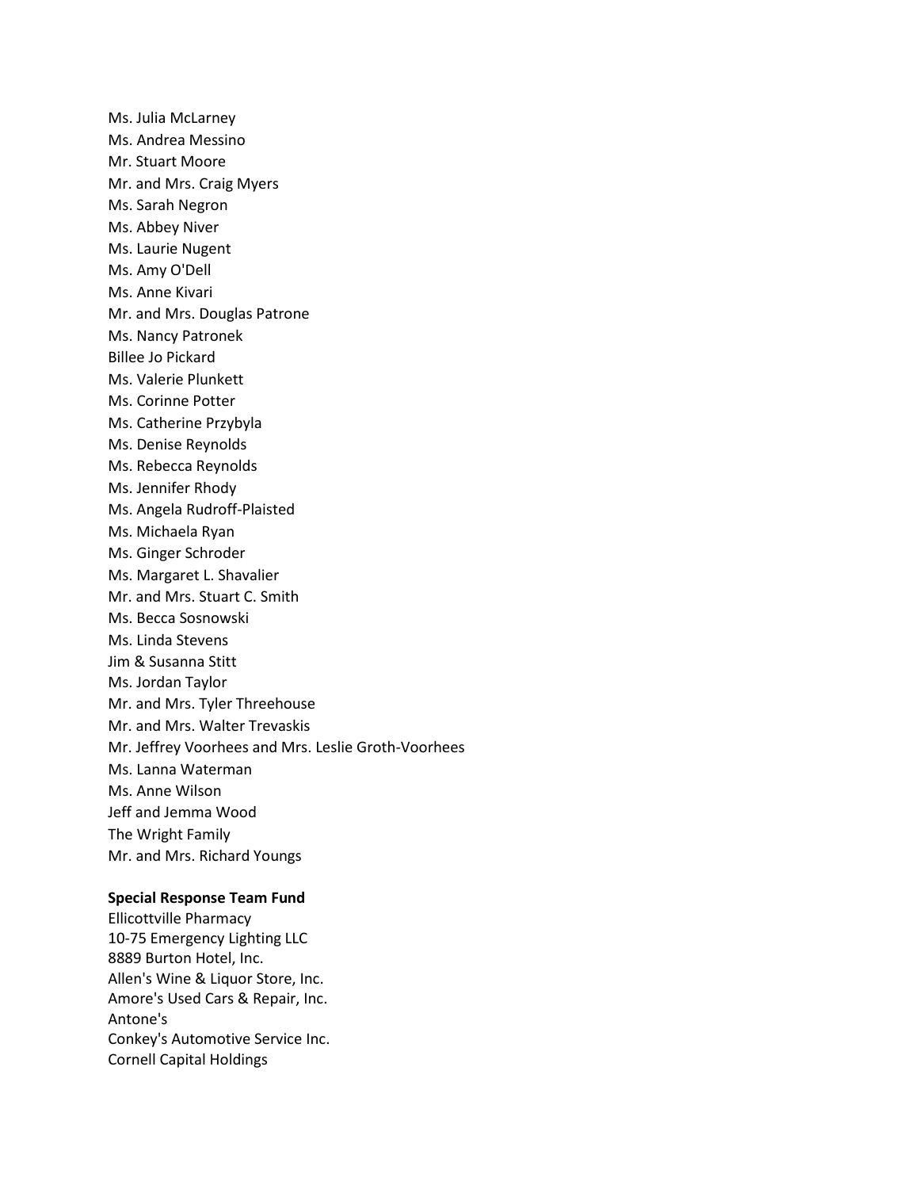Ms. Julia McLarney  
Ms. Andrea Messino  
Mr. Stuart Moore  
Mr. and Mrs. Craig Myers  
Ms. Sarah Negron  
Ms. Abbey Niver  
Ms. Laurie Nugent  
Ms. Amy O'Dell  
Ms. Anne Kivari  
Mr. and Mrs. Douglas Patrone  
Ms. Nancy Patronek  
Billee Jo Pickard  
Ms. Valerie Plunkett  
Ms. Corinne Potter  
Ms. Catherine Przybyla  
Ms. Denise Reynolds  
Ms. Rebecca Reynolds  
Ms. Jennifer Rhody  
Ms. Angela Rudroff-Plaisted  
Ms. Michaela Ryan  
Ms. Ginger Schroder  
Ms. Margaret L. Shavalier  
Mr. and Mrs. Stuart C. Smith  
Ms. Becca Sosnowski  
Ms. Linda Stevens  
Jim & Susanna Stitt  
Ms. Jordan Taylor  
Mr. and Mrs. Tyler Threehouse  
Mr. and Mrs. Walter Trevaskis  
Mr. Jeffrey Voorhees and Mrs. Leslie Groth-Voorhees  
Ms. Lanna Waterman  
Ms. Anne Wilson  
Jeff and Jemma Wood  
The Wright Family  
Mr. and Mrs. Richard Youngs

**Special Response Team Fund**

Ellicottville Pharmacy  
10-75 Emergency Lighting LLC  
8889 Burton Hotel, Inc.  
Allen's Wine & Liquor Store, Inc.  
Amore's Used Cars & Repair, Inc.  
Antone's  
Conkey's Automotive Service Inc.  
Cornell Capital Holdings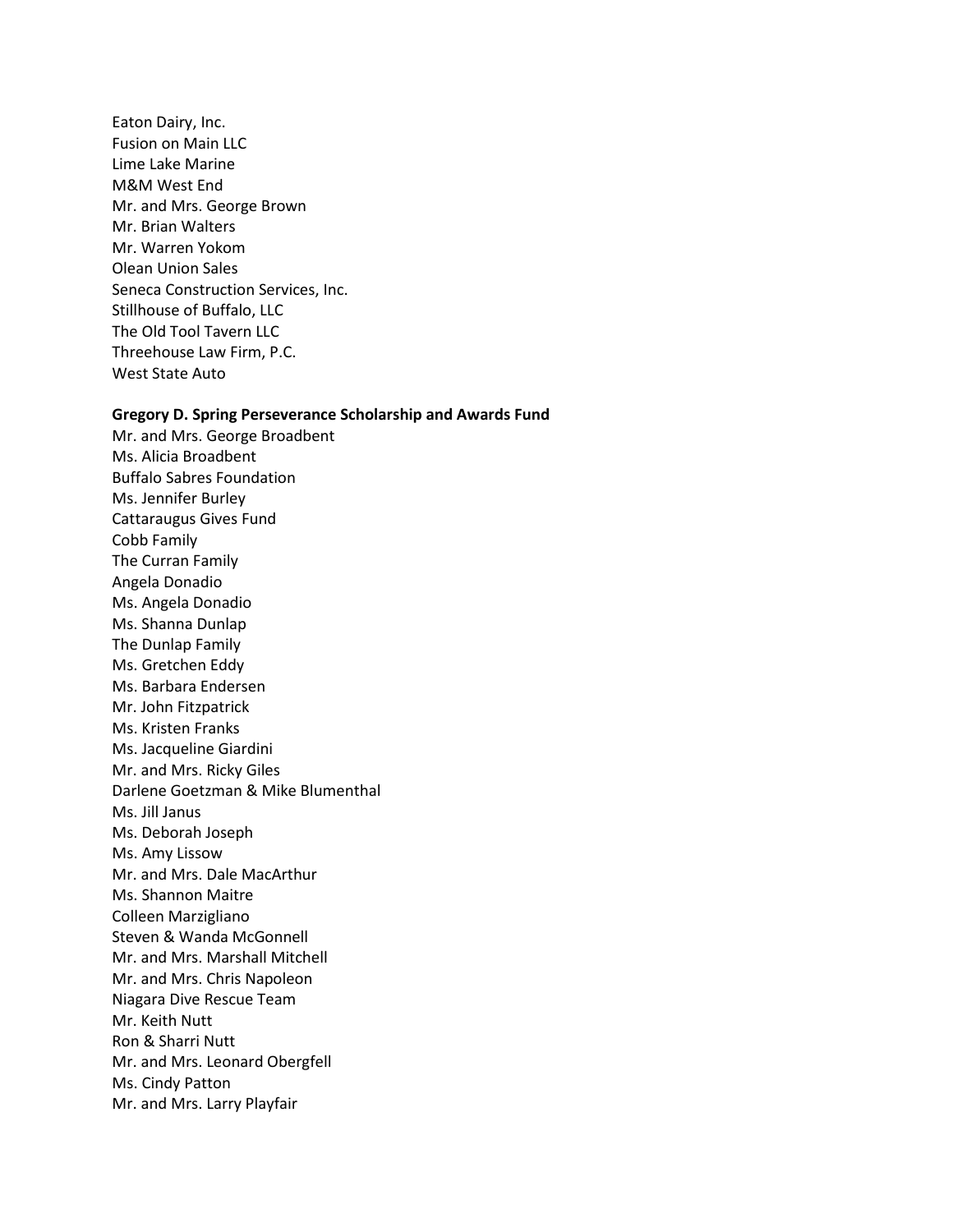Eaton Dairy, Inc.
Fusion on Main LLC
Lime Lake Marine
M&M West End
Mr. and Mrs. George Brown
Mr. Brian Walters
Mr. Warren Yokom
Olean Union Sales
Seneca Construction Services, Inc.
Stillhouse of Buffalo, LLC
The Old Tool Tavern LLC
Threehouse Law Firm, P.C.
West State Auto

**Gregory D. Spring Perseverance Scholarship and Awards Fund**

Mr. and Mrs. George Broadbent
Ms. Alicia Broadbent
Buffalo Sabres Foundation
Ms. Jennifer Burley
Cattaraugus Gives Fund
Cobb Family
The Curran Family
Angela Donadio
Ms. Angela Donadio
Ms. Shanna Dunlap
The Dunlap Family
Ms. Gretchen Eddy
Ms. Barbara Endersen
Mr. John Fitzpatrick
Ms. Kristen Franks
Ms. Jacqueline Giardini
Mr. and Mrs. Ricky Giles
Darlene Goetzman & Mike Blumenthal
Ms. Jill Janus
Ms. Deborah Joseph
Ms. Amy Lissow
Mr. and Mrs. Dale MacArthur
Ms. Shannon Maitre
Colleen Marzigliano
Steven & Wanda McGonnell
Mr. and Mrs. Marshall Mitchell
Mr. and Mrs. Chris Napoleon
Niagara Dive Rescue Team
Mr. Keith Nutt
Ron & Sharri Nutt
Mr. and Mrs. Leonard Obergfell
Ms. Cindy Patton
Mr. and Mrs. Larry Playfair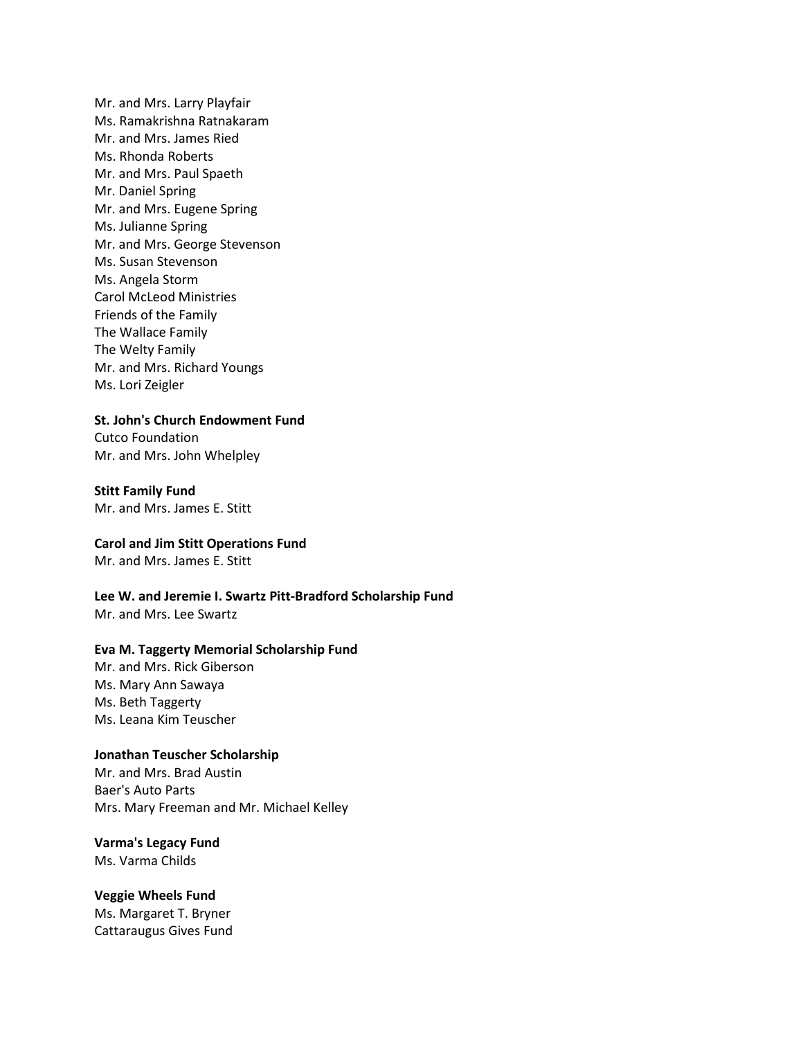Mr. and Mrs. Larry Playfair
Ms. Ramakrishna Ratnakaram
Mr. and Mrs. James Ried
Ms. Rhonda Roberts
Mr. and Mrs. Paul Spaeth
Mr. Daniel Spring
Mr. and Mrs. Eugene Spring
Ms. Julianne Spring
Mr. and Mrs. George Stevenson
Ms. Susan Stevenson
Ms. Angela Storm
Carol McLeod Ministries
Friends of the Family
The Wallace Family
The Welty Family
Mr. and Mrs. Richard Youngs
Ms. Lori Zeigler

**St. John's Church Endowment Fund**
Cutco Foundation
Mr. and Mrs. John Whelpley

**Stitt Family Fund**
Mr. and Mrs. James E. Stitt

**Carol and Jim Stitt Operations Fund**
Mr. and Mrs. James E. Stitt

**Lee W. and Jeremie I. Swartz Pitt-Bradford Scholarship Fund**
Mr. and Mrs. Lee Swartz

**Eva M. Taggerty Memorial Scholarship Fund**
Mr. and Mrs. Rick Giberson
Ms. Mary Ann Sawaya
Ms. Beth Taggerty
Ms. Leana Kim Teuscher

**Jonathan Teuscher Scholarship**
Mr. and Mrs. Brad Austin
Baer's Auto Parts
Mrs. Mary Freeman and Mr. Michael Kelley

**Varma's Legacy Fund**
Ms. Varma Childs

**Veggie Wheels Fund**
Ms. Margaret T. Bryner
Cattaraugus Gives Fund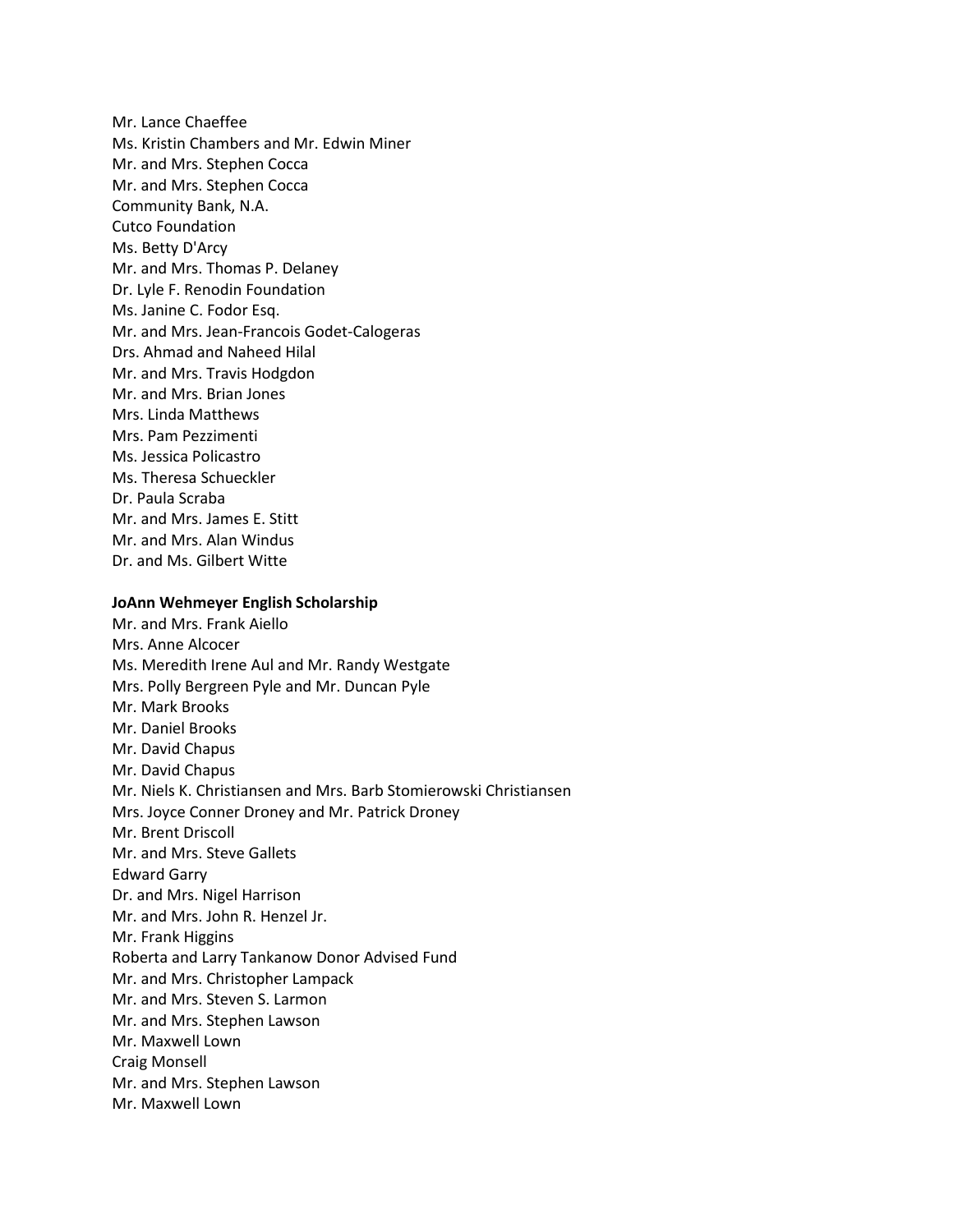Mr. Lance Chaeffee
Ms. Kristin Chambers and Mr. Edwin Miner
Mr. and Mrs. Stephen Cocca
Mr. and Mrs. Stephen Cocca
Community Bank, N.A.
Cutco Foundation
Ms. Betty D'Arcy
Mr. and Mrs. Thomas P. Delaney
Dr. Lyle F. Renodin Foundation
Ms. Janine C. Fodor Esq.
Mr. and Mrs. Jean-Francois Godet-Calogeras
Drs. Ahmad and Naheed Hilal
Mr. and Mrs. Travis Hodgdon
Mr. and Mrs. Brian Jones
Mrs. Linda Matthews
Mrs. Pam Pezzimenti
Ms. Jessica Policastro
Ms. Theresa Schueckler
Dr. Paula Scraba
Mr. and Mrs. James E. Stitt
Mr. and Mrs. Alan Windus
Dr. and Ms. Gilbert Witte

**JoAnn Wehmeyer English Scholarship**
Mr. and Mrs. Frank Aiello
Mrs. Anne Alcocer
Ms. Meredith Irene Aul and Mr. Randy Westgate
Mrs. Polly Bergreen Pyle and Mr. Duncan Pyle
Mr. Mark Brooks
Mr. Daniel Brooks
Mr. David Chapus
Mr. David Chapus
Mr. Niels K. Christiansen and Mrs. Barb Stomierowski Christiansen
Mrs. Joyce Conner Droney and Mr. Patrick Droney
Mr. Brent Driscoll
Mr. and Mrs. Steve Gallets
Edward Garry
Dr. and Mrs. Nigel Harrison
Mr. and Mrs. John R. Henzel Jr.
Mr. Frank Higgins
Roberta and Larry Tankanow Donor Advised Fund
Mr. and Mrs. Christopher Lampack
Mr. and Mrs. Steven S. Larmon
Mr. and Mrs. Stephen Lawson
Mr. Maxwell Lown
Craig Monsell
Mr. and Mrs. Stephen Lawson
Mr. Maxwell Lown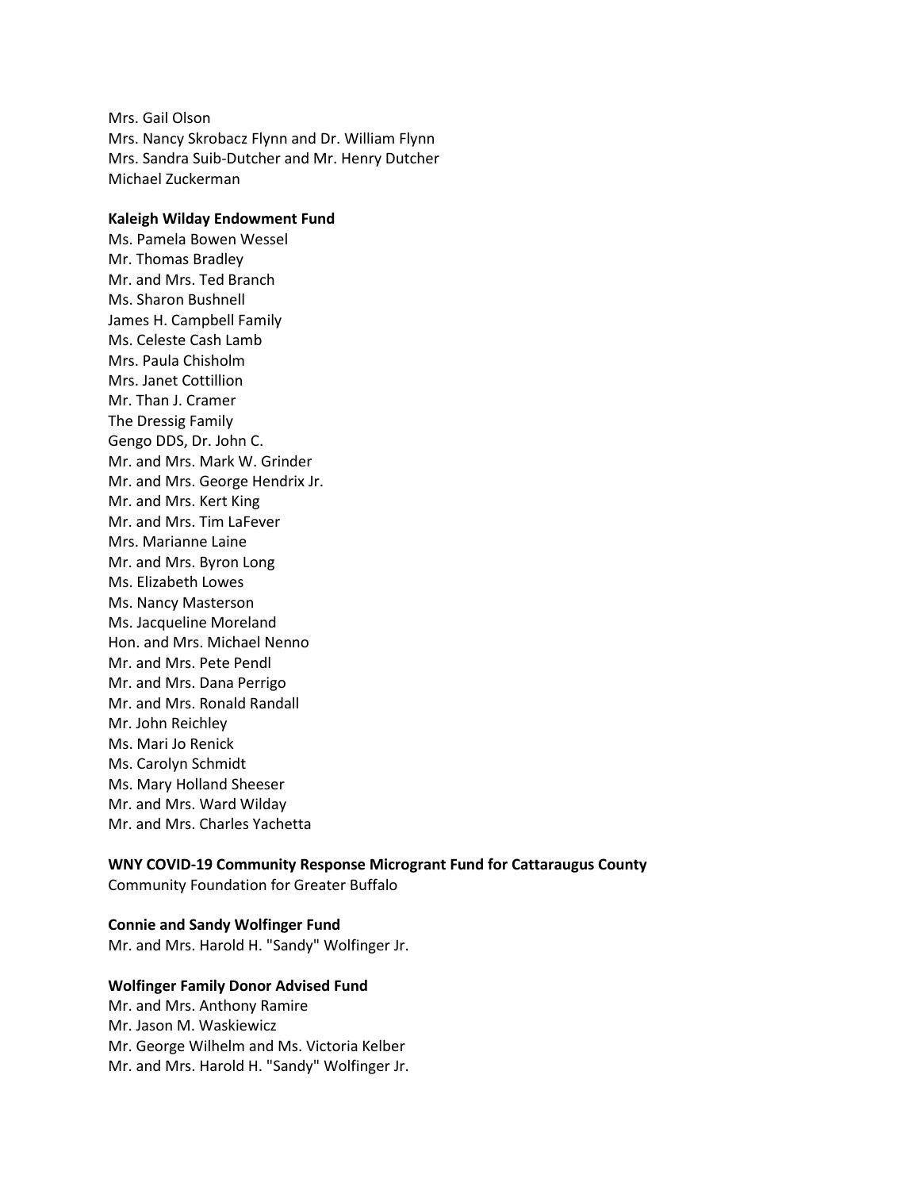Mrs. Gail Olson
Mrs. Nancy Skrobacz Flynn and Dr. William Flynn
Mrs. Sandra Suib-Dutcher and Mr. Henry Dutcher
Michael Zuckerman

**Kaleigh Wilday Endowment Fund**

Ms. Pamela Bowen Wessel
Mr. Thomas Bradley
Mr. and Mrs. Ted Branch
Ms. Sharon Bushnell
James H. Campbell Family
Ms. Celeste Cash Lamb
Mrs. Paula Chisholm
Mrs. Janet Cottillion
Mr. Than J. Cramer
The Dressig Family
Gengo DDS, Dr. John C.
Mr. and Mrs. Mark W. Grinder
Mr. and Mrs. George Hendrix Jr.
Mr. and Mrs. Kert King
Mr. and Mrs. Tim LaFever
Mrs. Marianne Laine
Mr. and Mrs. Byron Long
Ms. Elizabeth Lowes
Ms. Nancy Masterson
Ms. Jacqueline Moreland
Hon. and Mrs. Michael Nenno
Mr. and Mrs. Pete Pendl
Mr. and Mrs. Dana Perrigo
Mr. and Mrs. Ronald Randall
Mr. John Reichley
Ms. Mari Jo Renick
Ms. Carolyn Schmidt
Ms. Mary Holland Sheeser
Mr. and Mrs. Ward Wilday
Mr. and Mrs. Charles Yachetta

**WNY COVID-19 Community Response Microgrant Fund for Cattaraugus County**

Community Foundation for Greater Buffalo

**Connie and Sandy Wolfinger Fund**

Mr. and Mrs. Harold H. "Sandy" Wolfinger Jr.

**Wolfinger Family Donor Advised Fund**

Mr. and Mrs. Anthony Ramire
Mr. Jason M. Waskiewicz
Mr. George Wilhelm and Ms. Victoria Kelber
Mr. and Mrs. Harold H. "Sandy" Wolfinger Jr.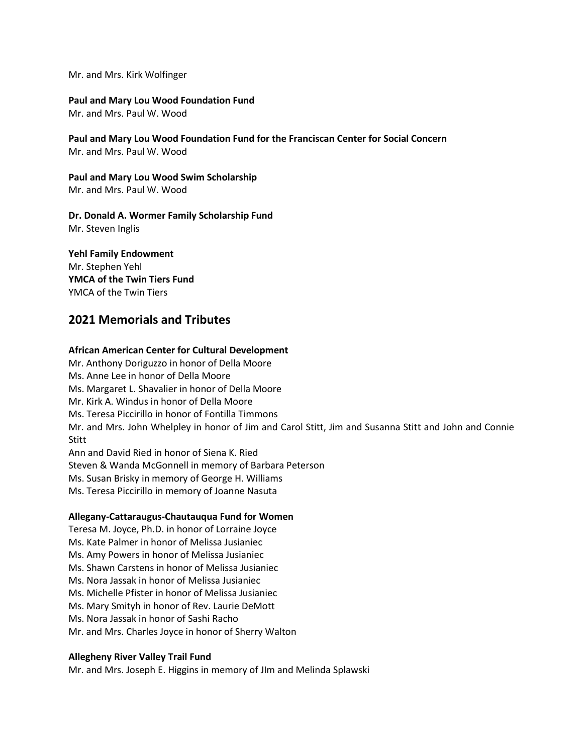Mr. and Mrs. Kirk Wolfinger

**Paul and Mary Lou Wood Foundation Fund**
Mr. and Mrs. Paul W. Wood

**Paul and Mary Lou Wood Foundation Fund for the Franciscan Center for Social Concern**
Mr. and Mrs. Paul W. Wood

**Paul and Mary Lou Wood Swim Scholarship**
Mr. and Mrs. Paul W. Wood

**Dr. Donald A. Wormer Family Scholarship Fund**
Mr. Steven Inglis

**Yehl Family Endowment**
Mr. Stephen Yehl
**YMCA of the Twin Tiers Fund**
YMCA of the Twin Tiers

## 2021 Memorials and Tributes

**African American Center for Cultural Development**
Mr. Anthony Doriguzzo in honor of Della Moore
Ms. Anne Lee in honor of Della Moore
Ms. Margaret L. Shavalier in honor of Della Moore
Mr. Kirk A. Windus in honor of Della Moore
Ms. Teresa Piccirillo in honor of Fontilla Timmons
Mr. and Mrs. John Whelpley in honor of Jim and Carol Stitt, Jim and Susanna Stitt and John and Connie Stitt
Ann and David Ried in honor of Siena K. Ried
Steven & Wanda McGonnell in memory of Barbara Peterson
Ms. Susan Brisky in memory of George H. Williams
Ms. Teresa Piccirillo in memory of Joanne Nasuta

**Allegany-Cattaraugus-Chautauqua Fund for Women**
Teresa M. Joyce, Ph.D. in honor of Lorraine Joyce
Ms. Kate Palmer in honor of Melissa Jusianiec
Ms. Amy Powers in honor of Melissa Jusianiec
Ms. Shawn Carstens in honor of Melissa Jusianiec
Ms. Nora Jassak in honor of Melissa Jusianiec
Ms. Michelle Pfister in honor of Melissa Jusianiec
Ms. Mary Smityh in honor of Rev. Laurie DeMott
Ms. Nora Jassak in honor of Sashi Racho
Mr. and Mrs. Charles Joyce in honor of Sherry Walton

**Allegheny River Valley Trail Fund**
Mr. and Mrs. Joseph E. Higgins in memory of JIm and Melinda Splawski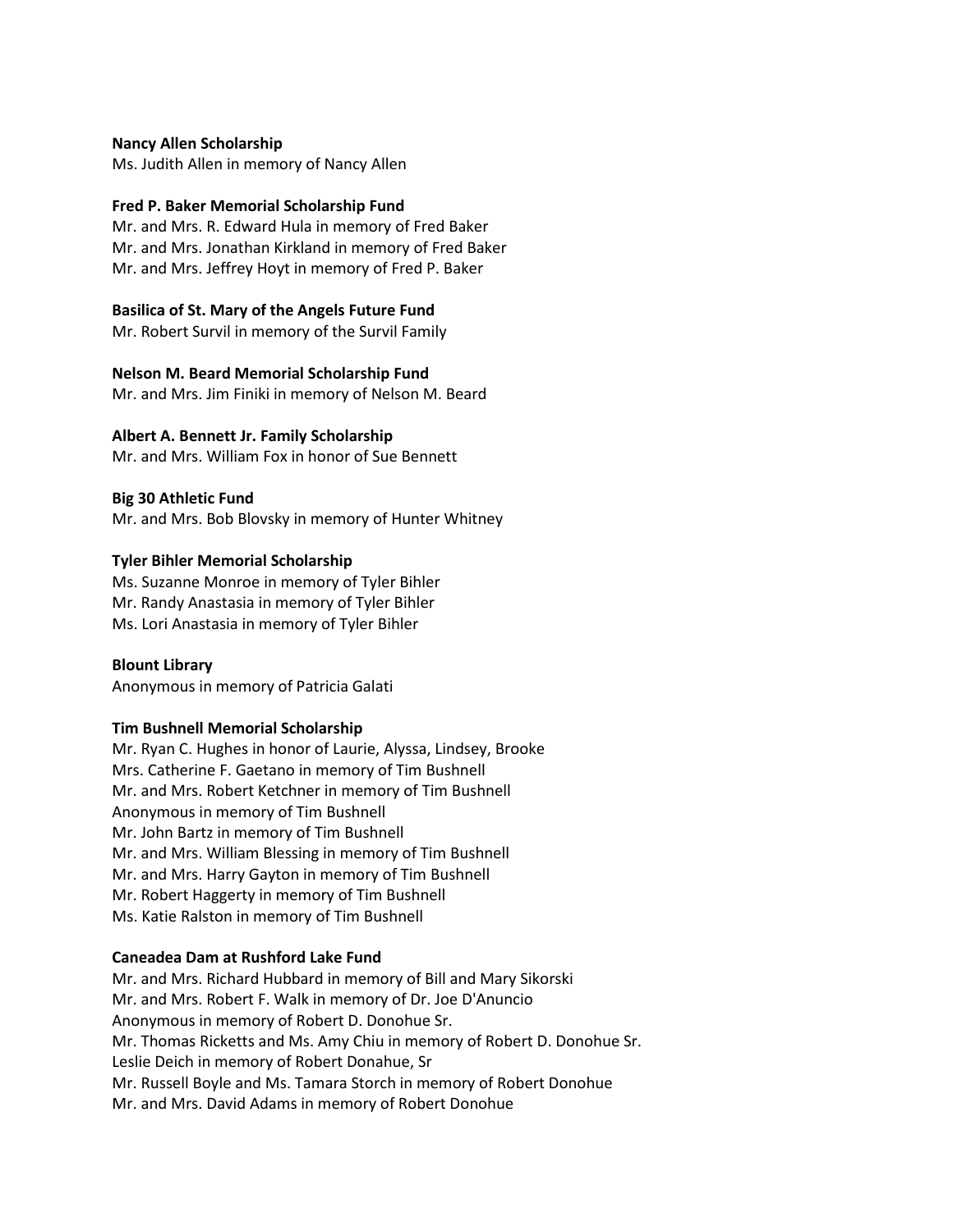**Nancy Allen Scholarship**
Ms. Judith Allen in memory of Nancy Allen

**Fred P. Baker Memorial Scholarship Fund**
Mr. and Mrs. R. Edward Hula in memory of Fred Baker
Mr. and Mrs. Jonathan Kirkland in memory of Fred Baker
Mr. and Mrs. Jeffrey Hoyt in memory of Fred P. Baker

**Basilica of St. Mary of the Angels Future Fund**
Mr. Robert Survil in memory of the Survil Family

**Nelson M. Beard Memorial Scholarship Fund**
Mr. and Mrs. Jim Finiki in memory of Nelson M. Beard

**Albert A. Bennett Jr. Family Scholarship**
Mr. and Mrs. William Fox in honor of Sue Bennett

**Big 30 Athletic Fund**
Mr. and Mrs. Bob Blovsky in memory of Hunter Whitney

**Tyler Bihler Memorial Scholarship**
Ms. Suzanne Monroe in memory of Tyler Bihler
Mr. Randy Anastasia in memory of Tyler Bihler
Ms. Lori Anastasia in memory of Tyler Bihler

**Blount Library**
Anonymous in memory of Patricia Galati

**Tim Bushnell Memorial Scholarship**
Mr. Ryan C. Hughes in honor of Laurie, Alyssa, Lindsey, Brooke
Mrs. Catherine F. Gaetano in memory of Tim Bushnell
Mr. and Mrs. Robert Ketchner in memory of Tim Bushnell
Anonymous in memory of Tim Bushnell
Mr. John Bartz in memory of Tim Bushnell
Mr. and Mrs. William Blessing in memory of Tim Bushnell
Mr. and Mrs. Harry Gayton in memory of Tim Bushnell
Mr. Robert Haggerty in memory of Tim Bushnell
Ms. Katie Ralston in memory of Tim Bushnell

**Caneadea Dam at Rushford Lake Fund**
Mr. and Mrs. Richard Hubbard in memory of Bill and Mary Sikorski
Mr. and Mrs. Robert F. Walk in memory of Dr. Joe D'Anuncio
Anonymous in memory of Robert D. Donohue Sr.
Mr. Thomas Ricketts and Ms. Amy Chiu in memory of Robert D. Donohue Sr.
Leslie Deich in memory of Robert Donahue, Sr
Mr. Russell Boyle and Ms. Tamara Storch in memory of Robert Donohue
Mr. and Mrs. David Adams in memory of Robert Donohue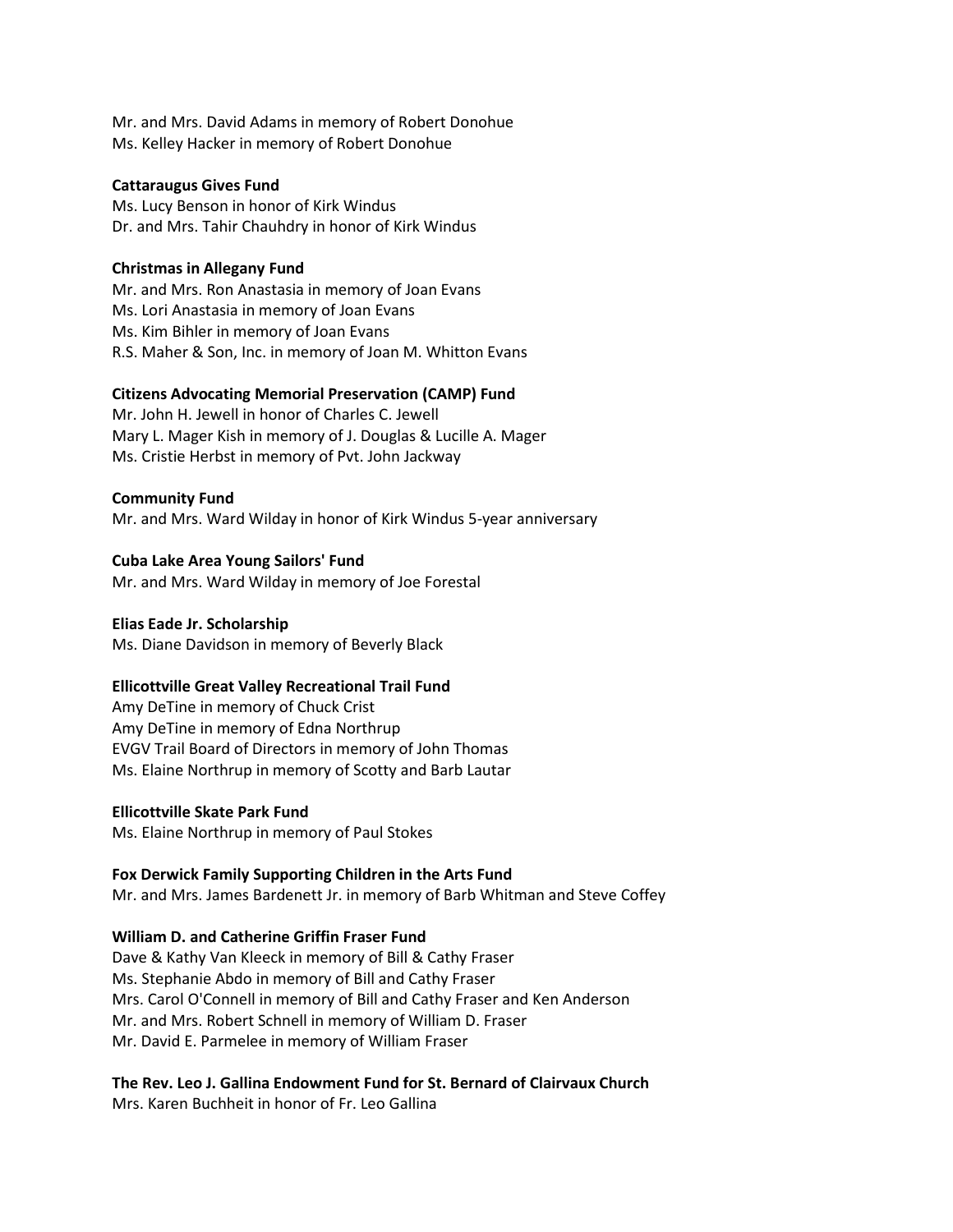Mr. and Mrs. David Adams in memory of Robert Donohue
Ms. Kelley Hacker in memory of Robert Donohue

**Cattaraugus Gives Fund**
Ms. Lucy Benson in honor of Kirk Windus
Dr. and Mrs. Tahir Chauhdry in honor of Kirk Windus

**Christmas in Allegany Fund**
Mr. and Mrs. Ron Anastasia in memory of Joan Evans
Ms. Lori Anastasia in memory of Joan Evans
Ms. Kim Bihler in memory of Joan Evans
R.S. Maher & Son, Inc. in memory of Joan M. Whitton Evans

**Citizens Advocating Memorial Preservation (CAMP) Fund**
Mr. John H. Jewell in honor of Charles C. Jewell
Mary L. Mager Kish in memory of J. Douglas & Lucille A. Mager
Ms. Cristie Herbst in memory of Pvt. John Jackway

**Community Fund**
Mr. and Mrs. Ward Wilday in honor of Kirk Windus 5-year anniversary

**Cuba Lake Area Young Sailors' Fund**
Mr. and Mrs. Ward Wilday in memory of Joe Forestal

**Elias Eade Jr. Scholarship**
Ms. Diane Davidson in memory of Beverly Black

**Ellicottville Great Valley Recreational Trail Fund**
Amy DeTine in memory of Chuck Crist
Amy DeTine in memory of Edna Northrup
EVGV Trail Board of Directors in memory of John Thomas
Ms. Elaine Northrup in memory of Scotty and Barb Lautar

**Ellicottville Skate Park Fund**
Ms. Elaine Northrup in memory of Paul Stokes

**Fox Derwick Family Supporting Children in the Arts Fund**
Mr. and Mrs. James Bardenett Jr. in memory of Barb Whitman and Steve Coffey

**William D. and Catherine Griffin Fraser Fund**
Dave & Kathy Van Kleeck in memory of Bill & Cathy Fraser
Ms. Stephanie Abdo in memory of Bill and Cathy Fraser
Mrs. Carol O'Connell in memory of Bill and Cathy Fraser and Ken Anderson
Mr. and Mrs. Robert Schnell in memory of William D. Fraser
Mr. David E. Parmelee in memory of William Fraser

**The Rev. Leo J. Gallina Endowment Fund for St. Bernard of Clairvaux Church**
Mrs. Karen Buchheit in honor of Fr. Leo Gallina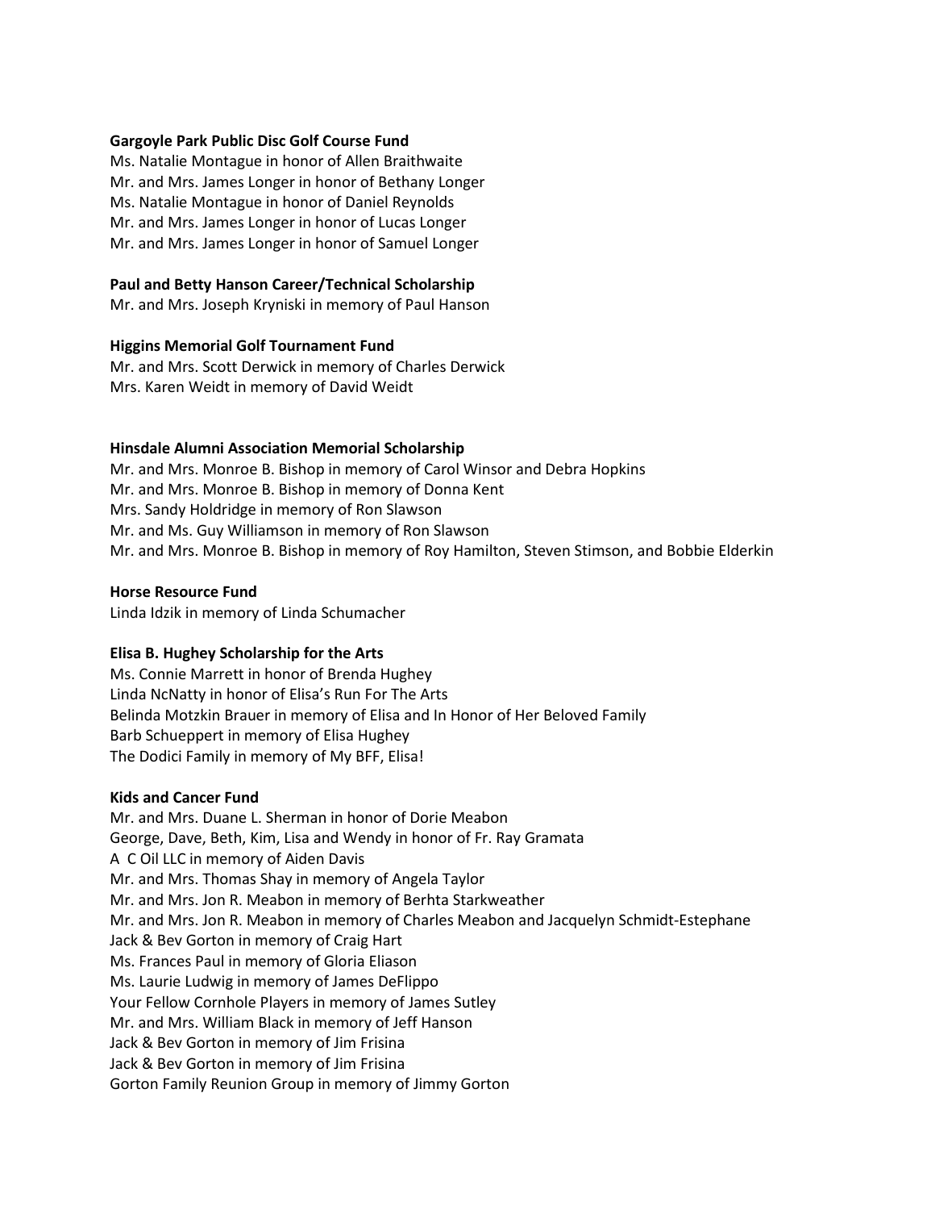**Gargoyle Park Public Disc Golf Course Fund**

Ms. Natalie Montague in honor of Allen Braithwaite
Mr. and Mrs. James Longer in honor of Bethany Longer
Ms. Natalie Montague in honor of Daniel Reynolds
Mr. and Mrs. James Longer in honor of Lucas Longer
Mr. and Mrs. James Longer in honor of Samuel Longer

**Paul and Betty Hanson Career/Technical Scholarship**

Mr. and Mrs. Joseph Kryniski in memory of Paul Hanson

**Higgins Memorial Golf Tournament Fund**

Mr. and Mrs. Scott Derwick in memory of Charles Derwick
Mrs. Karen Weidt in memory of David Weidt

**Hinsdale Alumni Association Memorial Scholarship**

Mr. and Mrs. Monroe B. Bishop in memory of Carol Winsor and Debra Hopkins
Mr. and Mrs. Monroe B. Bishop in memory of Donna Kent
Mrs. Sandy Holdridge in memory of Ron Slawson
Mr. and Ms. Guy Williamson in memory of Ron Slawson
Mr. and Mrs. Monroe B. Bishop in memory of Roy Hamilton, Steven Stimson, and Bobbie Elderkin

**Horse Resource Fund**

Linda Idzik in memory of Linda Schumacher

**Elisa B. Hughey Scholarship for the Arts**

Ms. Connie Marrett in honor of Brenda Hughey
Linda NcNatty in honor of Elisa's Run For The Arts
Belinda Motzkin Brauer in memory of Elisa and In Honor of Her Beloved Family
Barb Schueppert in memory of Elisa Hughey
The Dodici Family in memory of My BFF, Elisa!

**Kids and Cancer Fund**

Mr. and Mrs. Duane L. Sherman in honor of Dorie Meabon
George, Dave, Beth, Kim, Lisa and Wendy in honor of Fr. Ray Gramata
A C Oil LLC in memory of Aiden Davis
Mr. and Mrs. Thomas Shay in memory of Angela Taylor
Mr. and Mrs. Jon R. Meabon in memory of Berhta Starkweather
Mr. and Mrs. Jon R. Meabon in memory of Charles Meabon and Jacquelyn Schmidt-Estephane
Jack & Bev Gorton in memory of Craig Hart
Ms. Frances Paul in memory of Gloria Eliason
Ms. Laurie Ludwig in memory of James DeFlippo
Your Fellow Cornhole Players in memory of James Sutley
Mr. and Mrs. William Black in memory of Jeff Hanson
Jack & Bev Gorton in memory of Jim Frisina
Jack & Bev Gorton in memory of Jim Frisina
Gorton Family Reunion Group in memory of Jimmy Gorton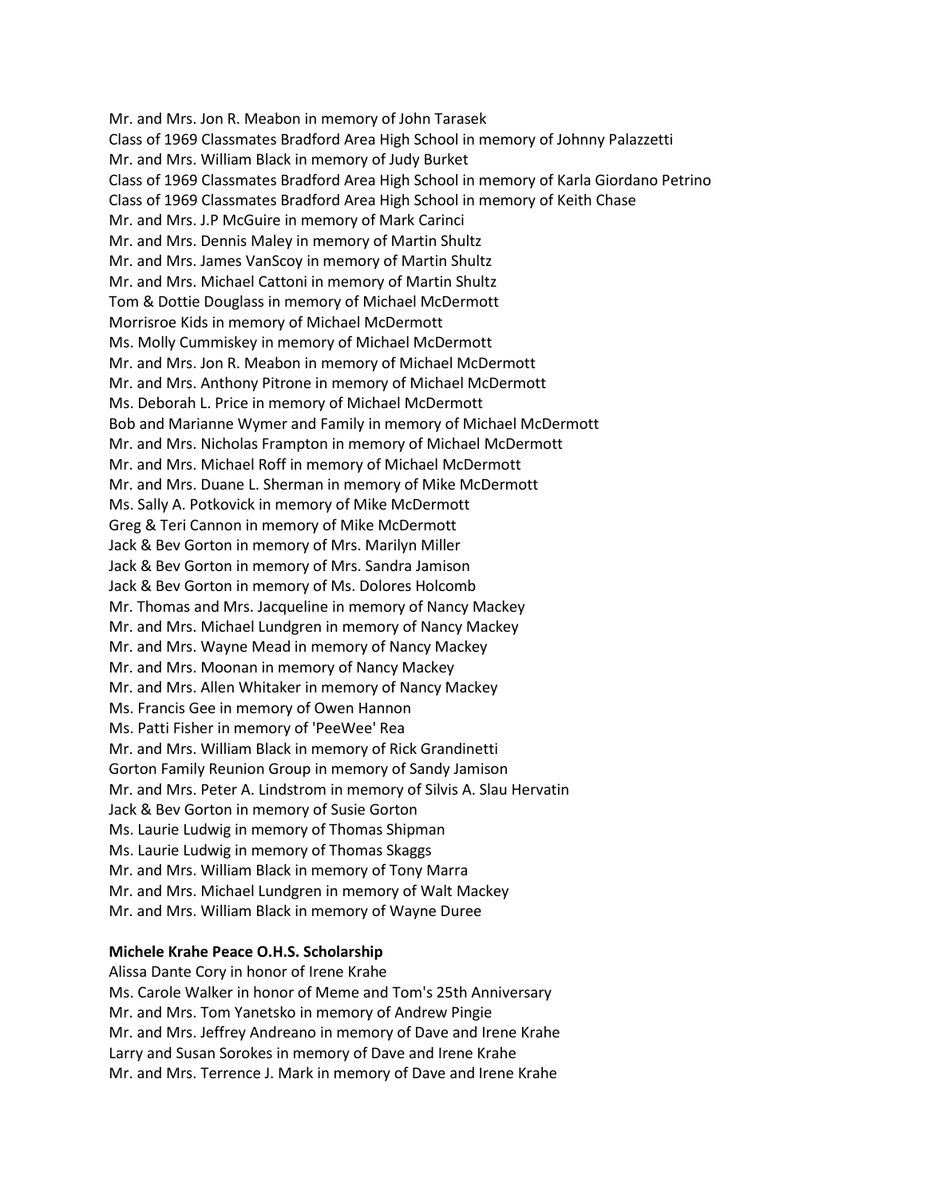Mr. and Mrs. Jon R. Meabon in memory of John Tarasek
Class of 1969 Classmates Bradford Area High School in memory of Johnny Palazzetti
Mr. and Mrs. William Black in memory of Judy Burket
Class of 1969 Classmates Bradford Area High School in memory of Karla Giordano Petrino
Class of 1969 Classmates Bradford Area High School in memory of Keith Chase
Mr. and Mrs. J.P McGuire in memory of Mark Carinci
Mr. and Mrs. Dennis Maley in memory of Martin Shultz
Mr. and Mrs. James VanScoy in memory of Martin Shultz
Mr. and Mrs. Michael Cattoni in memory of Martin Shultz
Tom & Dottie Douglass in memory of Michael McDermott
Morrisroe Kids in memory of Michael McDermott
Ms. Molly Cummiskey in memory of Michael McDermott
Mr. and Mrs. Jon R. Meabon in memory of Michael McDermott
Mr. and Mrs. Anthony Pitrone in memory of Michael McDermott
Ms. Deborah L. Price in memory of Michael McDermott
Bob and Marianne Wymer and Family in memory of Michael McDermott
Mr. and Mrs. Nicholas Frampton in memory of Michael McDermott
Mr. and Mrs. Michael Roff in memory of Michael McDermott
Mr. and Mrs. Duane L. Sherman in memory of Mike McDermott
Ms. Sally A. Potkovick in memory of Mike McDermott
Greg & Teri Cannon in memory of Mike McDermott
Jack & Bev Gorton in memory of Mrs. Marilyn Miller
Jack & Bev Gorton in memory of Mrs. Sandra Jamison
Jack & Bev Gorton in memory of Ms. Dolores Holcomb
Mr. Thomas and Mrs. Jacqueline in memory of Nancy Mackey
Mr. and Mrs. Michael Lundgren in memory of Nancy Mackey
Mr. and Mrs. Wayne Mead in memory of Nancy Mackey
Mr. and Mrs. Moonan in memory of Nancy Mackey
Mr. and Mrs. Allen Whitaker in memory of Nancy Mackey
Ms. Francis Gee in memory of Owen Hannon
Ms. Patti Fisher in memory of 'PeeWee' Rea
Mr. and Mrs. William Black in memory of Rick Grandinetti
Gorton Family Reunion Group in memory of Sandy Jamison
Mr. and Mrs. Peter A. Lindstrom in memory of Silvis A. Slau Hervatin
Jack & Bev Gorton in memory of Susie Gorton
Ms. Laurie Ludwig in memory of Thomas Shipman
Ms. Laurie Ludwig in memory of Thomas Skaggs
Mr. and Mrs. William Black in memory of Tony Marra
Mr. and Mrs. Michael Lundgren in memory of Walt Mackey
Mr. and Mrs. William Black in memory of Wayne Duree

**Michele Krahe Peace O.H.S. Scholarship**
Alissa Dante Cory in honor of Irene Krahe
Ms. Carole Walker in honor of Meme and Tom's 25th Anniversary
Mr. and Mrs. Tom Yanetsko in memory of Andrew Pingie
Mr. and Mrs. Jeffrey Andreano in memory of Dave and Irene Krahe
Larry and Susan Sorokes in memory of Dave and Irene Krahe
Mr. and Mrs. Terrence J. Mark in memory of Dave and Irene Krahe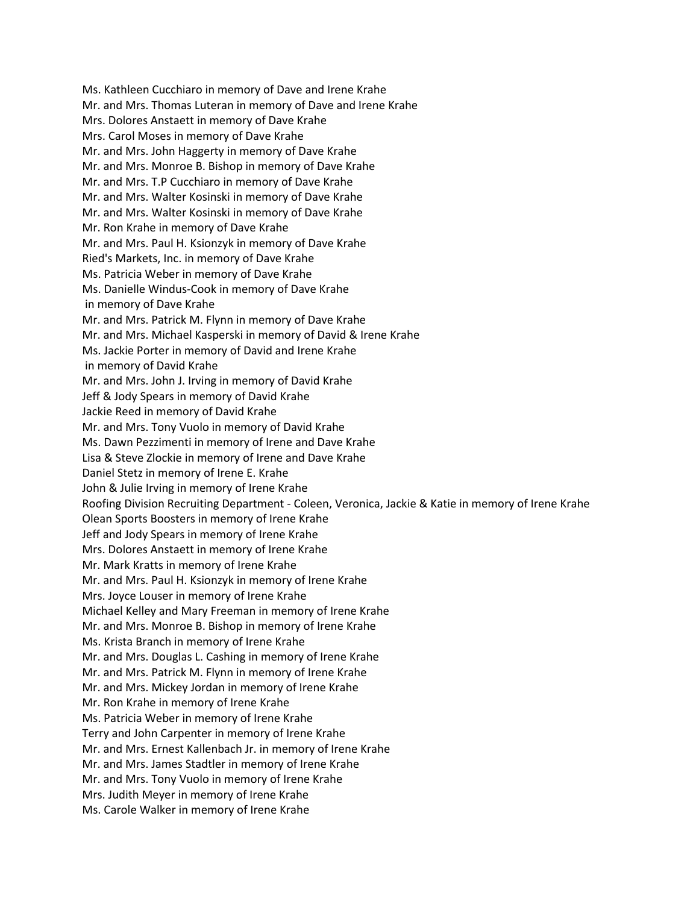Ms. Kathleen Cucchiaro in memory of Dave and Irene Krahe
Mr. and Mrs. Thomas Luteran in memory of Dave and Irene Krahe
Mrs. Dolores Anstaett in memory of Dave Krahe
Mrs. Carol Moses in memory of Dave Krahe
Mr. and Mrs. John Haggerty in memory of Dave Krahe
Mr. and Mrs. Monroe B. Bishop in memory of Dave Krahe
Mr. and Mrs. T.P Cucchiaro in memory of Dave Krahe
Mr. and Mrs. Walter Kosinski in memory of Dave Krahe
Mr. and Mrs. Walter Kosinski in memory of Dave Krahe
Mr. Ron Krahe in memory of Dave Krahe
Mr. and Mrs. Paul H. Ksionzyk in memory of Dave Krahe
Ried's Markets, Inc. in memory of Dave Krahe
Ms. Patricia Weber in memory of Dave Krahe
Ms. Danielle Windus-Cook in memory of Dave Krahe
in memory of Dave Krahe
Mr. and Mrs. Patrick M. Flynn in memory of Dave Krahe
Mr. and Mrs. Michael Kasperski in memory of David & Irene Krahe
Ms. Jackie Porter in memory of David and Irene Krahe
in memory of David Krahe
Mr. and Mrs. John J. Irving in memory of David Krahe
Jeff & Jody Spears in memory of David Krahe
Jackie Reed in memory of David Krahe
Mr. and Mrs. Tony Vuolo in memory of David Krahe
Ms. Dawn Pezzimenti in memory of Irene and Dave Krahe
Lisa & Steve Zlockie in memory of Irene and Dave Krahe
Daniel Stetz in memory of Irene E. Krahe
John & Julie Irving in memory of Irene Krahe
Roofing Division Recruiting Department - Coleen, Veronica, Jackie & Katie in memory of Irene Krahe
Olean Sports Boosters in memory of Irene Krahe
Jeff and Jody Spears in memory of Irene Krahe
Mrs. Dolores Anstaett in memory of Irene Krahe
Mr. Mark Kratts in memory of Irene Krahe
Mr. and Mrs. Paul H. Ksionzyk in memory of Irene Krahe
Mrs. Joyce Louser in memory of Irene Krahe
Michael Kelley and Mary Freeman in memory of Irene Krahe
Mr. and Mrs. Monroe B. Bishop in memory of Irene Krahe
Ms. Krista Branch in memory of Irene Krahe
Mr. and Mrs. Douglas L. Cashing in memory of Irene Krahe
Mr. and Mrs. Patrick M. Flynn in memory of Irene Krahe
Mr. and Mrs. Mickey Jordan in memory of Irene Krahe
Mr. Ron Krahe in memory of Irene Krahe
Ms. Patricia Weber in memory of Irene Krahe
Terry and John Carpenter in memory of Irene Krahe
Mr. and Mrs. Ernest Kallenbach Jr. in memory of Irene Krahe
Mr. and Mrs. James Stadtler in memory of Irene Krahe
Mr. and Mrs. Tony Vuolo in memory of Irene Krahe
Mrs. Judith Meyer in memory of Irene Krahe
Ms. Carole Walker in memory of Irene Krahe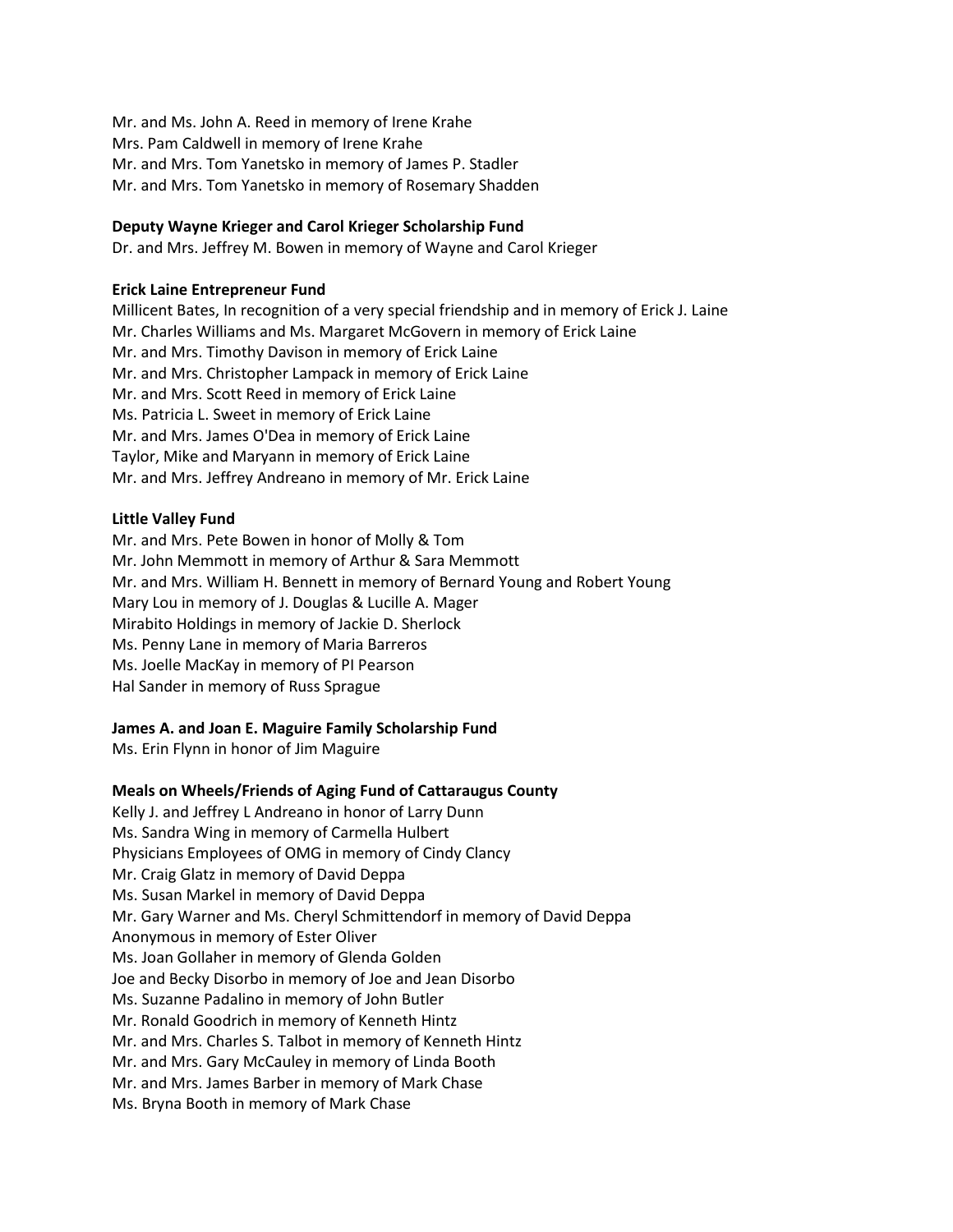Mr. and Ms. John A. Reed in memory of Irene Krahe
Mrs. Pam Caldwell in memory of Irene Krahe
Mr. and Mrs. Tom Yanetsko in memory of James P. Stadler
Mr. and Mrs. Tom Yanetsko in memory of Rosemary Shadden

**Deputy Wayne Krieger and Carol Krieger Scholarship Fund**
Dr. and Mrs. Jeffrey M. Bowen in memory of Wayne and Carol Krieger

**Erick Laine Entrepreneur Fund**
Millicent Bates, In recognition of a very special friendship and in memory of Erick J. Laine
Mr. Charles Williams and Ms. Margaret McGovern in memory of Erick Laine
Mr. and Mrs. Timothy Davison in memory of Erick Laine
Mr. and Mrs. Christopher Lampack in memory of Erick Laine
Mr. and Mrs. Scott Reed in memory of Erick Laine
Ms. Patricia L. Sweet in memory of Erick Laine
Mr. and Mrs. James O'Dea in memory of Erick Laine
Taylor, Mike and Maryann in memory of Erick Laine
Mr. and Mrs. Jeffrey Andreano in memory of Mr. Erick Laine

**Little Valley Fund**
Mr. and Mrs. Pete Bowen in honor of Molly & Tom
Mr. John Memmott in memory of Arthur & Sara Memmott
Mr. and Mrs. William H. Bennett in memory of Bernard Young and Robert Young
Mary Lou in memory of J. Douglas & Lucille A. Mager
Mirabito Holdings in memory of Jackie D. Sherlock
Ms. Penny Lane in memory of Maria Barreros
Ms. Joelle MacKay in memory of PI Pearson
Hal Sander in memory of Russ Sprague

**James A. and Joan E. Maguire Family Scholarship Fund**
Ms. Erin Flynn in honor of Jim Maguire

**Meals on Wheels/Friends of Aging Fund of Cattaraugus County**
Kelly J. and Jeffrey L Andreano in honor of Larry Dunn
Ms. Sandra Wing in memory of Carmella Hulbert
Physicians Employees of OMG in memory of Cindy Clancy
Mr. Craig Glatz in memory of David Deppa
Ms. Susan Markel in memory of David Deppa
Mr. Gary Warner and Ms. Cheryl Schmittendorf in memory of David Deppa
Anonymous in memory of Ester Oliver
Ms. Joan Gollaher in memory of Glenda Golden
Joe and Becky Disorbo in memory of Joe and Jean Disorbo
Ms. Suzanne Padalino in memory of John Butler
Mr. Ronald Goodrich in memory of Kenneth Hintz
Mr. and Mrs. Charles S. Talbot in memory of Kenneth Hintz
Mr. and Mrs. Gary McCauley in memory of Linda Booth
Mr. and Mrs. James Barber in memory of Mark Chase
Ms. Bryna Booth in memory of Mark Chase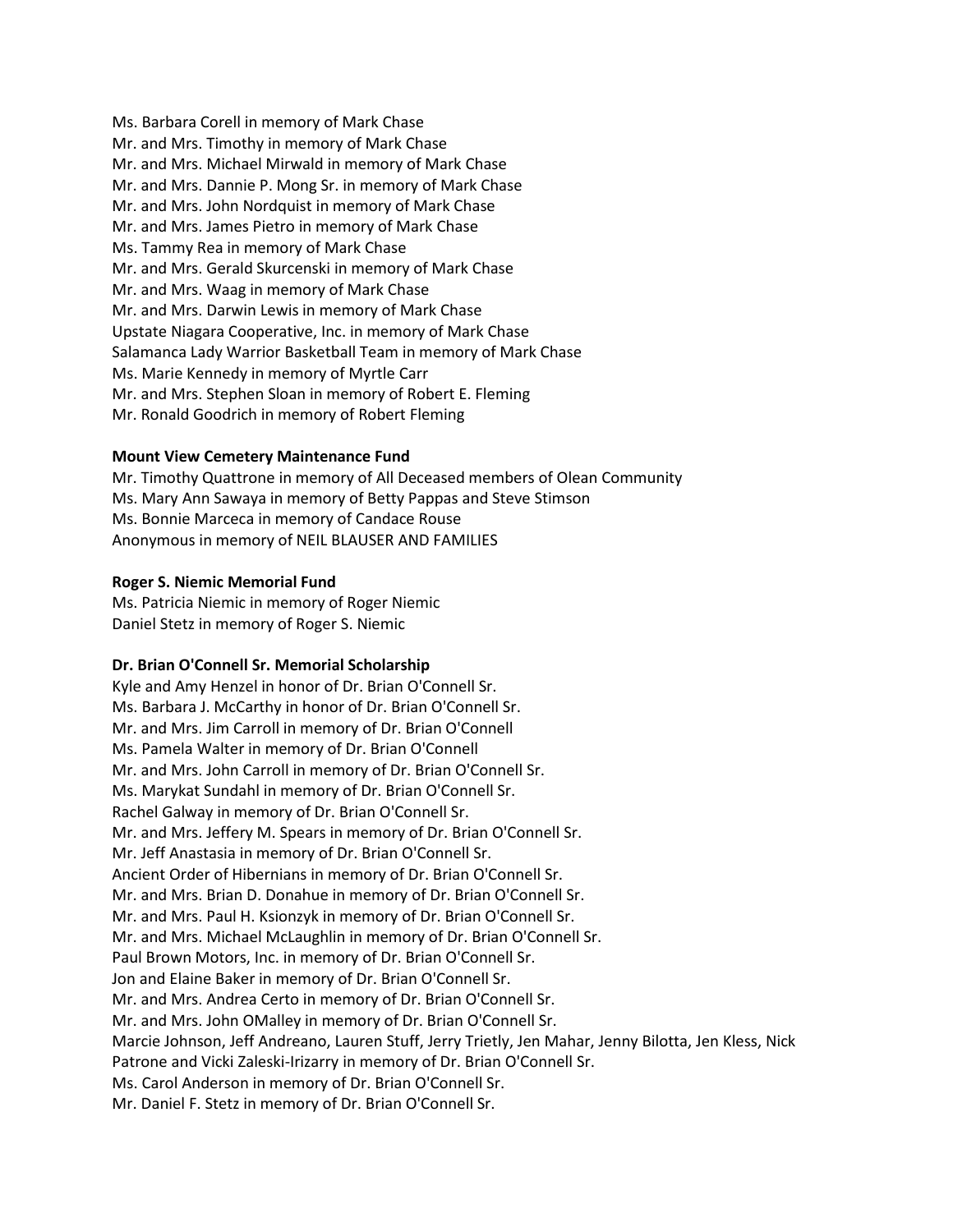Ms. Barbara Corell in memory of Mark Chase
Mr. and Mrs. Timothy in memory of Mark Chase
Mr. and Mrs. Michael Mirwald in memory of Mark Chase
Mr. and Mrs. Dannie P. Mong Sr. in memory of Mark Chase
Mr. and Mrs. John Nordquist in memory of Mark Chase
Mr. and Mrs. James Pietro in memory of Mark Chase
Ms. Tammy Rea in memory of Mark Chase
Mr. and Mrs. Gerald Skurcenski in memory of Mark Chase
Mr. and Mrs. Waag in memory of Mark Chase
Mr. and Mrs. Darwin Lewis in memory of Mark Chase
Upstate Niagara Cooperative, Inc. in memory of Mark Chase
Salamanca Lady Warrior Basketball Team in memory of Mark Chase
Ms. Marie Kennedy in memory of Myrtle Carr
Mr. and Mrs. Stephen Sloan in memory of Robert E. Fleming
Mr. Ronald Goodrich in memory of Robert Fleming

**Mount View Cemetery Maintenance Fund**

Mr. Timothy Quattrone in memory of All Deceased members of Olean Community
Ms. Mary Ann Sawaya in memory of Betty Pappas and Steve Stimson
Ms. Bonnie Marceca in memory of Candace Rouse
Anonymous in memory of NEIL BLAUSER AND FAMILIES

**Roger S. Niemic Memorial Fund**

Ms. Patricia Niemic in memory of Roger Niemic
Daniel Stetz in memory of Roger S. Niemic

**Dr. Brian O'Connell Sr. Memorial Scholarship**

Kyle and Amy Henzel in honor of Dr. Brian O'Connell Sr.
Ms. Barbara J. McCarthy in honor of Dr. Brian O'Connell Sr.
Mr. and Mrs. Jim Carroll in memory of Dr. Brian O'Connell
Ms. Pamela Walter in memory of Dr. Brian O'Connell
Mr. and Mrs. John Carroll in memory of Dr. Brian O'Connell Sr.
Ms. Marykat Sundahl in memory of Dr. Brian O'Connell Sr.
Rachel Galway in memory of Dr. Brian O'Connell Sr.
Mr. and Mrs. Jeffery M. Spears in memory of Dr. Brian O'Connell Sr.
Mr. Jeff Anastasia in memory of Dr. Brian O'Connell Sr.
Ancient Order of Hibernians in memory of Dr. Brian O'Connell Sr.
Mr. and Mrs. Brian D. Donahue in memory of Dr. Brian O'Connell Sr.
Mr. and Mrs. Paul H. Ksionzyk in memory of Dr. Brian O'Connell Sr.
Mr. and Mrs. Michael McLaughlin in memory of Dr. Brian O'Connell Sr.
Paul Brown Motors, Inc. in memory of Dr. Brian O'Connell Sr.
Jon and Elaine Baker in memory of Dr. Brian O'Connell Sr.
Mr. and Mrs. Andrea Certo in memory of Dr. Brian O'Connell Sr.
Mr. and Mrs. John OMalley in memory of Dr. Brian O'Connell Sr.
Marcie Johnson, Jeff Andreano, Lauren Stuff, Jerry Trietly, Jen Mahar, Jenny Bilotta, Jen Kless, Nick Patrone and Vicki Zaleski-Irizarry in memory of Dr. Brian O'Connell Sr.
Ms. Carol Anderson in memory of Dr. Brian O'Connell Sr.
Mr. Daniel F. Stetz in memory of Dr. Brian O'Connell Sr.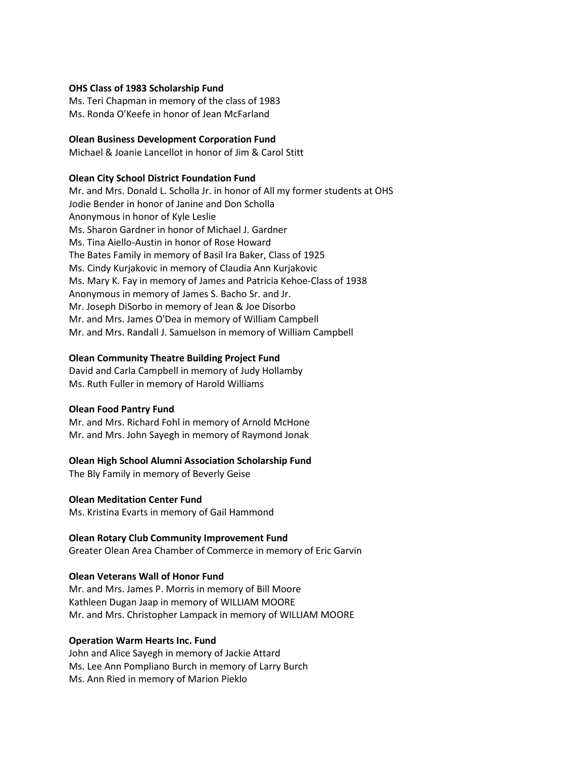**OHS Class of 1983 Scholarship Fund**
Ms. Teri Chapman in memory of the class of 1983
Ms. Ronda O'Keefe in honor of Jean McFarland

**Olean Business Development Corporation Fund**
Michael & Joanie Lancellot in honor of Jim & Carol Stitt

**Olean City School District Foundation Fund**
Mr. and Mrs. Donald L. Scholla Jr. in honor of All my former students at OHS
Jodie Bender in honor of Janine and Don Scholla
Anonymous in honor of Kyle Leslie
Ms. Sharon Gardner in honor of Michael J. Gardner
Ms. Tina Aiello-Austin in honor of Rose Howard
The Bates Family in memory of Basil Ira Baker, Class of 1925
Ms. Cindy Kurjakovic in memory of Claudia Ann Kurjakovic
Ms. Mary K. Fay in memory of James and Patricia Kehoe-Class of 1938
Anonymous in memory of James S. Bacho Sr. and Jr.
Mr. Joseph DiSorbo in memory of Jean & Joe Disorbo
Mr. and Mrs. James O'Dea in memory of William Campbell
Mr. and Mrs. Randall J. Samuelson in memory of William Campbell

**Olean Community Theatre Building Project Fund**
David and Carla Campbell in memory of Judy Hollamby
Ms. Ruth Fuller in memory of Harold Williams

**Olean Food Pantry Fund**
Mr. and Mrs. Richard Fohl in memory of Arnold McHone
Mr. and Mrs. John Sayegh in memory of Raymond Jonak

**Olean High School Alumni Association Scholarship Fund**
The Bly Family in memory of Beverly Geise

**Olean Meditation Center Fund**
Ms. Kristina Evarts in memory of Gail Hammond

**Olean Rotary Club Community Improvement Fund**
Greater Olean Area Chamber of Commerce in memory of Eric Garvin

**Olean Veterans Wall of Honor Fund**
Mr. and Mrs. James P. Morris in memory of Bill Moore
Kathleen Dugan Jaap in memory of WILLIAM MOORE
Mr. and Mrs. Christopher Lampack in memory of WILLIAM MOORE

**Operation Warm Hearts Inc. Fund**
John and Alice Sayegh in memory of Jackie Attard
Ms. Lee Ann Pompliano Burch in memory of Larry Burch
Ms. Ann Ried in memory of Marion Pieklo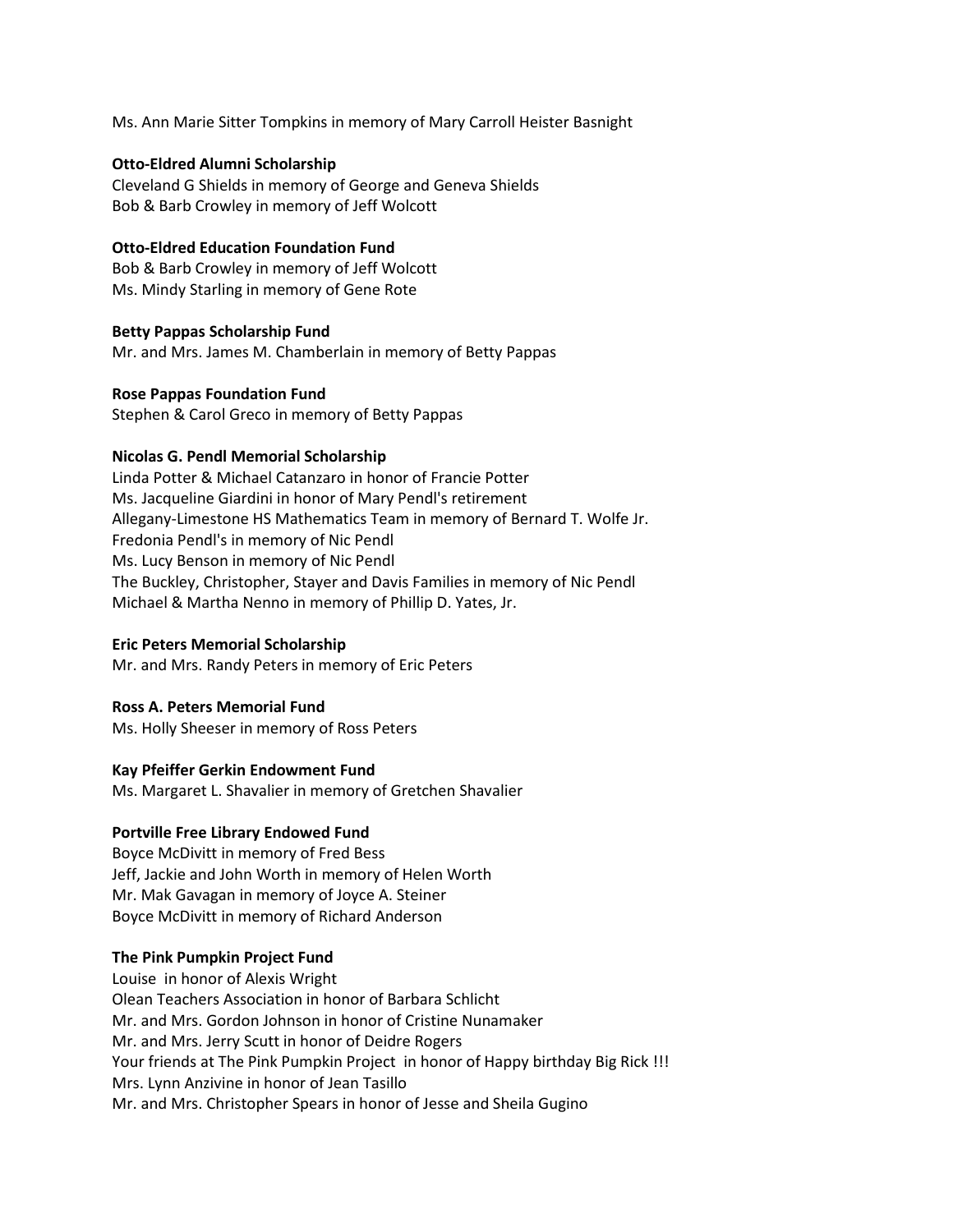Ms. Ann Marie Sitter Tompkins in memory of Mary Carroll Heister Basnight

**Otto-Eldred Alumni Scholarship**
Cleveland G Shields in memory of George and Geneva Shields
Bob & Barb Crowley in memory of Jeff Wolcott

**Otto-Eldred Education Foundation Fund**
Bob & Barb Crowley in memory of Jeff Wolcott
Ms. Mindy Starling in memory of Gene Rote

**Betty Pappas Scholarship Fund**
Mr. and Mrs. James M. Chamberlain in memory of Betty Pappas

**Rose Pappas Foundation Fund**
Stephen & Carol Greco in memory of Betty Pappas

**Nicolas G. Pendl Memorial Scholarship**
Linda Potter & Michael Catanzaro in honor of Francie Potter
Ms. Jacqueline Giardini in honor of Mary Pendl's retirement
Allegany-Limestone HS Mathematics Team in memory of Bernard T. Wolfe Jr.
Fredonia Pendl's in memory of Nic Pendl
Ms. Lucy Benson in memory of Nic Pendl
The Buckley, Christopher, Stayer and Davis Families in memory of Nic Pendl
Michael & Martha Nenno in memory of Phillip D. Yates, Jr.

**Eric Peters Memorial Scholarship**
Mr. and Mrs. Randy Peters in memory of Eric Peters

**Ross A. Peters Memorial Fund**
Ms. Holly Sheeser in memory of Ross Peters

**Kay Pfeiffer Gerkin Endowment Fund**
Ms. Margaret L. Shavalier in memory of Gretchen Shavalier

**Portville Free Library Endowed Fund**
Boyce McDivitt in memory of Fred Bess
Jeff, Jackie and John Worth in memory of Helen Worth
Mr. Mak Gavagan in memory of Joyce A. Steiner
Boyce McDivitt in memory of Richard Anderson

**The Pink Pumpkin Project Fund**
Louise in honor of Alexis Wright
Olean Teachers Association in honor of Barbara Schlicht
Mr. and Mrs. Gordon Johnson in honor of Cristine Nunamaker
Mr. and Mrs. Jerry Scutt in honor of Deidre Rogers
Your friends at The Pink Pumpkin Project in honor of Happy birthday Big Rick !!!
Mrs. Lynn Anzivine in honor of Jean Tasillo
Mr. and Mrs. Christopher Spears in honor of Jesse and Sheila Gugino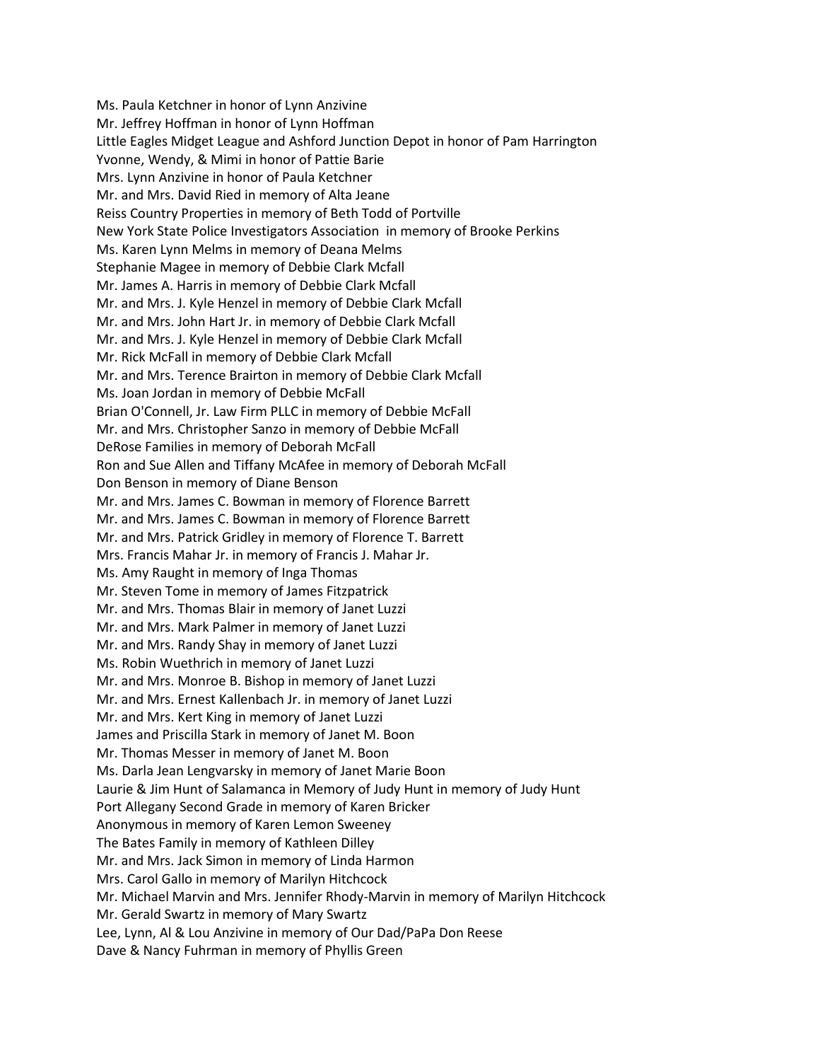Ms. Paula Ketchner in honor of Lynn Anzivine
Mr. Jeffrey Hoffman in honor of Lynn Hoffman
Little Eagles Midget League and Ashford Junction Depot in honor of Pam Harrington
Yvonne, Wendy, & Mimi in honor of Pattie Barie
Mrs. Lynn Anzivine in honor of Paula Ketchner
Mr. and Mrs. David Ried in memory of Alta Jeane
Reiss Country Properties in memory of Beth Todd of Portville
New York State Police Investigators Association in memory of Brooke Perkins
Ms. Karen Lynn Melms in memory of Deana Melms
Stephanie Magee in memory of Debbie Clark Mcfall
Mr. James A. Harris in memory of Debbie Clark Mcfall
Mr. and Mrs. J. Kyle Henzel in memory of Debbie Clark Mcfall
Mr. and Mrs. John Hart Jr. in memory of Debbie Clark Mcfall
Mr. and Mrs. J. Kyle Henzel in memory of Debbie Clark Mcfall
Mr. Rick McFall in memory of Debbie Clark Mcfall
Mr. and Mrs. Terence Brairton in memory of Debbie Clark Mcfall
Ms. Joan Jordan in memory of Debbie McFall
Brian O'Connell, Jr. Law Firm PLLC in memory of Debbie McFall
Mr. and Mrs. Christopher Sanzo in memory of Debbie McFall
DeRose Families in memory of Deborah McFall
Ron and Sue Allen and Tiffany McAfee in memory of Deborah McFall
Don Benson in memory of Diane Benson
Mr. and Mrs. James C. Bowman in memory of Florence Barrett
Mr. and Mrs. James C. Bowman in memory of Florence Barrett
Mr. and Mrs. Patrick Gridley in memory of Florence T. Barrett
Mrs. Francis Mahar Jr. in memory of Francis J. Mahar Jr.
Ms. Amy Raught in memory of Inga Thomas
Mr. Steven Tome in memory of James Fitzpatrick
Mr. and Mrs. Thomas Blair in memory of Janet Luzzi
Mr. and Mrs. Mark Palmer in memory of Janet Luzzi
Mr. and Mrs. Randy Shay in memory of Janet Luzzi
Ms. Robin Wuethrich in memory of Janet Luzzi
Mr. and Mrs. Monroe B. Bishop in memory of Janet Luzzi
Mr. and Mrs. Ernest Kallenbach Jr. in memory of Janet Luzzi
Mr. and Mrs. Kert King in memory of Janet Luzzi
James and Priscilla Stark in memory of Janet M. Boon
Mr. Thomas Messer in memory of Janet M. Boon
Ms. Darla Jean Lengvarsky in memory of Janet Marie Boon
Laurie & Jim Hunt of Salamanca in Memory of Judy Hunt in memory of Judy Hunt
Port Allegany Second Grade in memory of Karen Bricker
Anonymous in memory of Karen Lemon Sweeney
The Bates Family in memory of Kathleen Dilley
Mr. and Mrs. Jack Simon in memory of Linda Harmon
Mrs. Carol Gallo in memory of Marilyn Hitchcock
Mr. Michael Marvin and Mrs. Jennifer Rhody-Marvin in memory of Marilyn Hitchcock
Mr. Gerald Swartz in memory of Mary Swartz
Lee, Lynn, Al & Lou Anzivine in memory of Our Dad/PaPa Don Reese
Dave & Nancy Fuhrman in memory of Phyllis Green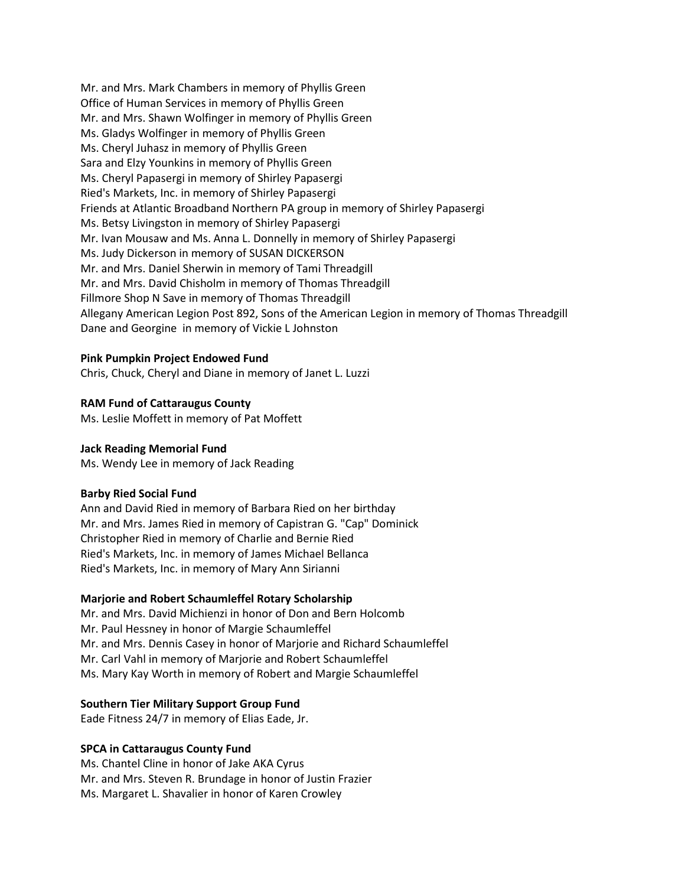Mr. and Mrs. Mark Chambers in memory of Phyllis Green
Office of Human Services in memory of Phyllis Green
Mr. and Mrs. Shawn Wolfinger in memory of Phyllis Green
Ms. Gladys Wolfinger in memory of Phyllis Green
Ms. Cheryl Juhasz in memory of Phyllis Green
Sara and Elzy Younkins in memory of Phyllis Green
Ms. Cheryl Papasergi in memory of Shirley Papasergi
Ried's Markets, Inc. in memory of Shirley Papasergi
Friends at Atlantic Broadband Northern PA group in memory of Shirley Papasergi
Ms. Betsy Livingston in memory of Shirley Papasergi
Mr. Ivan Mousaw and Ms. Anna L. Donnelly in memory of Shirley Papasergi
Ms. Judy Dickerson in memory of SUSAN DICKERSON
Mr. and Mrs. Daniel Sherwin in memory of Tami Threadgill
Mr. and Mrs. David Chisholm in memory of Thomas Threadgill
Fillmore Shop N Save in memory of Thomas Threadgill
Allegany American Legion Post 892, Sons of the American Legion in memory of Thomas Threadgill
Dane and Georgine in memory of Vickie L Johnston

**Pink Pumpkin Project Endowed Fund**
Chris, Chuck, Cheryl and Diane in memory of Janet L. Luzzi

**RAM Fund of Cattaraugus County**
Ms. Leslie Moffett in memory of Pat Moffett

**Jack Reading Memorial Fund**
Ms. Wendy Lee in memory of Jack Reading

**Barby Ried Social Fund**
Ann and David Ried in memory of Barbara Ried on her birthday
Mr. and Mrs. James Ried in memory of Capistran G. "Cap" Dominick
Christopher Ried in memory of Charlie and Bernie Ried
Ried's Markets, Inc. in memory of James Michael Bellanca
Ried's Markets, Inc. in memory of Mary Ann Sirianni

**Marjorie and Robert Schaumleffel Rotary Scholarship**
Mr. and Mrs. David Michienzi in honor of Don and Bern Holcomb
Mr. Paul Hessney in honor of Margie Schaumleffel
Mr. and Mrs. Dennis Casey in honor of Marjorie and Richard Schaumleffel
Mr. Carl Vahl in memory of Marjorie and Robert Schaumleffel
Ms. Mary Kay Worth in memory of Robert and Margie Schaumleffel

**Southern Tier Military Support Group Fund**
Eade Fitness 24/7 in memory of Elias Eade, Jr.

**SPCA in Cattaraugus County Fund**
Ms. Chantel Cline in honor of Jake AKA Cyrus
Mr. and Mrs. Steven R. Brundage in honor of Justin Frazier
Ms. Margaret L. Shavalier in honor of Karen Crowley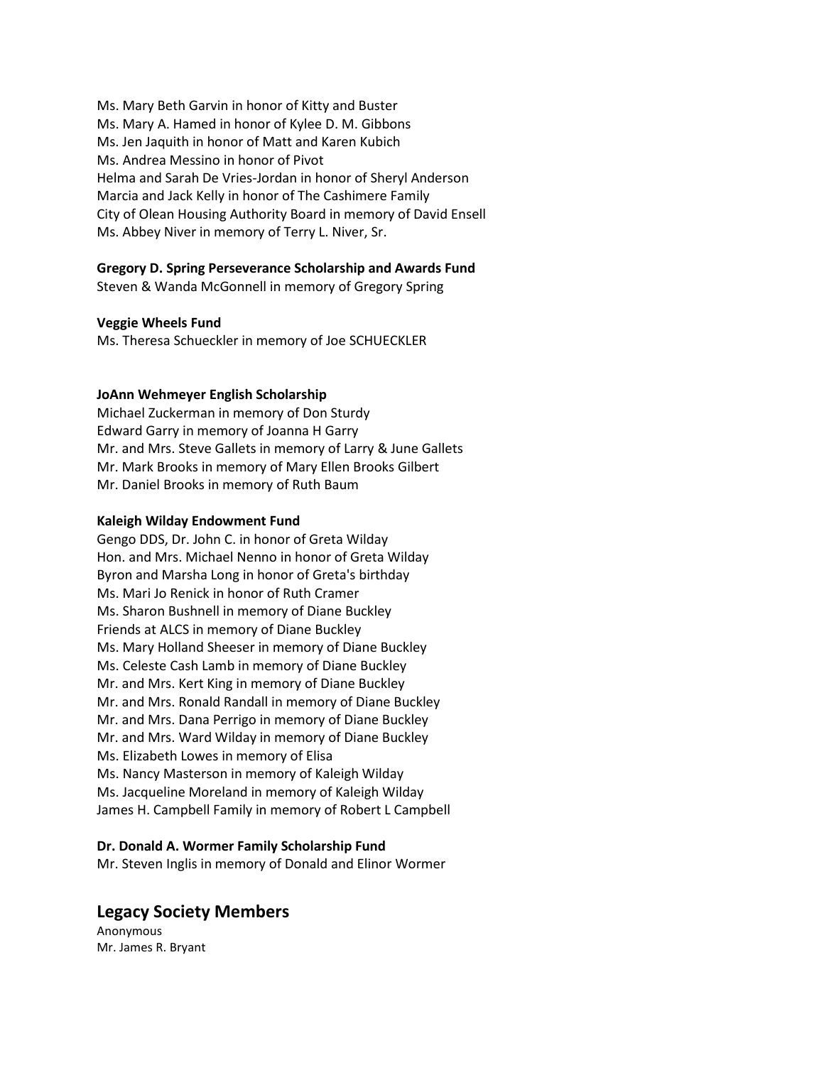Ms. Mary Beth Garvin in honor of Kitty and Buster
Ms. Mary A. Hamed in honor of Kylee D. M. Gibbons
Ms. Jen Jaquith in honor of Matt and Karen Kubich
Ms. Andrea Messino in honor of Pivot
Helma and Sarah De Vries-Jordan in honor of Sheryl Anderson
Marcia and Jack Kelly in honor of The Cashimere Family
City of Olean Housing Authority Board in memory of David Ensell
Ms. Abbey Niver in memory of Terry L. Niver, Sr.

**Gregory D. Spring Perseverance Scholarship and Awards Fund**
Steven & Wanda McGonnell in memory of Gregory Spring

**Veggie Wheels Fund**
Ms. Theresa Schueckler in memory of Joe SCHUECKLER

**JoAnn Wehmeyer English Scholarship**
Michael Zuckerman in memory of Don Sturdy
Edward Garry in memory of Joanna H Garry
Mr. and Mrs. Steve Gallets in memory of Larry & June Gallets
Mr. Mark Brooks in memory of Mary Ellen Brooks Gilbert
Mr. Daniel Brooks in memory of Ruth Baum

**Kaleigh Wilday Endowment Fund**
Gengo DDS, Dr. John C. in honor of Greta Wilday
Hon. and Mrs. Michael Nenno in honor of Greta Wilday
Byron and Marsha Long in honor of Greta's birthday
Ms. Mari Jo Renick in honor of Ruth Cramer
Ms. Sharon Bushnell in memory of Diane Buckley
Friends at ALCS in memory of Diane Buckley
Ms. Mary Holland Sheeser in memory of Diane Buckley
Ms. Celeste Cash Lamb in memory of Diane Buckley
Mr. and Mrs. Kert King in memory of Diane Buckley
Mr. and Mrs. Ronald Randall in memory of Diane Buckley
Mr. and Mrs. Dana Perrigo in memory of Diane Buckley
Mr. and Mrs. Ward Wilday in memory of Diane Buckley
Ms. Elizabeth Lowes in memory of Elisa
Ms. Nancy Masterson in memory of Kaleigh Wilday
Ms. Jacqueline Moreland in memory of Kaleigh Wilday
James H. Campbell Family in memory of Robert L Campbell

**Dr. Donald A. Wormer Family Scholarship Fund**
Mr. Steven Inglis in memory of Donald and Elinor Wormer

## Legacy Society Members

Anonymous
Mr. James R. Bryant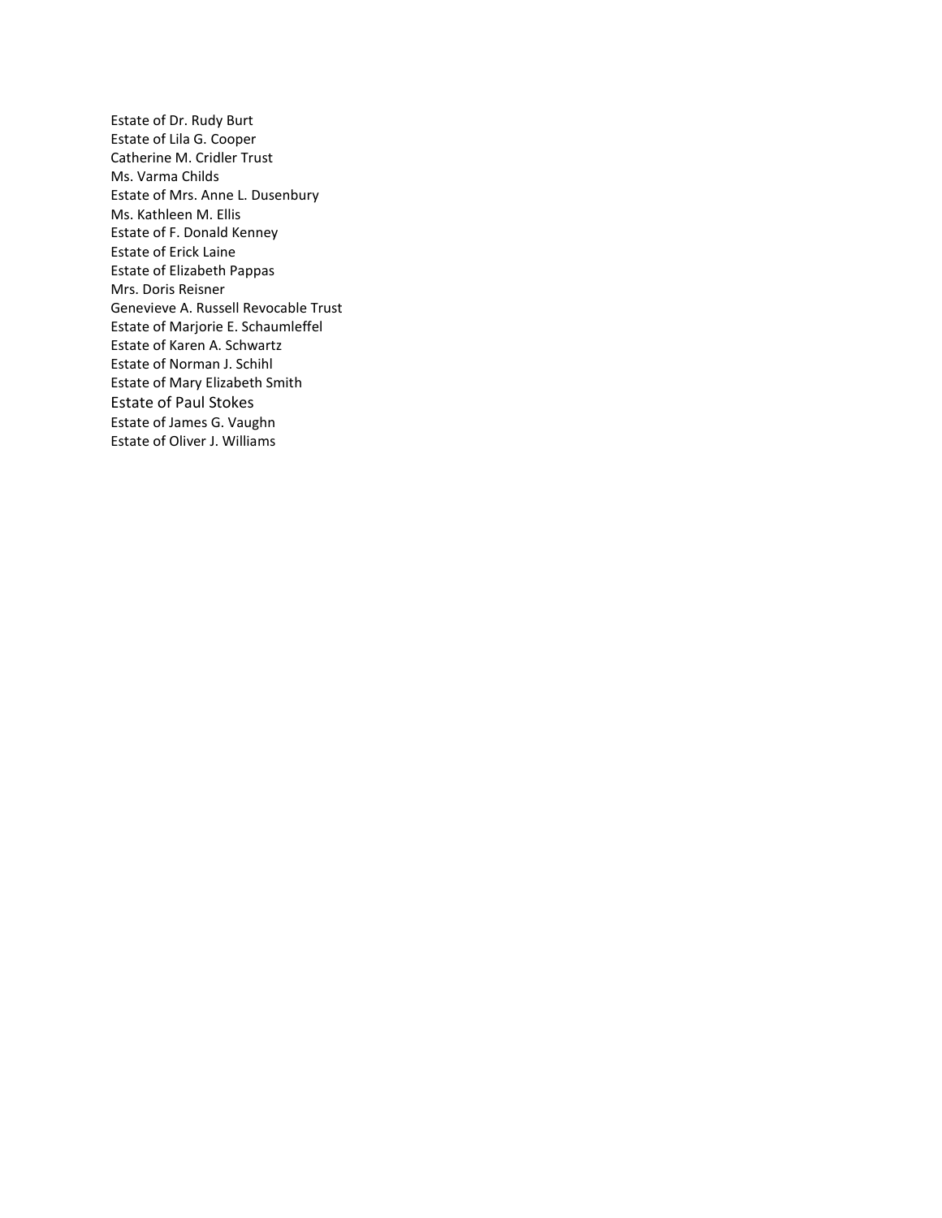Estate of Dr. Rudy Burt
Estate of Lila G. Cooper
Catherine M. Cridler Trust
Ms. Varma Childs
Estate of Mrs. Anne L. Dusenbury
Ms. Kathleen M. Ellis
Estate of F. Donald Kenney
Estate of Erick Laine
Estate of Elizabeth Pappas
Mrs. Doris Reisner
Genevieve A. Russell Revocable Trust
Estate of Marjorie E. Schaumleffel
Estate of Karen A. Schwartz
Estate of Norman J. Schihl
Estate of Mary Elizabeth Smith
Estate of Paul Stokes
Estate of James G. Vaughn
Estate of Oliver J. Williams